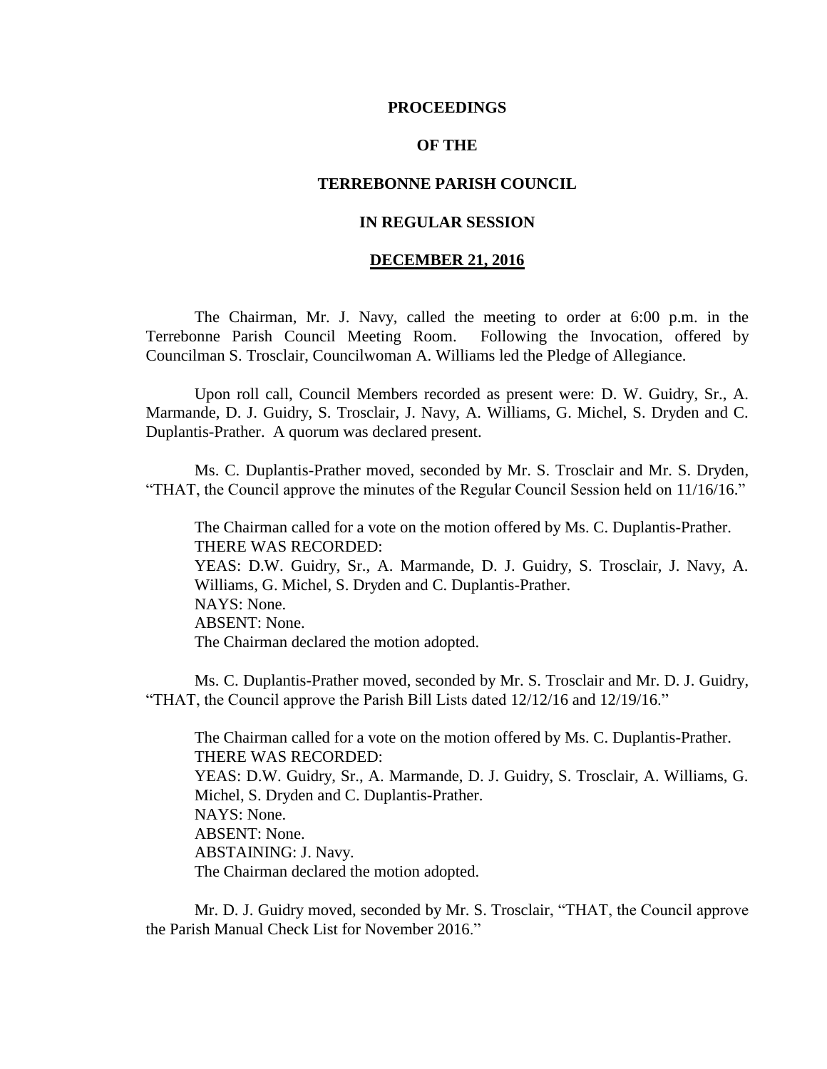**PROCEEDINGS**

**OF THE**

**TERREBONNE PARISH COUNCIL**

**IN REGULAR SESSION**

**DECEMBER 21, 2016**

The Chairman, Mr. J. Navy, called the meeting to order at 6:00 p.m. in the Terrebonne Parish Council Meeting Room. Following the Invocation, offered by Councilman S. Trosclair, Councilwoman A. Williams led the Pledge of Allegiance.

Upon roll call, Council Members recorded as present were: D. W. Guidry, Sr., A. Marmande, D. J. Guidry, S. Trosclair, J. Navy, A. Williams, G. Michel, S. Dryden and C. Duplantis-Prather. A quorum was declared present.

Ms. C. Duplantis-Prather moved, seconded by Mr. S. Trosclair and Mr. S. Dryden, "THAT, the Council approve the minutes of the Regular Council Session held on 11/16/16."

The Chairman called for a vote on the motion offered by Ms. C. Duplantis-Prather.
THERE WAS RECORDED:
YEAS: D.W. Guidry, Sr., A. Marmande, D. J. Guidry, S. Trosclair, J. Navy, A. Williams, G. Michel, S. Dryden and C. Duplantis-Prather.
NAYS: None.
ABSENT: None.
The Chairman declared the motion adopted.

Ms. C. Duplantis-Prather moved, seconded by Mr. S. Trosclair and Mr. D. J. Guidry, "THAT, the Council approve the Parish Bill Lists dated 12/12/16 and 12/19/16."

The Chairman called for a vote on the motion offered by Ms. C. Duplantis-Prather.
THERE WAS RECORDED:
YEAS: D.W. Guidry, Sr., A. Marmande, D. J. Guidry, S. Trosclair, A. Williams, G. Michel, S. Dryden and C. Duplantis-Prather.
NAYS: None.
ABSENT: None.
ABSTAINING: J. Navy.
The Chairman declared the motion adopted.

Mr. D. J. Guidry moved, seconded by Mr. S. Trosclair, "THAT, the Council approve the Parish Manual Check List for November 2016."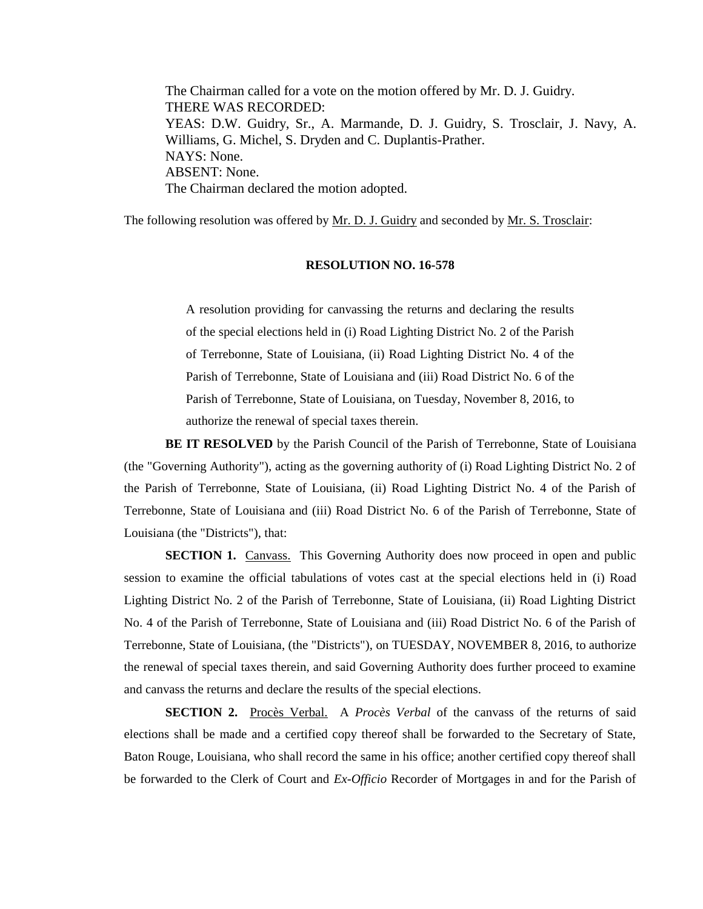The Chairman called for a vote on the motion offered by Mr. D. J. Guidry.
THERE WAS RECORDED:
YEAS: D.W. Guidry, Sr., A. Marmande, D. J. Guidry, S. Trosclair, J. Navy, A. Williams, G. Michel, S. Dryden and C. Duplantis-Prather.
NAYS: None.
ABSENT: None.
The Chairman declared the motion adopted.

The following resolution was offered by Mr. D. J. Guidry and seconded by Mr. S. Trosclair:

**RESOLUTION NO. 16-578**

A resolution providing for canvassing the returns and declaring the results of the special elections held in (i) Road Lighting District No. 2 of the Parish of Terrebonne, State of Louisiana, (ii) Road Lighting District No. 4 of the Parish of Terrebonne, State of Louisiana and (iii) Road District No. 6 of the Parish of Terrebonne, State of Louisiana, on Tuesday, November 8, 2016, to authorize the renewal of special taxes therein.

**BE IT RESOLVED** by the Parish Council of the Parish of Terrebonne, State of Louisiana (the "Governing Authority"), acting as the governing authority of (i) Road Lighting District No. 2 of the Parish of Terrebonne, State of Louisiana, (ii) Road Lighting District No. 4 of the Parish of Terrebonne, State of Louisiana and (iii) Road District No. 6 of the Parish of Terrebonne, State of Louisiana (the "Districts"), that:

**SECTION 1.** Canvass. This Governing Authority does now proceed in open and public session to examine the official tabulations of votes cast at the special elections held in (i) Road Lighting District No. 2 of the Parish of Terrebonne, State of Louisiana, (ii) Road Lighting District No. 4 of the Parish of Terrebonne, State of Louisiana and (iii) Road District No. 6 of the Parish of Terrebonne, State of Louisiana, (the "Districts"), on TUESDAY, NOVEMBER 8, 2016, to authorize the renewal of special taxes therein, and said Governing Authority does further proceed to examine and canvass the returns and declare the results of the special elections.

**SECTION 2.** Procès Verbal. A *Procès Verbal* of the canvass of the returns of said elections shall be made and a certified copy thereof shall be forwarded to the Secretary of State, Baton Rouge, Louisiana, who shall record the same in his office; another certified copy thereof shall be forwarded to the Clerk of Court and *Ex-Officio* Recorder of Mortgages in and for the Parish of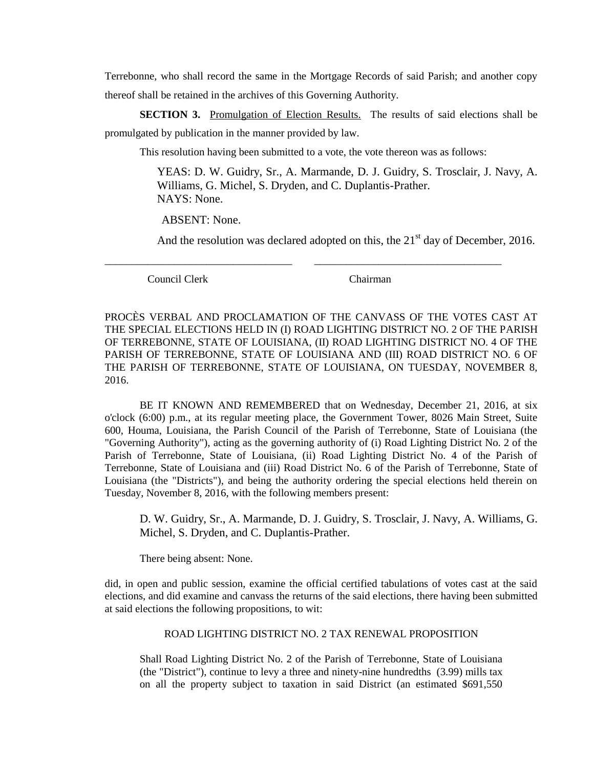Terrebonne, who shall record the same in the Mortgage Records of said Parish; and another copy thereof shall be retained in the archives of this Governing Authority.

**SECTION 3.** Promulgation of Election Results. The results of said elections shall be promulgated by publication in the manner provided by law.

This resolution having been submitted to a vote, the vote thereon was as follows:

YEAS: D. W. Guidry, Sr., A. Marmande, D. J. Guidry, S. Trosclair, J. Navy, A. Williams, G. Michel, S. Dryden, and C. Duplantis-Prather.
NAYS: None.

ABSENT: None.

And the resolution was declared adopted on this, the 21st day of December, 2016.

\_\_\_\_\_\_\_\_\_\_\_\_\_\_\_\_\_\_\_\_\_\_\_\_\_\_\_\_\_\_\_\_ \_\_\_\_\_\_\_\_\_\_\_\_\_\_\_\_\_\_\_\_\_\_\_\_\_\_\_\_\_\_\_\_

Council Clerk Chairman

PROCÈS VERBAL AND PROCLAMATION OF THE CANVASS OF THE VOTES CAST AT THE SPECIAL ELECTIONS HELD IN (I) ROAD LIGHTING DISTRICT NO. 2 OF THE PARISH OF TERREBONNE, STATE OF LOUISIANA, (II) ROAD LIGHTING DISTRICT NO. 4 OF THE PARISH OF TERREBONNE, STATE OF LOUISIANA AND (III) ROAD DISTRICT NO. 6 OF THE PARISH OF TERREBONNE, STATE OF LOUISIANA, ON TUESDAY, NOVEMBER 8, 2016.

BE IT KNOWN AND REMEMBERED that on Wednesday, December 21, 2016, at six o'clock (6:00) p.m., at its regular meeting place, the Government Tower, 8026 Main Street, Suite 600, Houma, Louisiana, the Parish Council of the Parish of Terrebonne, State of Louisiana (the "Governing Authority"), acting as the governing authority of (i) Road Lighting District No. 2 of the Parish of Terrebonne, State of Louisiana, (ii) Road Lighting District No. 4 of the Parish of Terrebonne, State of Louisiana and (iii) Road District No. 6 of the Parish of Terrebonne, State of Louisiana (the "Districts"), and being the authority ordering the special elections held therein on Tuesday, November 8, 2016, with the following members present:

D. W. Guidry, Sr., A. Marmande, D. J. Guidry, S. Trosclair, J. Navy, A. Williams, G. Michel, S. Dryden, and C. Duplantis-Prather.

There being absent: None.

did, in open and public session, examine the official certified tabulations of votes cast at the said elections, and did examine and canvass the returns of the said elections, there having been submitted at said elections the following propositions, to wit:

ROAD LIGHTING DISTRICT NO. 2 TAX RENEWAL PROPOSITION

Shall Road Lighting District No. 2 of the Parish of Terrebonne, State of Louisiana (the "District"), continue to levy a three and ninety-nine hundredths (3.99) mills tax on all the property subject to taxation in said District (an estimated $691,550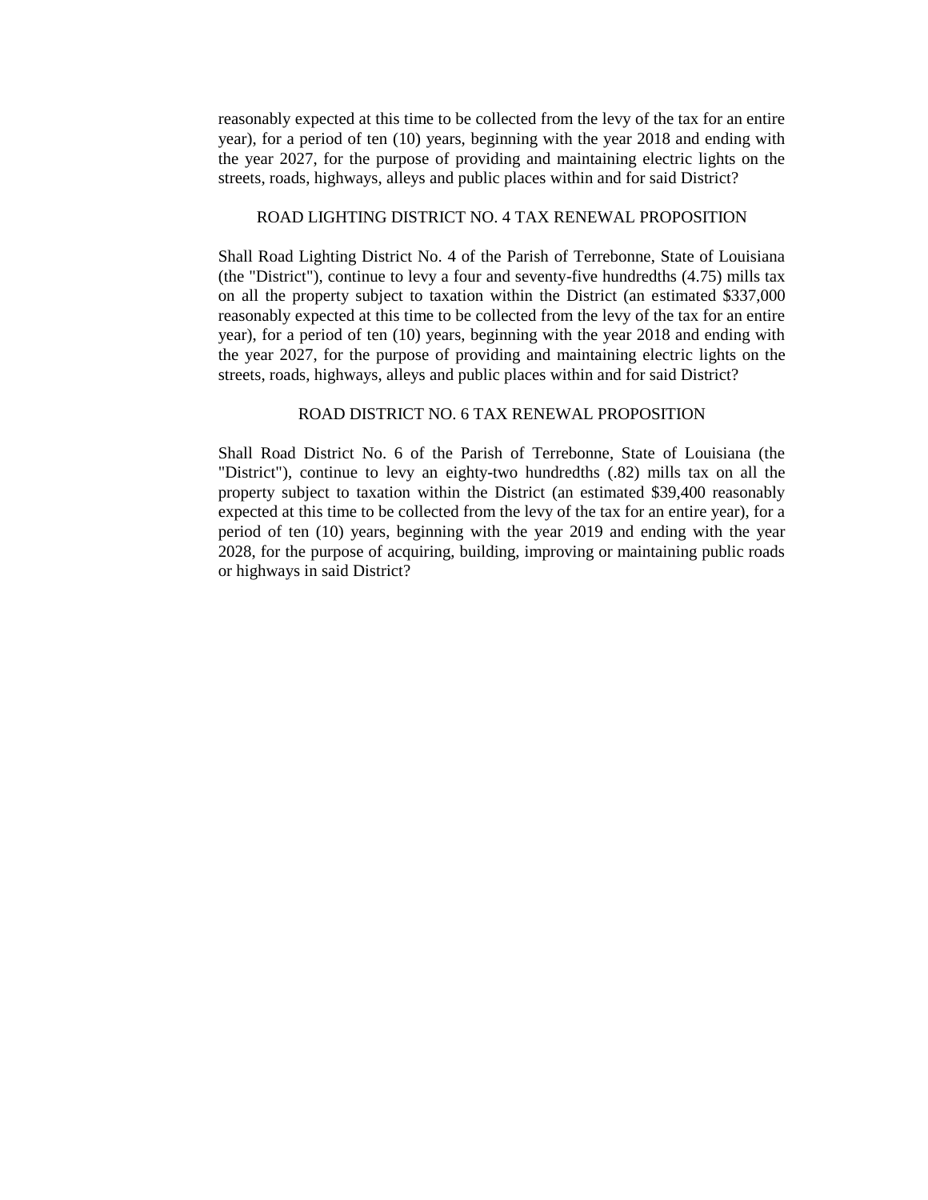reasonably expected at this time to be collected from the levy of the tax for an entire year), for a period of ten (10) years, beginning with the year 2018 and ending with the year 2027, for the purpose of providing and maintaining electric lights on the streets, roads, highways, alleys and public places within and for said District?

ROAD LIGHTING DISTRICT NO. 4 TAX RENEWAL PROPOSITION

Shall Road Lighting District No. 4 of the Parish of Terrebonne, State of Louisiana (the "District"), continue to levy a four and seventy-five hundredths (4.75) mills tax on all the property subject to taxation within the District (an estimated $337,000 reasonably expected at this time to be collected from the levy of the tax for an entire year), for a period of ten (10) years, beginning with the year 2018 and ending with the year 2027, for the purpose of providing and maintaining electric lights on the streets, roads, highways, alleys and public places within and for said District?

ROAD DISTRICT NO. 6 TAX RENEWAL PROPOSITION

Shall Road District No. 6 of the Parish of Terrebonne, State of Louisiana (the "District"), continue to levy an eighty-two hundredths (.82) mills tax on all the property subject to taxation within the District (an estimated $39,400 reasonably expected at this time to be collected from the levy of the tax for an entire year), for a period of ten (10) years, beginning with the year 2019 and ending with the year 2028, for the purpose of acquiring, building, improving or maintaining public roads or highways in said District?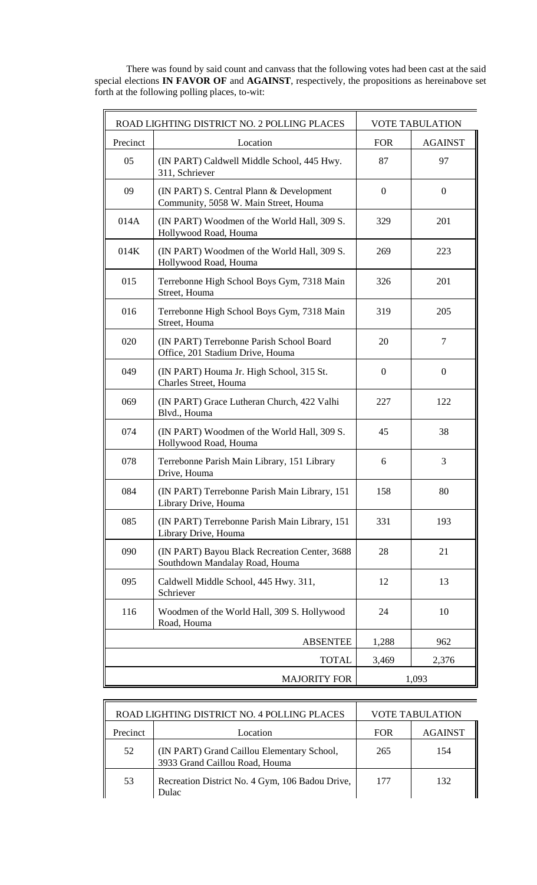There was found by said count and canvass that the following votes had been cast at the said special elections **IN FAVOR OF** and **AGAINST**, respectively, the propositions as hereinabove set forth at the following polling places, to-wit:

| ROAD LIGHTING DISTRICT NO. 2 POLLING PLACES | | VOTE TABULATION | |
|---|---|---|---|
| Precinct | Location | FOR | AGAINST |
| 05 | (IN PART) Caldwell Middle School, 445 Hwy. 311, Schriever | 87 | 97 |
| 09 | (IN PART) S. Central Plann & Development Community, 5058 W. Main Street, Houma | 0 | 0 |
| 014A | (IN PART) Woodmen of the World Hall, 309 S. Hollywood Road, Houma | 329 | 201 |
| 014K | (IN PART) Woodmen of the World Hall, 309 S. Hollywood Road, Houma | 269 | 223 |
| 015 | Terrebonne High School Boys Gym, 7318 Main Street, Houma | 326 | 201 |
| 016 | Terrebonne High School Boys Gym, 7318 Main Street, Houma | 319 | 205 |
| 020 | (IN PART) Terrebonne Parish School Board Office, 201 Stadium Drive, Houma | 20 | 7 |
| 049 | (IN PART) Houma Jr. High School, 315 St. Charles Street, Houma | 0 | 0 |
| 069 | (IN PART) Grace Lutheran Church, 422 Valhi Blvd., Houma | 227 | 122 |
| 074 | (IN PART) Woodmen of the World Hall, 309 S. Hollywood Road, Houma | 45 | 38 |
| 078 | Terrebonne Parish Main Library, 151 Library Drive, Houma | 6 | 3 |
| 084 | (IN PART) Terrebonne Parish Main Library, 151 Library Drive, Houma | 158 | 80 |
| 085 | (IN PART) Terrebonne Parish Main Library, 151 Library Drive, Houma | 331 | 193 |
| 090 | (IN PART) Bayou Black Recreation Center, 3688 Southdown Mandalay Road, Houma | 28 | 21 |
| 095 | Caldwell Middle School, 445 Hwy. 311, Schriever | 12 | 13 |
| 116 | Woodmen of the World Hall, 309 S. Hollywood Road, Houma | 24 | 10 |
| | ABSENTEE | 1,288 | 962 |
| | TOTAL | 3,469 | 2,376 |
| | MAJORITY FOR | 1,093 | |

| ROAD LIGHTING DISTRICT NO. 4 POLLING PLACES | | VOTE TABULATION | |
|---|---|---|---|
| Precinct | Location | FOR | AGAINST |
| 52 | (IN PART) Grand Caillou Elementary School, 3933 Grand Caillou Road, Houma | 265 | 154 |
| 53 | Recreation District No. 4 Gym, 106 Badou Drive, Dulac | 177 | 132 |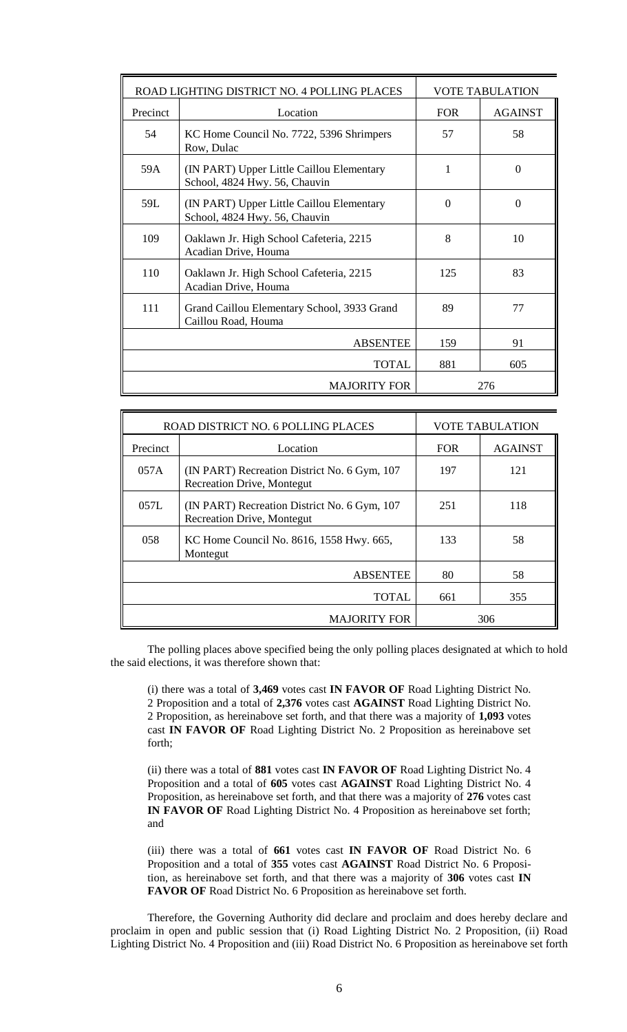| ROAD LIGHTING DISTRICT NO. 4 POLLING PLACES | | VOTE TABULATION | |
|---|---|---|---|
| Precinct | Location | FOR | AGAINST |
| 54 | KC Home Council No. 7722, 5396 Shrimpers Row, Dulac | 57 | 58 |
| 59A | (IN PART) Upper Little Caillou Elementary School, 4824 Hwy. 56, Chauvin | 1 | 0 |
| 59L | (IN PART) Upper Little Caillou Elementary School, 4824 Hwy. 56, Chauvin | 0 | 0 |
| 109 | Oaklawn Jr. High School Cafeteria, 2215 Acadian Drive, Houma | 8 | 10 |
| 110 | Oaklawn Jr. High School Cafeteria, 2215 Acadian Drive, Houma | 125 | 83 |
| 111 | Grand Caillou Elementary School, 3933 Grand Caillou Road, Houma | 89 | 77 |
| | ABSENTEE | 159 | 91 |
| | TOTAL | 881 | 605 |
| | MAJORITY FOR | 276 | |

| ROAD DISTRICT NO. 6 POLLING PLACES | | VOTE TABULATION | |
|---|---|---|---|
| Precinct | Location | FOR | AGAINST |
| 057A | (IN PART) Recreation District No. 6 Gym, 107 Recreation Drive, Montegut | 197 | 121 |
| 057L | (IN PART) Recreation District No. 6 Gym, 107 Recreation Drive, Montegut | 251 | 118 |
| 058 | KC Home Council No. 8616, 1558 Hwy. 665, Montegut | 133 | 58 |
| | ABSENTEE | 80 | 58 |
| | TOTAL | 661 | 355 |
| | MAJORITY FOR | 306 | |

The polling places above specified being the only polling places designated at which to hold the said elections, it was therefore shown that:

(i) there was a total of **3,469** votes cast **IN FAVOR OF** Road Lighting District No. 2 Proposition and a total of **2,376** votes cast **AGAINST** Road Lighting District No. 2 Proposition, as hereinabove set forth, and that there was a majority of **1,093** votes cast **IN FAVOR OF** Road Lighting District No. 2 Proposition as hereinabove set forth;

(ii) there was a total of **881** votes cast **IN FAVOR OF** Road Lighting District No. 4 Proposition and a total of **605** votes cast **AGAINST** Road Lighting District No. 4 Proposition, as hereinabove set forth, and that there was a majority of **276** votes cast **IN FAVOR OF** Road Lighting District No. 4 Proposition as hereinabove set forth; and

(iii) there was a total of **661** votes cast **IN FAVOR OF** Road District No. 6 Proposition and a total of **355** votes cast **AGAINST** Road District No. 6 Proposition, as hereinabove set forth, and that there was a majority of **306** votes cast **IN FAVOR OF** Road District No. 6 Proposition as hereinabove set forth.

Therefore, the Governing Authority did declare and proclaim and does hereby declare and proclaim in open and public session that (i) Road Lighting District No. 2 Proposition, (ii) Road Lighting District No. 4 Proposition and (iii) Road District No. 6 Proposition as hereinabove set forth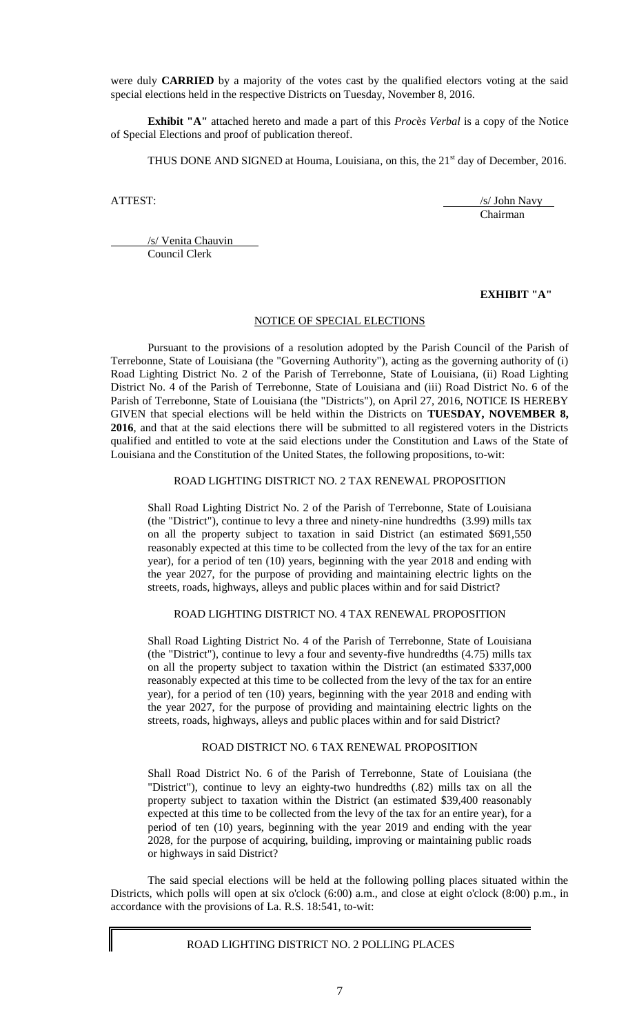were duly **CARRIED** by a majority of the votes cast by the qualified electors voting at the said special elections held in the respective Districts on Tuesday, November 8, 2016.

**Exhibit "A"** attached hereto and made a part of this *Procès Verbal* is a copy of the Notice of Special Elections and proof of publication thereof.

THUS DONE AND SIGNED at Houma, Louisiana, on this, the 21st day of December, 2016.

ATTEST:

/s/ John Navy
Chairman

/s/ Venita Chauvin
Council Clerk

**EXHIBIT "A"**

NOTICE OF SPECIAL ELECTIONS

Pursuant to the provisions of a resolution adopted by the Parish Council of the Parish of Terrebonne, State of Louisiana (the "Governing Authority"), acting as the governing authority of (i) Road Lighting District No. 2 of the Parish of Terrebonne, State of Louisiana, (ii) Road Lighting District No. 4 of the Parish of Terrebonne, State of Louisiana and (iii) Road District No. 6 of the Parish of Terrebonne, State of Louisiana (the "Districts"), on April 27, 2016, NOTICE IS HEREBY GIVEN that special elections will be held within the Districts on **TUESDAY, NOVEMBER 8, 2016**, and that at the said elections there will be submitted to all registered voters in the Districts qualified and entitled to vote at the said elections under the Constitution and Laws of the State of Louisiana and the Constitution of the United States, the following propositions, to-wit:

ROAD LIGHTING DISTRICT NO. 2 TAX RENEWAL PROPOSITION

> Shall Road Lighting District No. 2 of the Parish of Terrebonne, State of Louisiana (the "District"), continue to levy a three and ninety-nine hundredths (3.99) mills tax on all the property subject to taxation in said District (an estimated $691,550 reasonably expected at this time to be collected from the levy of the tax for an entire year), for a period of ten (10) years, beginning with the year 2018 and ending with the year 2027, for the purpose of providing and maintaining electric lights on the streets, roads, highways, alleys and public places within and for said District?

ROAD LIGHTING DISTRICT NO. 4 TAX RENEWAL PROPOSITION

> Shall Road Lighting District No. 4 of the Parish of Terrebonne, State of Louisiana (the "District"), continue to levy a four and seventy-five hundredths (4.75) mills tax on all the property subject to taxation within the District (an estimated $337,000 reasonably expected at this time to be collected from the levy of the tax for an entire year), for a period of ten (10) years, beginning with the year 2018 and ending with the year 2027, for the purpose of providing and maintaining electric lights on the streets, roads, highways, alleys and public places within and for said District?

ROAD DISTRICT NO. 6 TAX RENEWAL PROPOSITION

> Shall Road District No. 6 of the Parish of Terrebonne, State of Louisiana (the "District"), continue to levy an eighty-two hundredths (.82) mills tax on all the property subject to taxation within the District (an estimated $39,400 reasonably expected at this time to be collected from the levy of the tax for an entire year), for a period of ten (10) years, beginning with the year 2019 and ending with the year 2028, for the purpose of acquiring, building, improving or maintaining public roads or highways in said District?

The said special elections will be held at the following polling places situated within the Districts, which polls will open at six o'clock (6:00) a.m., and close at eight o'clock (8:00) p.m., in accordance with the provisions of La. R.S. 18:541, to-wit:

ROAD LIGHTING DISTRICT NO. 2 POLLING PLACES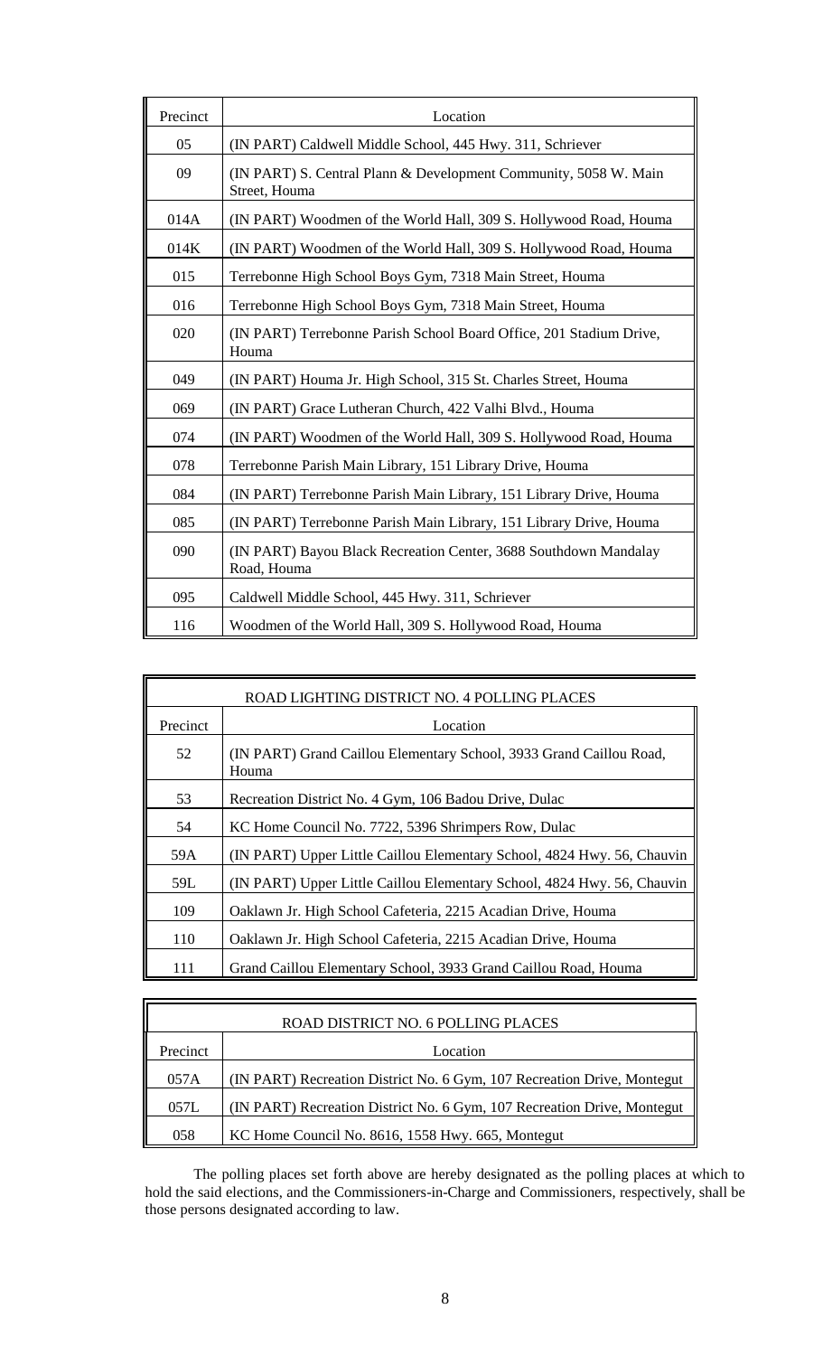| Precinct | Location |
|---|---|
| 05 | (IN PART) Caldwell Middle School, 445 Hwy. 311, Schriever |
| 09 | (IN PART) S. Central Plann & Development Community, 5058 W. Main Street, Houma |
| 014A | (IN PART) Woodmen of the World Hall, 309 S. Hollywood Road, Houma |
| 014K | (IN PART) Woodmen of the World Hall, 309 S. Hollywood Road, Houma |
| 015 | Terrebonne High School Boys Gym, 7318 Main Street, Houma |
| 016 | Terrebonne High School Boys Gym, 7318 Main Street, Houma |
| 020 | (IN PART) Terrebonne Parish School Board Office, 201 Stadium Drive, Houma |
| 049 | (IN PART) Houma Jr. High School, 315 St. Charles Street, Houma |
| 069 | (IN PART) Grace Lutheran Church, 422 Valhi Blvd., Houma |
| 074 | (IN PART) Woodmen of the World Hall, 309 S. Hollywood Road, Houma |
| 078 | Terrebonne Parish Main Library, 151 Library Drive, Houma |
| 084 | (IN PART) Terrebonne Parish Main Library, 151 Library Drive, Houma |
| 085 | (IN PART) Terrebonne Parish Main Library, 151 Library Drive, Houma |
| 090 | (IN PART) Bayou Black Recreation Center, 3688 Southdown Mandalay Road, Houma |
| 095 | Caldwell Middle School, 445 Hwy. 311, Schriever |
| 116 | Woodmen of the World Hall, 309 S. Hollywood Road, Houma |

| ROAD LIGHTING DISTRICT NO. 4 POLLING PLACES | |
|---|---|
| Precinct | Location |
| 52 | (IN PART) Grand Caillou Elementary School, 3933 Grand Caillou Road, Houma |
| 53 | Recreation District No. 4 Gym, 106 Badou Drive, Dulac |
| 54 | KC Home Council No. 7722, 5396 Shrimpers Row, Dulac |
| 59A | (IN PART) Upper Little Caillou Elementary School, 4824 Hwy. 56, Chauvin |
| 59L | (IN PART) Upper Little Caillou Elementary School, 4824 Hwy. 56, Chauvin |
| 109 | Oaklawn Jr. High School Cafeteria, 2215 Acadian Drive, Houma |
| 110 | Oaklawn Jr. High School Cafeteria, 2215 Acadian Drive, Houma |
| 111 | Grand Caillou Elementary School, 3933 Grand Caillou Road, Houma |

| ROAD DISTRICT NO. 6 POLLING PLACES | |
|---|---|
| Precinct | Location |
| 057A | (IN PART) Recreation District No. 6 Gym, 107 Recreation Drive, Montegut |
| 057L | (IN PART) Recreation District No. 6 Gym, 107 Recreation Drive, Montegut |
| 058 | KC Home Council No. 8616, 1558 Hwy. 665, Montegut |

The polling places set forth above are hereby designated as the polling places at which to hold the said elections, and the Commissioners-in-Charge and Commissioners, respectively, shall be those persons designated according to law.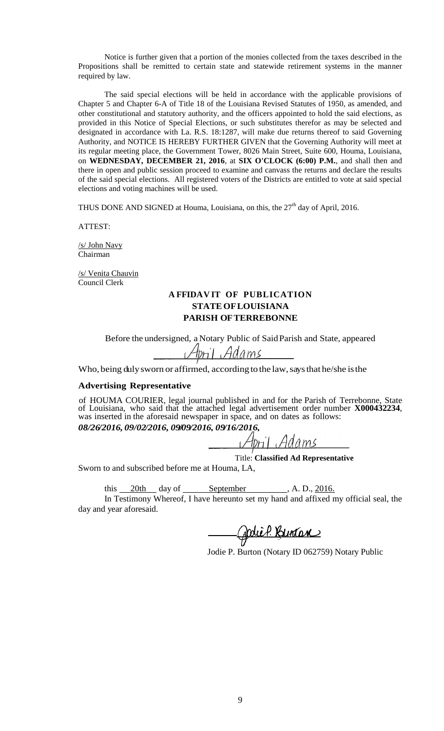Notice is further given that a portion of the monies collected from the taxes described in the Propositions shall be remitted to certain state and statewide retirement systems in the manner required by law.

The said special elections will be held in accordance with the applicable provisions of Chapter 5 and Chapter 6-A of Title 18 of the Louisiana Revised Statutes of 1950, as amended, and other constitutional and statutory authority, and the officers appointed to hold the said elections, as provided in this Notice of Special Elections, or such substitutes therefor as may be selected and designated in accordance with La. R.S. 18:1287, will make due returns thereof to said Governing Authority, and NOTICE IS HEREBY FURTHER GIVEN that the Governing Authority will meet at its regular meeting place, the Government Tower, 8026 Main Street, Suite 600, Houma, Louisiana, on **WEDNESDAY, DECEMBER 21, 2016**, at **SIX O'CLOCK (6:00) P.M.**, and shall then and there in open and public session proceed to examine and canvass the returns and declare the results of the said special elections. All registered voters of the Districts are entitled to vote at said special elections and voting machines will be used.

THUS DONE AND SIGNED at Houma, Louisiana, on this, the 27th day of April, 2016.

ATTEST:

/s/ John Navy
Chairman

/s/ Venita Chauvin
Council Clerk

## AFFIDAVIT OF PUBLICATION
## STATE OF LOUISIANA
## PARISH OF TERREBONNE

Before the undersigned, a Notary Public of Said Parish and State, appeared

April Adams

Who, being duly sworn or affirmed, according to the law, says that he/she is the

**Advertising Representative**

of HOUMA COURIER, legal journal published in and for the Parish of Terrebonne, State of Louisiana, who said that the attached legal advertisement order number **X000432234**, was inserted in the aforesaid newspaper in space, and on dates as follows:

***08/26/2016, 09/02/2016, 09/09/2016, 09/16/2016,***

April Adams

Title: **Classified Ad Representative**

Sworn to and subscribed before me at Houma, LA,

this 20th day of September, A. D., 2016.

In Testimony Whereof, I have hereunto set my hand and affixed my official seal, the day and year aforesaid.

Jodie P. Burton

Jodie P. Burton (Notary ID 062759) Notary Public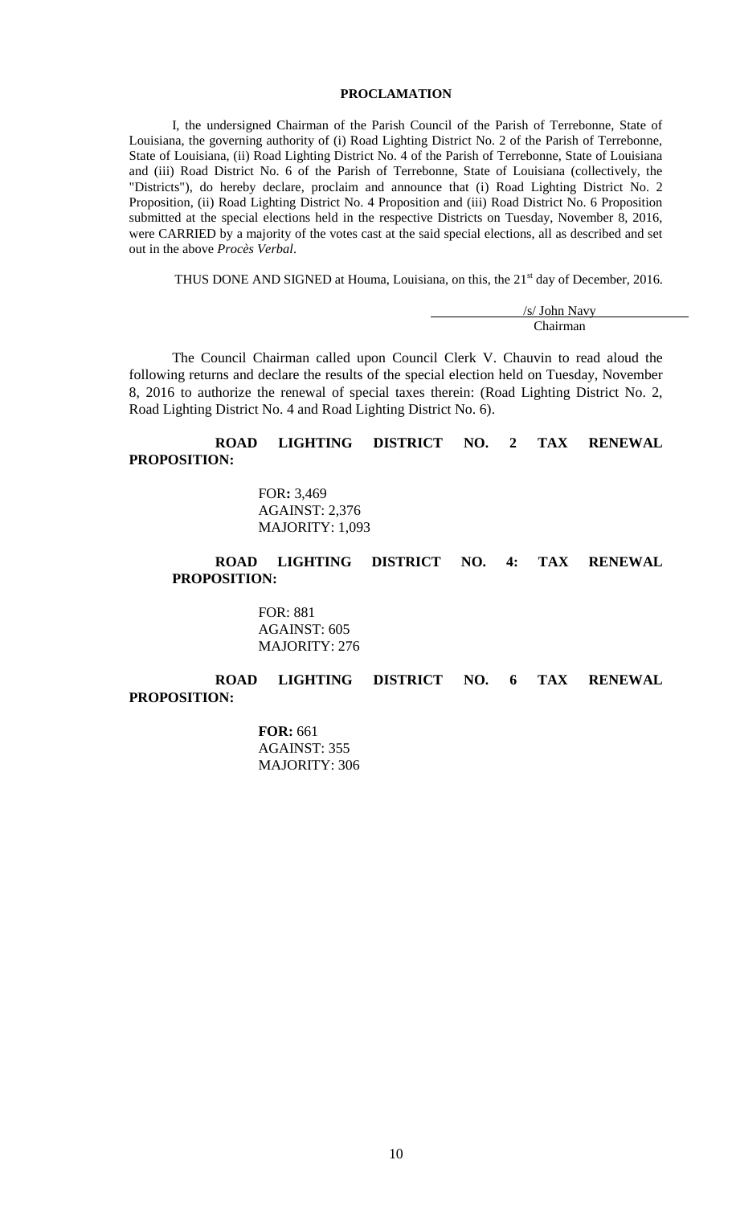**PROCLAMATION**

I, the undersigned Chairman of the Parish Council of the Parish of Terrebonne, State of Louisiana, the governing authority of (i) Road Lighting District No. 2 of the Parish of Terrebonne, State of Louisiana, (ii) Road Lighting District No. 4 of the Parish of Terrebonne, State of Louisiana and (iii) Road District No. 6 of the Parish of Terrebonne, State of Louisiana (collectively, the "Districts"), do hereby declare, proclaim and announce that (i) Road Lighting District No. 2 Proposition, (ii) Road Lighting District No. 4 Proposition and (iii) Road District No. 6 Proposition submitted at the special elections held in the respective Districts on Tuesday, November 8, 2016, were CARRIED by a majority of the votes cast at the said special elections, all as described and set out in the above *Procès Verbal*.

THUS DONE AND SIGNED at Houma, Louisiana, on this, the 21st day of December, 2016.

/s/ John Navy
Chairman

The Council Chairman called upon Council Clerk V. Chauvin to read aloud the following returns and declare the results of the special election held on Tuesday, November 8, 2016 to authorize the renewal of special taxes therein: (Road Lighting District No. 2, Road Lighting District No. 4 and Road Lighting District No. 6).

**ROAD LIGHTING DISTRICT NO. 2 TAX RENEWAL PROPOSITION:**

FOR**:** 3,469
AGAINST: 2,376
MAJORITY: 1,093

**ROAD LIGHTING DISTRICT NO. 4: TAX RENEWAL PROPOSITION:**

FOR: 881
AGAINST: 605
MAJORITY: 276

**ROAD LIGHTING DISTRICT NO. 6 TAX RENEWAL PROPOSITION:**

**FOR:** 661
AGAINST: 355
MAJORITY: 306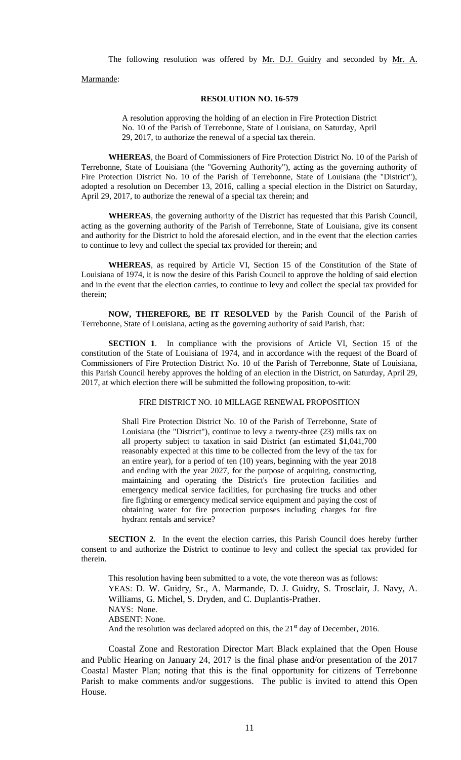The following resolution was offered by Mr. D.J. Guidry and seconded by Mr. A. Marmande:

**RESOLUTION NO. 16-579**

A resolution approving the holding of an election in Fire Protection District No. 10 of the Parish of Terrebonne, State of Louisiana, on Saturday, April 29, 2017, to authorize the renewal of a special tax therein.

**WHEREAS**, the Board of Commissioners of Fire Protection District No. 10 of the Parish of Terrebonne, State of Louisiana (the "Governing Authority"), acting as the governing authority of Fire Protection District No. 10 of the Parish of Terrebonne, State of Louisiana (the "District"), adopted a resolution on December 13, 2016, calling a special election in the District on Saturday, April 29, 2017, to authorize the renewal of a special tax therein; and

**WHEREAS**, the governing authority of the District has requested that this Parish Council, acting as the governing authority of the Parish of Terrebonne, State of Louisiana, give its consent and authority for the District to hold the aforesaid election, and in the event that the election carries to continue to levy and collect the special tax provided for therein; and

**WHEREAS**, as required by Article VI, Section 15 of the Constitution of the State of Louisiana of 1974, it is now the desire of this Parish Council to approve the holding of said election and in the event that the election carries, to continue to levy and collect the special tax provided for therein;

**NOW, THEREFORE, BE IT RESOLVED** by the Parish Council of the Parish of Terrebonne, State of Louisiana, acting as the governing authority of said Parish, that:

**SECTION 1**. In compliance with the provisions of Article VI, Section 15 of the constitution of the State of Louisiana of 1974, and in accordance with the request of the Board of Commissioners of Fire Protection District No. 10 of the Parish of Terrebonne, State of Louisiana, this Parish Council hereby approves the holding of an election in the District, on Saturday, April 29, 2017, at which election there will be submitted the following proposition, to-wit:

FIRE DISTRICT NO. 10 MILLAGE RENEWAL PROPOSITION

Shall Fire Protection District No. 10 of the Parish of Terrebonne, State of Louisiana (the "District"), continue to levy a twenty-three (23) mills tax on all property subject to taxation in said District (an estimated $1,041,700 reasonably expected at this time to be collected from the levy of the tax for an entire year), for a period of ten (10) years, beginning with the year 2018 and ending with the year 2027, for the purpose of acquiring, constructing, maintaining and operating the District's fire protection facilities and emergency medical service facilities, for purchasing fire trucks and other fire fighting or emergency medical service equipment and paying the cost of obtaining water for fire protection purposes including charges for fire hydrant rentals and service?

**SECTION 2**. In the event the election carries, this Parish Council does hereby further consent to and authorize the District to continue to levy and collect the special tax provided for therein.

This resolution having been submitted to a vote, the vote thereon was as follows:
YEAS: D. W. Guidry, Sr., A. Marmande, D. J. Guidry, S. Trosclair, J. Navy, A. Williams, G. Michel, S. Dryden, and C. Duplantis-Prather.
NAYS: None.
ABSENT: None.
And the resolution was declared adopted on this, the 21st day of December, 2016.

Coastal Zone and Restoration Director Mart Black explained that the Open House and Public Hearing on January 24, 2017 is the final phase and/or presentation of the 2017 Coastal Master Plan; noting that this is the final opportunity for citizens of Terrebonne Parish to make comments and/or suggestions. The public is invited to attend this Open House.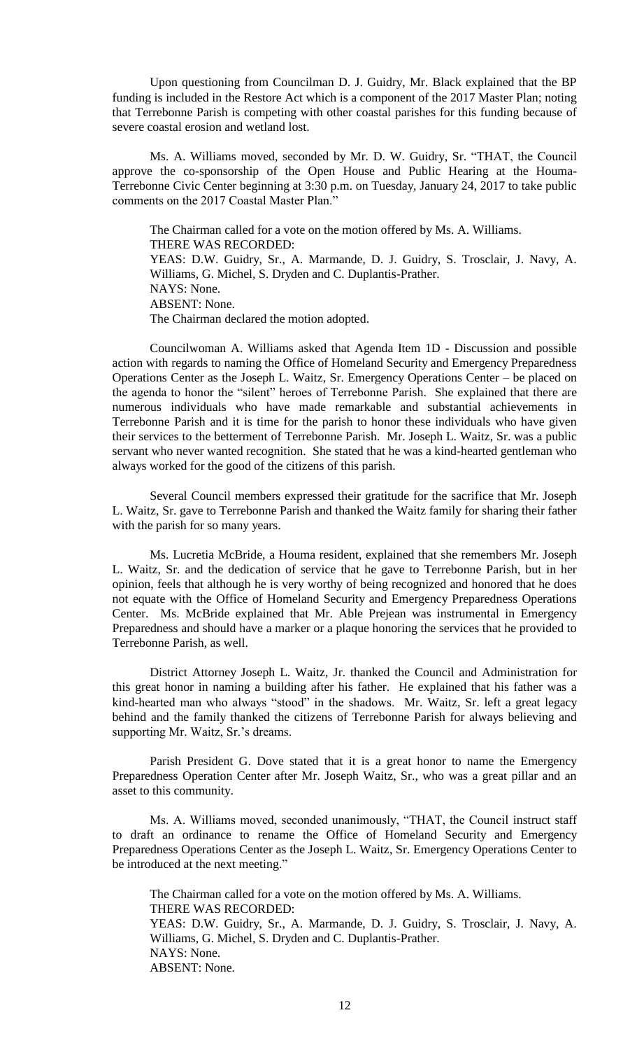Upon questioning from Councilman D. J. Guidry, Mr. Black explained that the BP funding is included in the Restore Act which is a component of the 2017 Master Plan; noting that Terrebonne Parish is competing with other coastal parishes for this funding because of severe coastal erosion and wetland lost.

Ms. A. Williams moved, seconded by Mr. D. W. Guidry, Sr. "THAT, the Council approve the co-sponsorship of the Open House and Public Hearing at the Houma-Terrebonne Civic Center beginning at 3:30 p.m. on Tuesday, January 24, 2017 to take public comments on the 2017 Coastal Master Plan."

The Chairman called for a vote on the motion offered by Ms. A. Williams.
THERE WAS RECORDED:
YEAS: D.W. Guidry, Sr., A. Marmande, D. J. Guidry, S. Trosclair, J. Navy, A. Williams, G. Michel, S. Dryden and C. Duplantis-Prather.
NAYS: None.
ABSENT: None.
The Chairman declared the motion adopted.

Councilwoman A. Williams asked that Agenda Item 1D - Discussion and possible action with regards to naming the Office of Homeland Security and Emergency Preparedness Operations Center as the Joseph L. Waitz, Sr. Emergency Operations Center – be placed on the agenda to honor the "silent" heroes of Terrebonne Parish. She explained that there are numerous individuals who have made remarkable and substantial achievements in Terrebonne Parish and it is time for the parish to honor these individuals who have given their services to the betterment of Terrebonne Parish. Mr. Joseph L. Waitz, Sr. was a public servant who never wanted recognition. She stated that he was a kind-hearted gentleman who always worked for the good of the citizens of this parish.

Several Council members expressed their gratitude for the sacrifice that Mr. Joseph L. Waitz, Sr. gave to Terrebonne Parish and thanked the Waitz family for sharing their father with the parish for so many years.

Ms. Lucretia McBride, a Houma resident, explained that she remembers Mr. Joseph L. Waitz, Sr. and the dedication of service that he gave to Terrebonne Parish, but in her opinion, feels that although he is very worthy of being recognized and honored that he does not equate with the Office of Homeland Security and Emergency Preparedness Operations Center. Ms. McBride explained that Mr. Able Prejean was instrumental in Emergency Preparedness and should have a marker or a plaque honoring the services that he provided to Terrebonne Parish, as well.

District Attorney Joseph L. Waitz, Jr. thanked the Council and Administration for this great honor in naming a building after his father. He explained that his father was a kind-hearted man who always "stood" in the shadows. Mr. Waitz, Sr. left a great legacy behind and the family thanked the citizens of Terrebonne Parish for always believing and supporting Mr. Waitz, Sr.'s dreams.

Parish President G. Dove stated that it is a great honor to name the Emergency Preparedness Operation Center after Mr. Joseph Waitz, Sr., who was a great pillar and an asset to this community.

Ms. A. Williams moved, seconded unanimously, "THAT, the Council instruct staff to draft an ordinance to rename the Office of Homeland Security and Emergency Preparedness Operations Center as the Joseph L. Waitz, Sr. Emergency Operations Center to be introduced at the next meeting."

The Chairman called for a vote on the motion offered by Ms. A. Williams.
THERE WAS RECORDED:
YEAS: D.W. Guidry, Sr., A. Marmande, D. J. Guidry, S. Trosclair, J. Navy, A. Williams, G. Michel, S. Dryden and C. Duplantis-Prather.
NAYS: None.
ABSENT: None.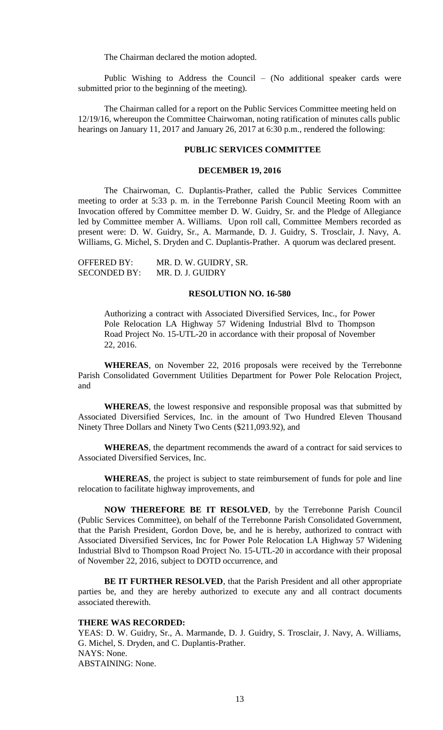The Chairman declared the motion adopted.

Public Wishing to Address the Council – (No additional speaker cards were submitted prior to the beginning of the meeting).

The Chairman called for a report on the Public Services Committee meeting held on 12/19/16, whereupon the Committee Chairwoman, noting ratification of minutes calls public hearings on January 11, 2017 and January 26, 2017 at 6:30 p.m., rendered the following:

**PUBLIC SERVICES COMMITTEE**

**DECEMBER 19, 2016**

The Chairwoman, C. Duplantis-Prather, called the Public Services Committee meeting to order at 5:33 p. m. in the Terrebonne Parish Council Meeting Room with an Invocation offered by Committee member D. W. Guidry, Sr. and the Pledge of Allegiance led by Committee member A. Williams. Upon roll call, Committee Members recorded as present were: D. W. Guidry, Sr., A. Marmande, D. J. Guidry, S. Trosclair, J. Navy, A. Williams, G. Michel, S. Dryden and C. Duplantis-Prather. A quorum was declared present.

OFFERED BY: MR. D. W. GUIDRY, SR.
SECONDED BY: MR. D. J. GUIDRY

**RESOLUTION NO. 16-580**

Authorizing a contract with Associated Diversified Services, Inc., for Power Pole Relocation LA Highway 57 Widening Industrial Blvd to Thompson Road Project No. 15-UTL-20 in accordance with their proposal of November 22, 2016.

**WHEREAS**, on November 22, 2016 proposals were received by the Terrebonne Parish Consolidated Government Utilities Department for Power Pole Relocation Project, and

**WHEREAS**, the lowest responsive and responsible proposal was that submitted by Associated Diversified Services, Inc. in the amount of Two Hundred Eleven Thousand Ninety Three Dollars and Ninety Two Cents ($211,093.92), and

**WHEREAS**, the department recommends the award of a contract for said services to Associated Diversified Services, Inc.

**WHEREAS**, the project is subject to state reimbursement of funds for pole and line relocation to facilitate highway improvements, and

**NOW THEREFORE BE IT RESOLVED**, by the Terrebonne Parish Council (Public Services Committee), on behalf of the Terrebonne Parish Consolidated Government, that the Parish President, Gordon Dove, be, and he is hereby, authorized to contract with Associated Diversified Services, Inc for Power Pole Relocation LA Highway 57 Widening Industrial Blvd to Thompson Road Project No. 15-UTL-20 in accordance with their proposal of November 22, 2016, subject to DOTD occurrence, and

**BE IT FURTHER RESOLVED**, that the Parish President and all other appropriate parties be, and they are hereby authorized to execute any and all contract documents associated therewith.

**THERE WAS RECORDED:**
YEAS: D. W. Guidry, Sr., A. Marmande, D. J. Guidry, S. Trosclair, J. Navy, A. Williams, G. Michel, S. Dryden, and C. Duplantis-Prather.
NAYS: None.
ABSTAINING: None.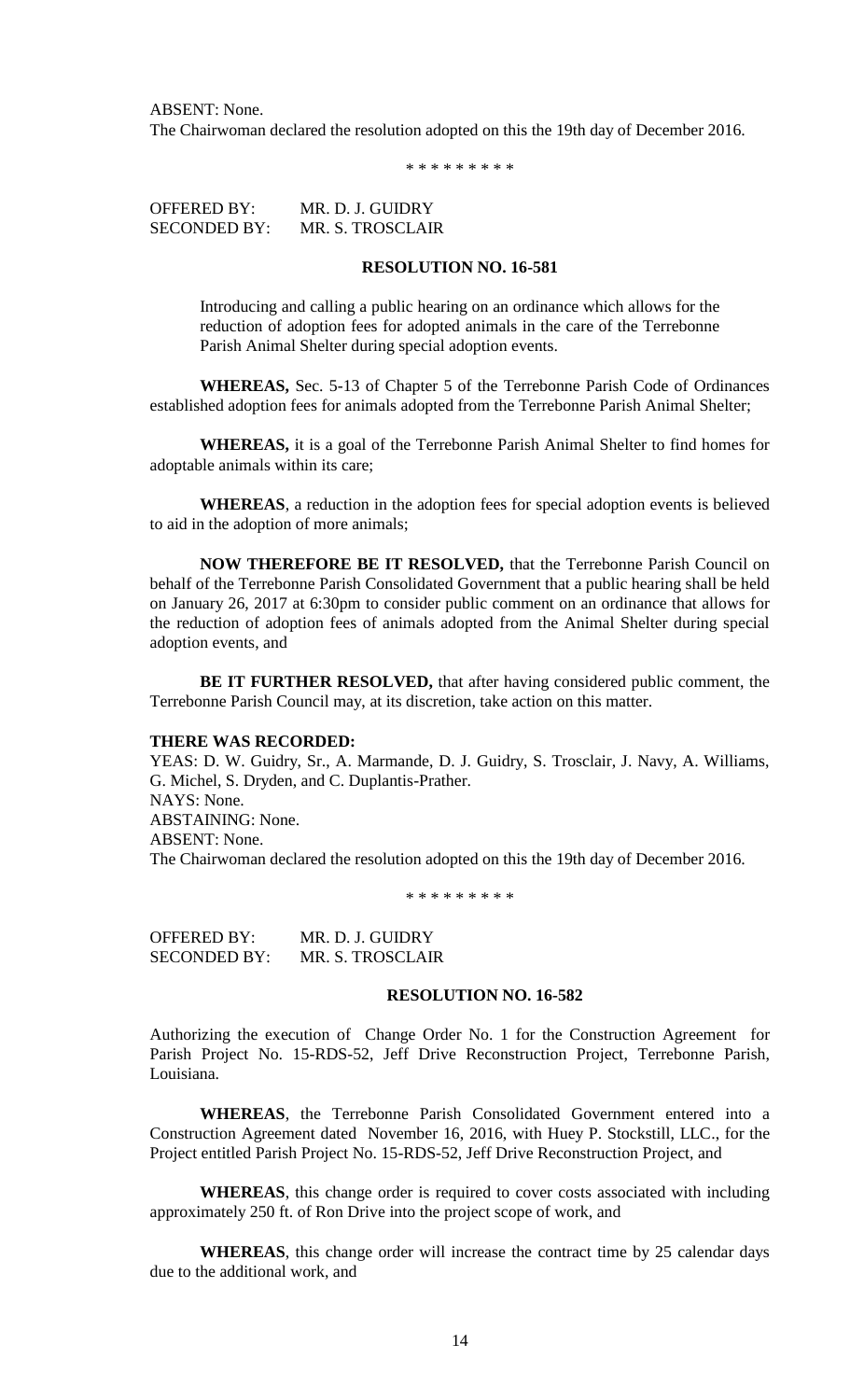ABSENT: None.
The Chairwoman declared the resolution adopted on this the 19th day of December 2016.

\* \* \* \* \* \* \* \* \*

OFFERED BY: MR. D. J. GUIDRY
SECONDED BY: MR. S. TROSCLAIR

**RESOLUTION NO. 16-581**

Introducing and calling a public hearing on an ordinance which allows for the reduction of adoption fees for adopted animals in the care of the Terrebonne Parish Animal Shelter during special adoption events.

**WHEREAS,** Sec. 5-13 of Chapter 5 of the Terrebonne Parish Code of Ordinances established adoption fees for animals adopted from the Terrebonne Parish Animal Shelter;

**WHEREAS,** it is a goal of the Terrebonne Parish Animal Shelter to find homes for adoptable animals within its care;

**WHEREAS**, a reduction in the adoption fees for special adoption events is believed to aid in the adoption of more animals;

**NOW THEREFORE BE IT RESOLVED,** that the Terrebonne Parish Council on behalf of the Terrebonne Parish Consolidated Government that a public hearing shall be held on January 26, 2017 at 6:30pm to consider public comment on an ordinance that allows for the reduction of adoption fees of animals adopted from the Animal Shelter during special adoption events, and

**BE IT FURTHER RESOLVED,** that after having considered public comment, the Terrebonne Parish Council may, at its discretion, take action on this matter.

**THERE WAS RECORDED:**
YEAS: D. W. Guidry, Sr., A. Marmande, D. J. Guidry, S. Trosclair, J. Navy, A. Williams, G. Michel, S. Dryden, and C. Duplantis-Prather.
NAYS: None.
ABSTAINING: None.
ABSENT: None.
The Chairwoman declared the resolution adopted on this the 19th day of December 2016.

\* \* \* \* \* \* \* \* \*

OFFERED BY: MR. D. J. GUIDRY
SECONDED BY: MR. S. TROSCLAIR

**RESOLUTION NO. 16-582**

Authorizing the execution of Change Order No. 1 for the Construction Agreement for Parish Project No. 15-RDS-52, Jeff Drive Reconstruction Project, Terrebonne Parish, Louisiana.

**WHEREAS**, the Terrebonne Parish Consolidated Government entered into a Construction Agreement dated November 16, 2016, with Huey P. Stockstill, LLC., for the Project entitled Parish Project No. 15-RDS-52, Jeff Drive Reconstruction Project, and

**WHEREAS**, this change order is required to cover costs associated with including approximately 250 ft. of Ron Drive into the project scope of work, and

**WHEREAS**, this change order will increase the contract time by 25 calendar days due to the additional work, and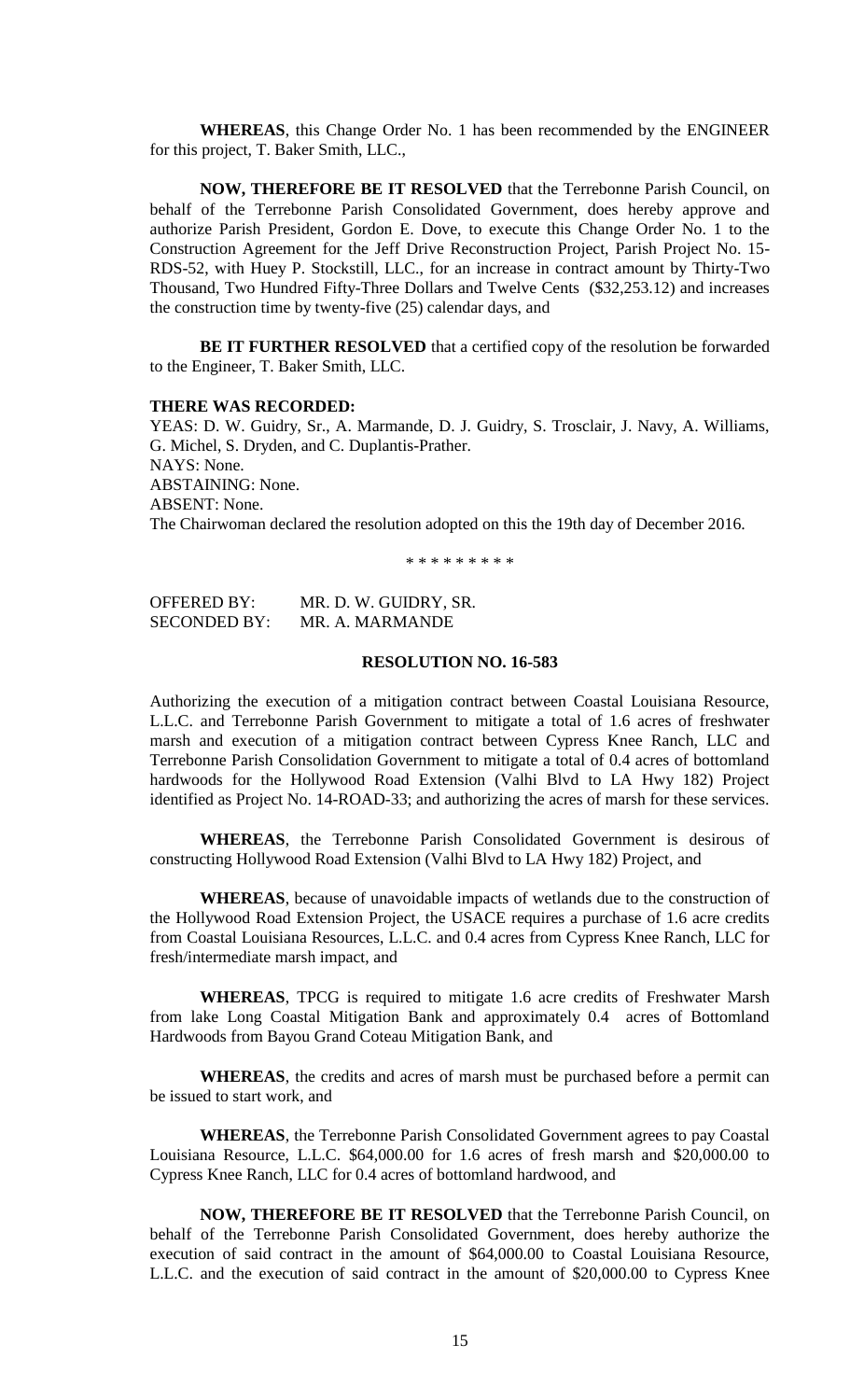**WHEREAS**, this Change Order No. 1 has been recommended by the ENGINEER for this project, T. Baker Smith, LLC.,

**NOW, THEREFORE BE IT RESOLVED** that the Terrebonne Parish Council, on behalf of the Terrebonne Parish Consolidated Government, does hereby approve and authorize Parish President, Gordon E. Dove, to execute this Change Order No. 1 to the Construction Agreement for the Jeff Drive Reconstruction Project, Parish Project No. 15-RDS-52, with Huey P. Stockstill, LLC., for an increase in contract amount by Thirty-Two Thousand, Two Hundred Fifty-Three Dollars and Twelve Cents ($32,253.12) and increases the construction time by twenty-five (25) calendar days, and

**BE IT FURTHER RESOLVED** that a certified copy of the resolution be forwarded to the Engineer, T. Baker Smith, LLC.

**THERE WAS RECORDED:**
YEAS: D. W. Guidry, Sr., A. Marmande, D. J. Guidry, S. Trosclair, J. Navy, A. Williams, G. Michel, S. Dryden, and C. Duplantis-Prather.
NAYS: None.
ABSTAINING: None.
ABSENT: None.
The Chairwoman declared the resolution adopted on this the 19th day of December 2016.

\* \* \* \* \* \* \* \* \*

OFFERED BY: MR. D. W. GUIDRY, SR.
SECONDED BY: MR. A. MARMANDE

**RESOLUTION NO. 16-583**

Authorizing the execution of a mitigation contract between Coastal Louisiana Resource, L.L.C. and Terrebonne Parish Government to mitigate a total of 1.6 acres of freshwater marsh and execution of a mitigation contract between Cypress Knee Ranch, LLC and Terrebonne Parish Consolidation Government to mitigate a total of 0.4 acres of bottomland hardwoods for the Hollywood Road Extension (Valhi Blvd to LA Hwy 182) Project identified as Project No. 14-ROAD-33; and authorizing the acres of marsh for these services.

**WHEREAS**, the Terrebonne Parish Consolidated Government is desirous of constructing Hollywood Road Extension (Valhi Blvd to LA Hwy 182) Project, and

**WHEREAS**, because of unavoidable impacts of wetlands due to the construction of the Hollywood Road Extension Project, the USACE requires a purchase of 1.6 acre credits from Coastal Louisiana Resources, L.L.C. and 0.4 acres from Cypress Knee Ranch, LLC for fresh/intermediate marsh impact, and

**WHEREAS**, TPCG is required to mitigate 1.6 acre credits of Freshwater Marsh from lake Long Coastal Mitigation Bank and approximately 0.4 acres of Bottomland Hardwoods from Bayou Grand Coteau Mitigation Bank, and

**WHEREAS**, the credits and acres of marsh must be purchased before a permit can be issued to start work, and

**WHEREAS**, the Terrebonne Parish Consolidated Government agrees to pay Coastal Louisiana Resource, L.L.C. $64,000.00 for 1.6 acres of fresh marsh and $20,000.00 to Cypress Knee Ranch, LLC for 0.4 acres of bottomland hardwood, and

**NOW, THEREFORE BE IT RESOLVED** that the Terrebonne Parish Council, on behalf of the Terrebonne Parish Consolidated Government, does hereby authorize the execution of said contract in the amount of $64,000.00 to Coastal Louisiana Resource, L.L.C. and the execution of said contract in the amount of $20,000.00 to Cypress Knee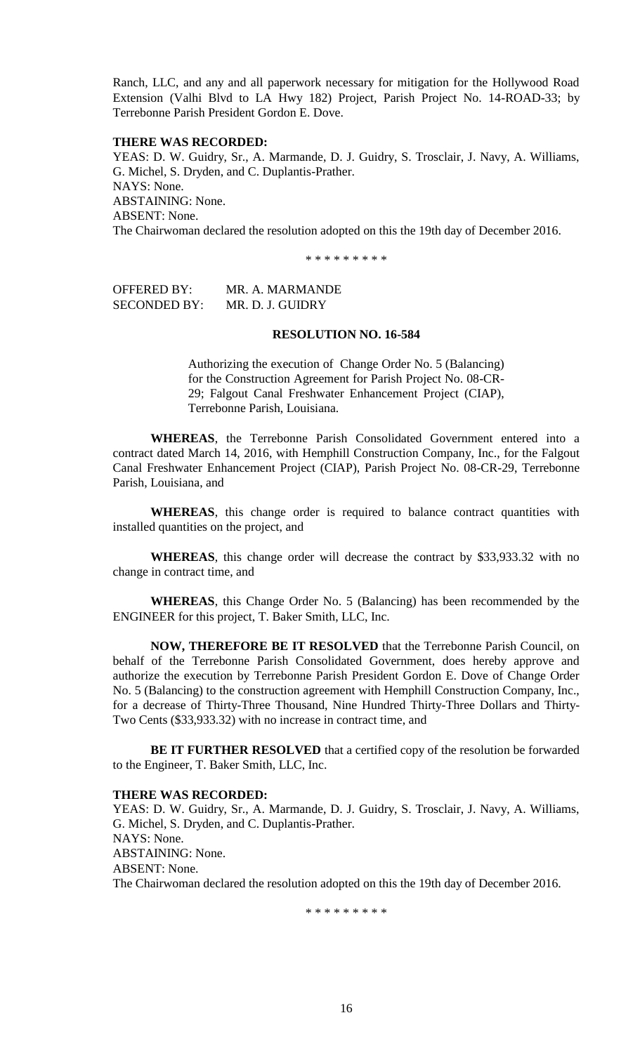Ranch, LLC, and any and all paperwork necessary for mitigation for the Hollywood Road Extension (Valhi Blvd to LA Hwy 182) Project, Parish Project No. 14-ROAD-33; by Terrebonne Parish President Gordon E. Dove.

**THERE WAS RECORDED:**
YEAS: D. W. Guidry, Sr., A. Marmande, D. J. Guidry, S. Trosclair, J. Navy, A. Williams, G. Michel, S. Dryden, and C. Duplantis-Prather.
NAYS: None.
ABSTAINING: None.
ABSENT: None.
The Chairwoman declared the resolution adopted on this the 19th day of December 2016.

\* \* \* \* \* \* \* \* \*

OFFERED BY: MR. A. MARMANDE
SECONDED BY: MR. D. J. GUIDRY

**RESOLUTION NO. 16-584**

Authorizing the execution of Change Order No. 5 (Balancing) for the Construction Agreement for Parish Project No. 08-CR-29; Falgout Canal Freshwater Enhancement Project (CIAP), Terrebonne Parish, Louisiana.

**WHEREAS**, the Terrebonne Parish Consolidated Government entered into a contract dated March 14, 2016, with Hemphill Construction Company, Inc., for the Falgout Canal Freshwater Enhancement Project (CIAP), Parish Project No. 08-CR-29, Terrebonne Parish, Louisiana, and

**WHEREAS**, this change order is required to balance contract quantities with installed quantities on the project, and

**WHEREAS**, this change order will decrease the contract by $33,933.32 with no change in contract time, and

**WHEREAS**, this Change Order No. 5 (Balancing) has been recommended by the ENGINEER for this project, T. Baker Smith, LLC, Inc.

**NOW, THEREFORE BE IT RESOLVED** that the Terrebonne Parish Council, on behalf of the Terrebonne Parish Consolidated Government, does hereby approve and authorize the execution by Terrebonne Parish President Gordon E. Dove of Change Order No. 5 (Balancing) to the construction agreement with Hemphill Construction Company, Inc., for a decrease of Thirty-Three Thousand, Nine Hundred Thirty-Three Dollars and Thirty-Two Cents ($33,933.32) with no increase in contract time, and

**BE IT FURTHER RESOLVED** that a certified copy of the resolution be forwarded to the Engineer, T. Baker Smith, LLC, Inc.

**THERE WAS RECORDED:**
YEAS: D. W. Guidry, Sr., A. Marmande, D. J. Guidry, S. Trosclair, J. Navy, A. Williams, G. Michel, S. Dryden, and C. Duplantis-Prather.
NAYS: None.
ABSTAINING: None.
ABSENT: None.
The Chairwoman declared the resolution adopted on this the 19th day of December 2016.

\* \* \* \* \* \* \* \* \*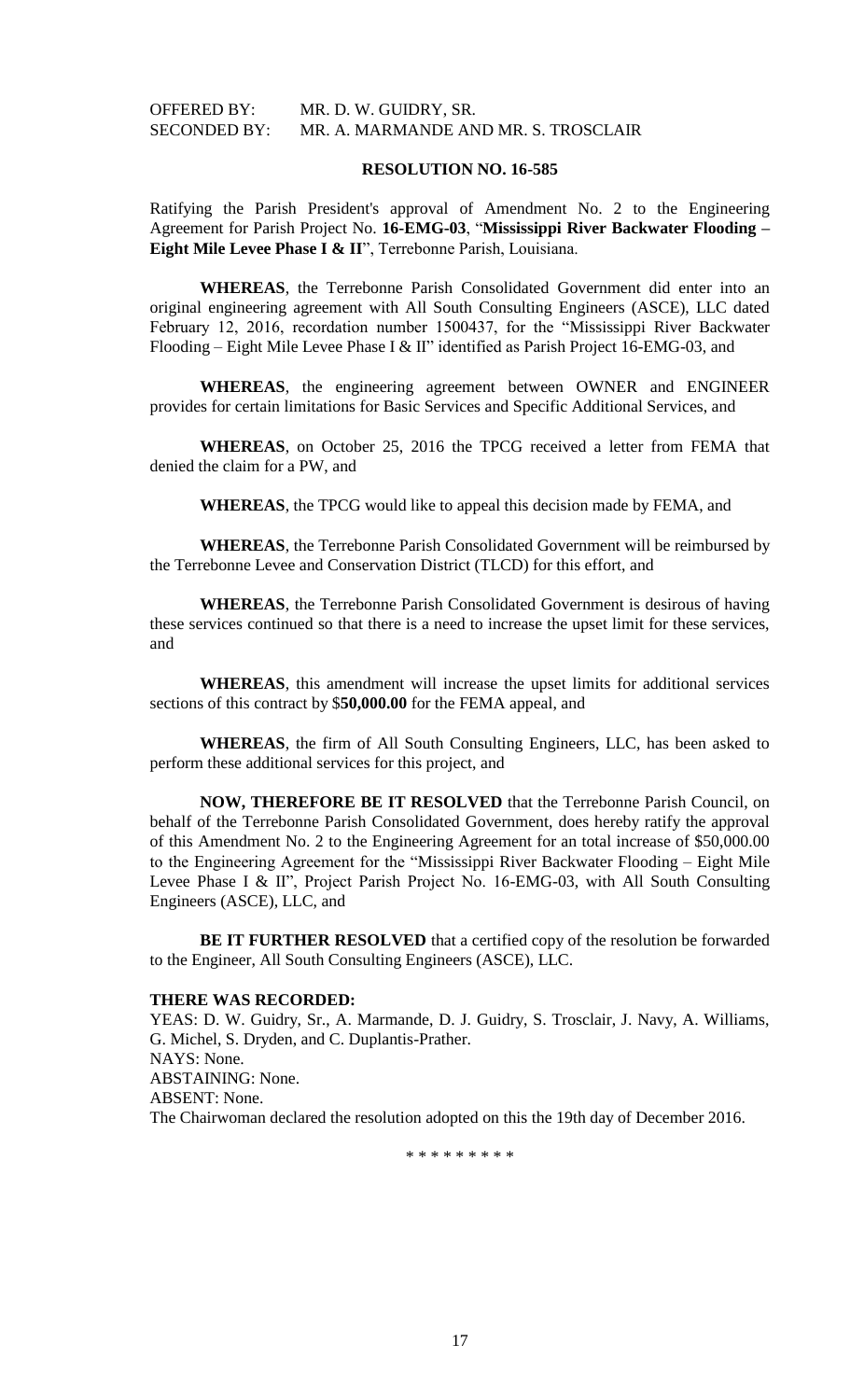OFFERED BY: MR. D. W. GUIDRY, SR.
SECONDED BY: MR. A. MARMANDE AND MR. S. TROSCLAIR

**RESOLUTION NO. 16-585**

Ratifying the Parish President's approval of Amendment No. 2 to the Engineering Agreement for Parish Project No. **16-EMG-03**, "**Mississippi River Backwater Flooding – Eight Mile Levee Phase I & II**", Terrebonne Parish, Louisiana.

**WHEREAS**, the Terrebonne Parish Consolidated Government did enter into an original engineering agreement with All South Consulting Engineers (ASCE), LLC dated February 12, 2016, recordation number 1500437, for the "Mississippi River Backwater Flooding – Eight Mile Levee Phase I & II" identified as Parish Project 16-EMG-03, and

**WHEREAS**, the engineering agreement between OWNER and ENGINEER provides for certain limitations for Basic Services and Specific Additional Services, and

**WHEREAS**, on October 25, 2016 the TPCG received a letter from FEMA that denied the claim for a PW, and

**WHEREAS**, the TPCG would like to appeal this decision made by FEMA, and

**WHEREAS**, the Terrebonne Parish Consolidated Government will be reimbursed by the Terrebonne Levee and Conservation District (TLCD) for this effort, and

**WHEREAS**, the Terrebonne Parish Consolidated Government is desirous of having these services continued so that there is a need to increase the upset limit for these services, and

**WHEREAS**, this amendment will increase the upset limits for additional services sections of this contract by $**50,000.00** for the FEMA appeal, and

**WHEREAS**, the firm of All South Consulting Engineers, LLC, has been asked to perform these additional services for this project, and

**NOW, THEREFORE BE IT RESOLVED** that the Terrebonne Parish Council, on behalf of the Terrebonne Parish Consolidated Government, does hereby ratify the approval of this Amendment No. 2 to the Engineering Agreement for an total increase of $50,000.00 to the Engineering Agreement for the "Mississippi River Backwater Flooding – Eight Mile Levee Phase I & II", Project Parish Project No. 16-EMG-03, with All South Consulting Engineers (ASCE), LLC, and

**BE IT FURTHER RESOLVED** that a certified copy of the resolution be forwarded to the Engineer, All South Consulting Engineers (ASCE), LLC.

**THERE WAS RECORDED:**

YEAS: D. W. Guidry, Sr., A. Marmande, D. J. Guidry, S. Trosclair, J. Navy, A. Williams, G. Michel, S. Dryden, and C. Duplantis-Prather.
NAYS: None.
ABSTAINING: None.
ABSENT: None.
The Chairwoman declared the resolution adopted on this the 19th day of December 2016.

\* \* \* \* \* \* \* \* \*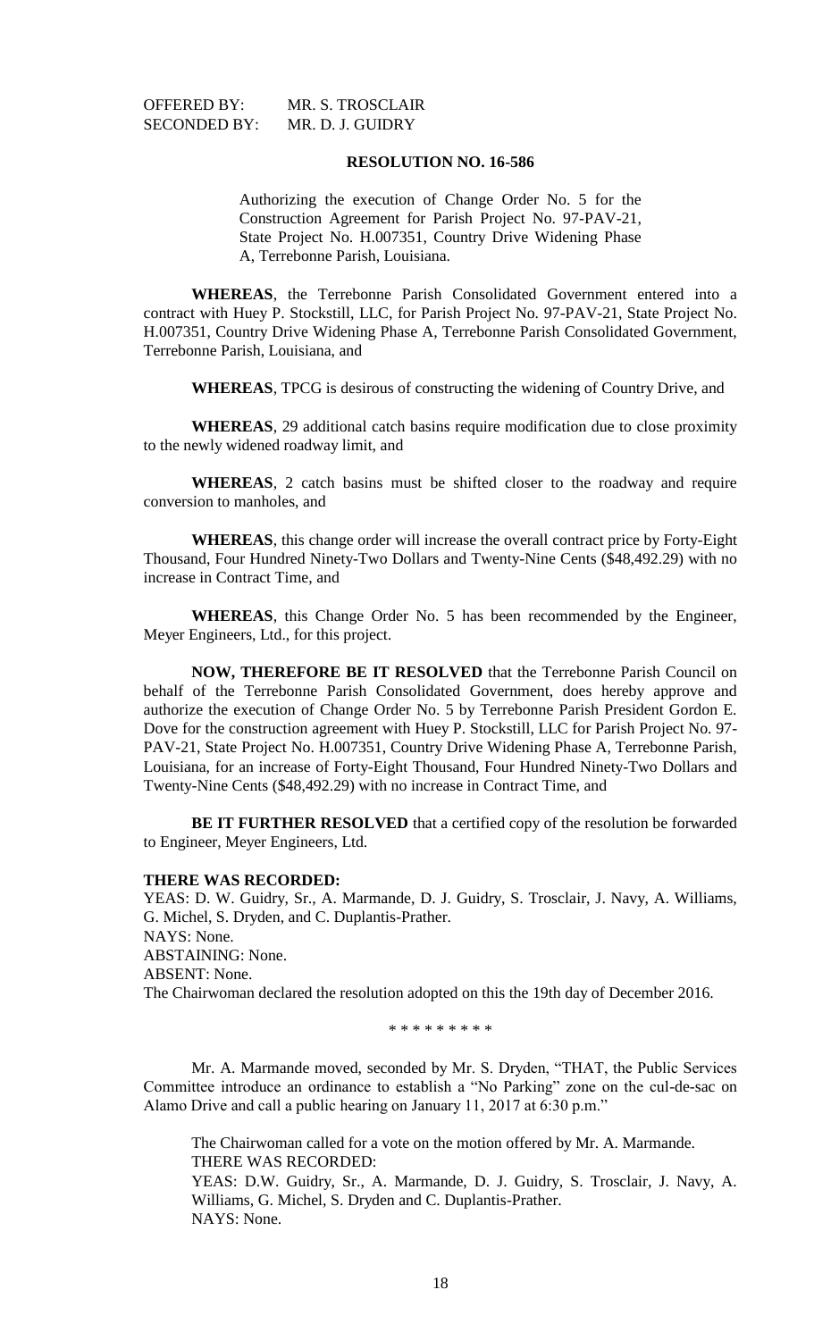OFFERED BY: MR. S. TROSCLAIR
SECONDED BY: MR. D. J. GUIDRY

**RESOLUTION NO. 16-586**

Authorizing the execution of Change Order No. 5 for the Construction Agreement for Parish Project No. 97-PAV-21, State Project No. H.007351, Country Drive Widening Phase A, Terrebonne Parish, Louisiana.

**WHEREAS**, the Terrebonne Parish Consolidated Government entered into a contract with Huey P. Stockstill, LLC, for Parish Project No. 97-PAV-21, State Project No. H.007351, Country Drive Widening Phase A, Terrebonne Parish Consolidated Government, Terrebonne Parish, Louisiana, and

**WHEREAS**, TPCG is desirous of constructing the widening of Country Drive, and

**WHEREAS**, 29 additional catch basins require modification due to close proximity to the newly widened roadway limit, and

**WHEREAS**, 2 catch basins must be shifted closer to the roadway and require conversion to manholes, and

**WHEREAS**, this change order will increase the overall contract price by Forty-Eight Thousand, Four Hundred Ninety-Two Dollars and Twenty-Nine Cents ($48,492.29) with no increase in Contract Time, and

**WHEREAS**, this Change Order No. 5 has been recommended by the Engineer, Meyer Engineers, Ltd., for this project.

**NOW, THEREFORE BE IT RESOLVED** that the Terrebonne Parish Council on behalf of the Terrebonne Parish Consolidated Government, does hereby approve and authorize the execution of Change Order No. 5 by Terrebonne Parish President Gordon E. Dove for the construction agreement with Huey P. Stockstill, LLC for Parish Project No. 97-PAV-21, State Project No. H.007351, Country Drive Widening Phase A, Terrebonne Parish, Louisiana, for an increase of Forty-Eight Thousand, Four Hundred Ninety-Two Dollars and Twenty-Nine Cents ($48,492.29) with no increase in Contract Time, and

**BE IT FURTHER RESOLVED** that a certified copy of the resolution be forwarded to Engineer, Meyer Engineers, Ltd.

**THERE WAS RECORDED:**
YEAS: D. W. Guidry, Sr., A. Marmande, D. J. Guidry, S. Trosclair, J. Navy, A. Williams, G. Michel, S. Dryden, and C. Duplantis-Prather.
NAYS: None.
ABSTAINING: None.
ABSENT: None.
The Chairwoman declared the resolution adopted on this the 19th day of December 2016.

\* \* \* \* \* \* \* \* \*

Mr. A. Marmande moved, seconded by Mr. S. Dryden, "THAT, the Public Services Committee introduce an ordinance to establish a "No Parking" zone on the cul-de-sac on Alamo Drive and call a public hearing on January 11, 2017 at 6:30 p.m."

The Chairwoman called for a vote on the motion offered by Mr. A. Marmande.
THERE WAS RECORDED:
YEAS: D.W. Guidry, Sr., A. Marmande, D. J. Guidry, S. Trosclair, J. Navy, A. Williams, G. Michel, S. Dryden and C. Duplantis-Prather.
NAYS: None.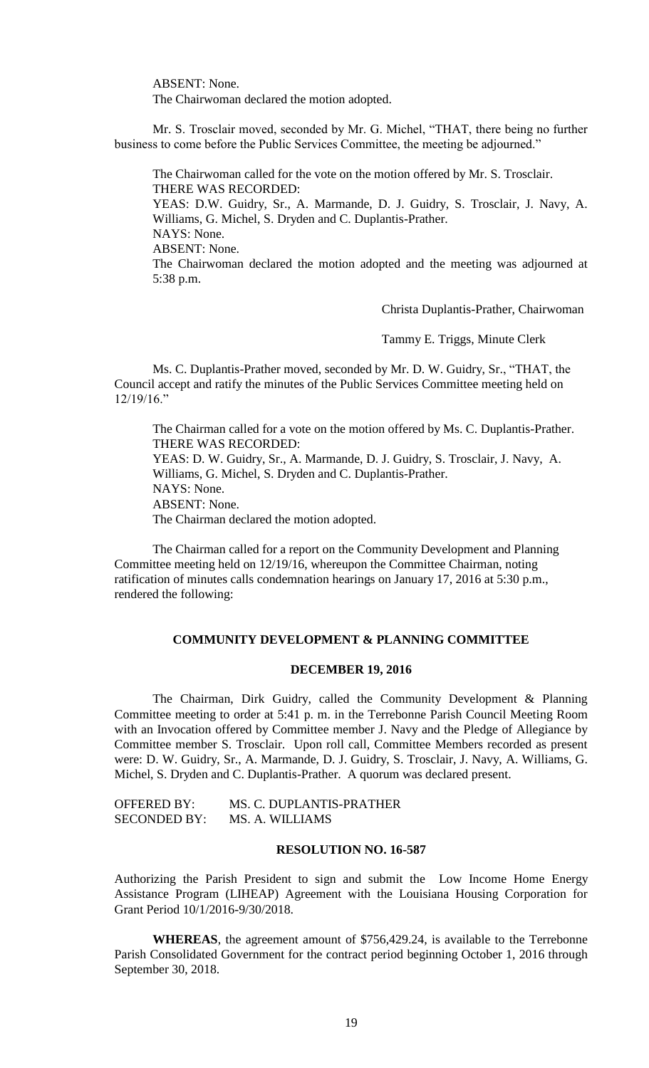ABSENT: None.
The Chairwoman declared the motion adopted.

Mr. S. Trosclair moved, seconded by Mr. G. Michel, "THAT, there being no further business to come before the Public Services Committee, the meeting be adjourned."

The Chairwoman called for the vote on the motion offered by Mr. S. Trosclair.
THERE WAS RECORDED:
YEAS: D.W. Guidry, Sr., A. Marmande, D. J. Guidry, S. Trosclair, J. Navy, A. Williams, G. Michel, S. Dryden and C. Duplantis-Prather.
NAYS: None.
ABSENT: None.
The Chairwoman declared the motion adopted and the meeting was adjourned at 5:38 p.m.

Christa Duplantis-Prather, Chairwoman

Tammy E. Triggs, Minute Clerk

Ms. C. Duplantis-Prather moved, seconded by Mr. D. W. Guidry, Sr., "THAT, the Council accept and ratify the minutes of the Public Services Committee meeting held on 12/19/16."

The Chairman called for a vote on the motion offered by Ms. C. Duplantis-Prather.
THERE WAS RECORDED:
YEAS: D. W. Guidry, Sr., A. Marmande, D. J. Guidry, S. Trosclair, J. Navy, A. Williams, G. Michel, S. Dryden and C. Duplantis-Prather.
NAYS: None.
ABSENT: None.
The Chairman declared the motion adopted.

The Chairman called for a report on the Community Development and Planning Committee meeting held on 12/19/16, whereupon the Committee Chairman, noting ratification of minutes calls condemnation hearings on January 17, 2016 at 5:30 p.m., rendered the following:

## COMMUNITY DEVELOPMENT & PLANNING COMMITTEE

### DECEMBER 19, 2016

The Chairman, Dirk Guidry, called the Community Development & Planning Committee meeting to order at 5:41 p. m. in the Terrebonne Parish Council Meeting Room with an Invocation offered by Committee member J. Navy and the Pledge of Allegiance by Committee member S. Trosclair. Upon roll call, Committee Members recorded as present were: D. W. Guidry, Sr., A. Marmande, D. J. Guidry, S. Trosclair, J. Navy, A. Williams, G. Michel, S. Dryden and C. Duplantis-Prather. A quorum was declared present.

OFFERED BY: MS. C. DUPLANTIS-PRATHER
SECONDED BY: MS. A. WILLIAMS

### RESOLUTION NO. 16-587

Authorizing the Parish President to sign and submit the Low Income Home Energy Assistance Program (LIHEAP) Agreement with the Louisiana Housing Corporation for Grant Period 10/1/2016-9/30/2018.

**WHEREAS**, the agreement amount of $756,429.24, is available to the Terrebonne Parish Consolidated Government for the contract period beginning October 1, 2016 through September 30, 2018.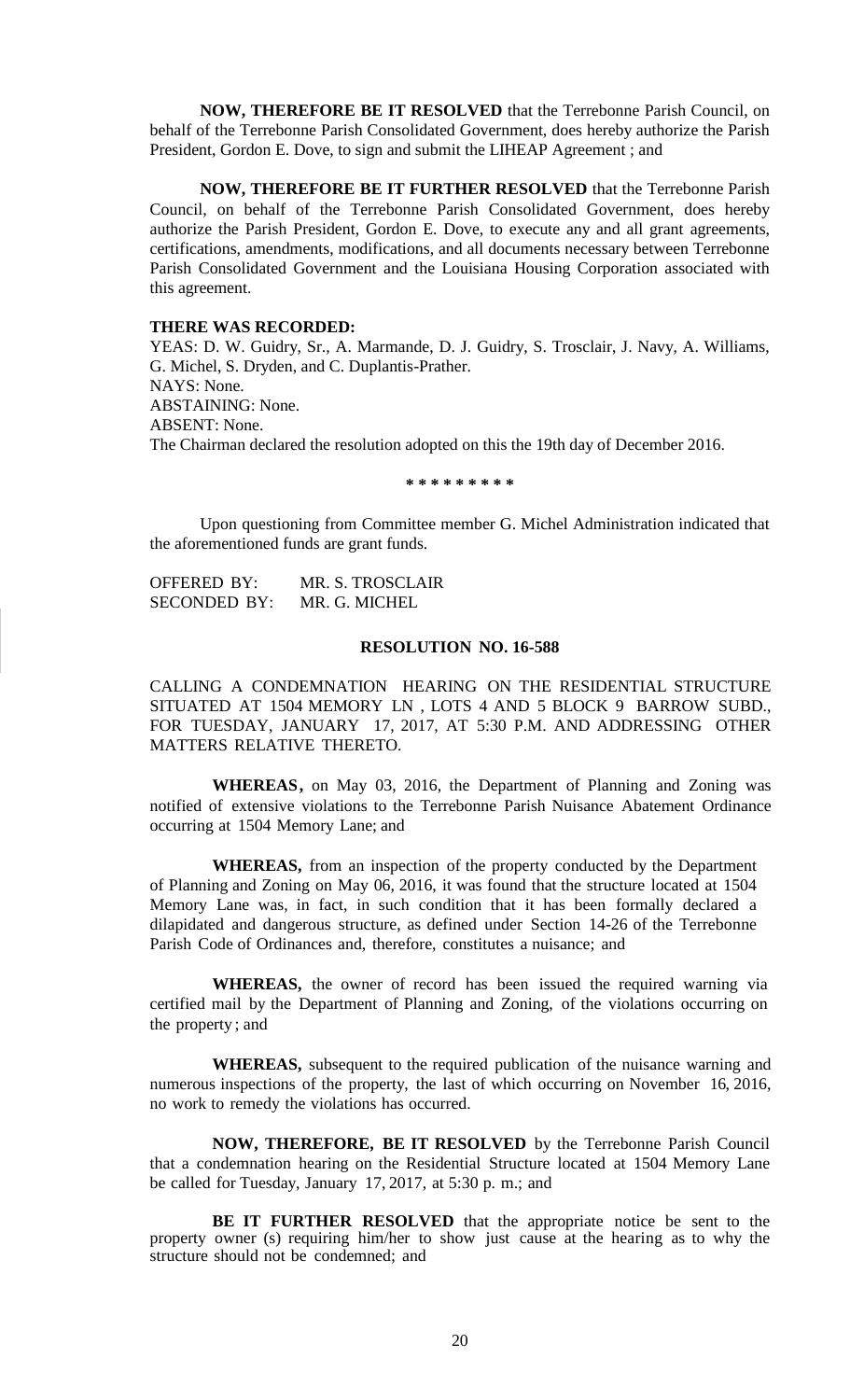**NOW, THEREFORE BE IT RESOLVED** that the Terrebonne Parish Council, on behalf of the Terrebonne Parish Consolidated Government, does hereby authorize the Parish President, Gordon E. Dove, to sign and submit the LIHEAP Agreement ; and

**NOW, THEREFORE BE IT FURTHER RESOLVED** that the Terrebonne Parish Council, on behalf of the Terrebonne Parish Consolidated Government, does hereby authorize the Parish President, Gordon E. Dove, to execute any and all grant agreements, certifications, amendments, modifications, and all documents necessary between Terrebonne Parish Consolidated Government and the Louisiana Housing Corporation associated with this agreement.

**THERE WAS RECORDED:**

YEAS: D. W. Guidry, Sr., A. Marmande, D. J. Guidry, S. Trosclair, J. Navy, A. Williams, G. Michel, S. Dryden, and C. Duplantis-Prather.

NAYS: None.

ABSTAINING: None.

ABSENT: None.

The Chairman declared the resolution adopted on this the 19th day of December 2016.

**\* \* \* \* \* \* \* \* \***

Upon questioning from Committee member G. Michel Administration indicated that the aforementioned funds are grant funds.

OFFERED BY: MR. S. TROSCLAIR
SECONDED BY: MR. G. MICHEL

**RESOLUTION NO. 16-588**

CALLING A CONDEMNATION HEARING ON THE RESIDENTIAL STRUCTURE SITUATED AT 1504 MEMORY LN , LOTS 4 AND 5 BLOCK 9 BARROW SUBD., FOR TUESDAY, JANUARY 17, 2017, AT 5:30 P.M. AND ADDRESSING OTHER MATTERS RELATIVE THERETO.

**WHEREAS,** on May 03, 2016, the Department of Planning and Zoning was notified of extensive violations to the Terrebonne Parish Nuisance Abatement Ordinance occurring at 1504 Memory Lane; and

**WHEREAS,** from an inspection of the property conducted by the Department of Planning and Zoning on May 06, 2016, it was found that the structure located at 1504 Memory Lane was, in fact, in such condition that it has been formally declared a dilapidated and dangerous structure, as defined under Section 14-26 of the Terrebonne Parish Code of Ordinances and, therefore, constitutes a nuisance; and

**WHEREAS,** the owner of record has been issued the required warning via certified mail by the Department of Planning and Zoning, of the violations occurring on the property ; and

**WHEREAS,** subsequent to the required publication of the nuisance warning and numerous inspections of the property, the last of which occurring on November 16, 2016, no work to remedy the violations has occurred.

**NOW, THEREFORE, BE IT RESOLVED** by the Terrebonne Parish Council that a condemnation hearing on the Residential Structure located at 1504 Memory Lane be called for Tuesday, January 17, 2017, at 5:30 p. m.; and

**BE IT FURTHER RESOLVED** that the appropriate notice be sent to the property owner (s) requiring him/her to show just cause at the hearing as to why the structure should not be condemned; and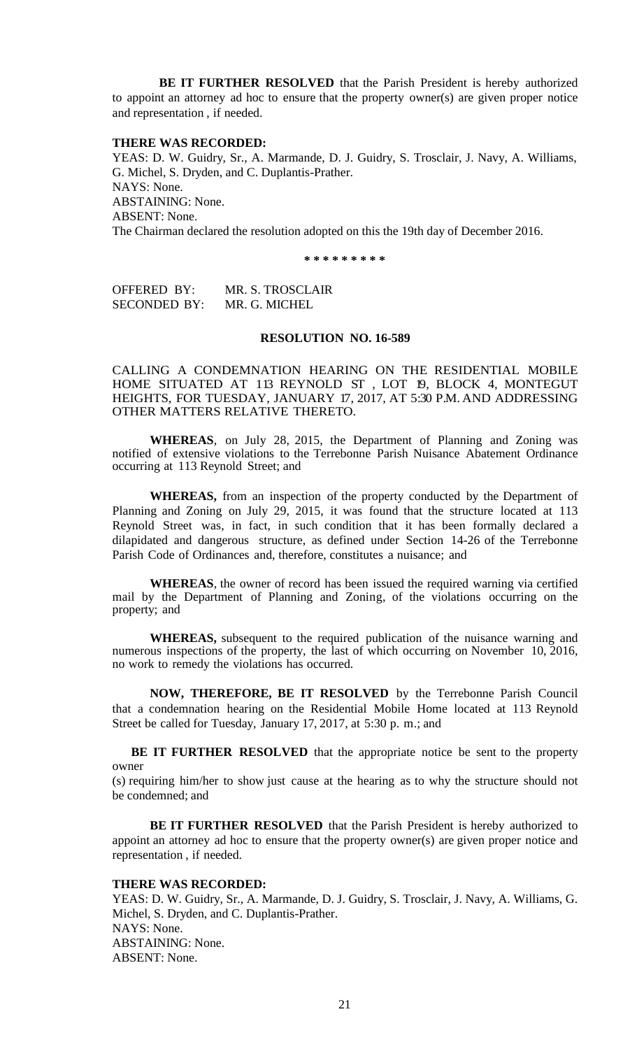**BE IT FURTHER RESOLVED** that the Parish President is hereby authorized to appoint an attorney ad hoc to ensure that the property owner(s) are given proper notice and representation , if needed.

**THERE WAS RECORDED:**

YEAS: D. W. Guidry, Sr., A. Marmande, D. J. Guidry, S. Trosclair, J. Navy, A. Williams, G. Michel, S. Dryden, and C. Duplantis-Prather.
NAYS: None.
ABSTAINING: None.
ABSENT: None.
The Chairman declared the resolution adopted on this the 19th day of December 2016.

**\* \* \* \* \* \* \* \* \***

OFFERED BY: MR. S. TROSCLAIR
SECONDED BY: MR. G. MICHEL

**RESOLUTION NO. 16-589**

CALLING A CONDEMNATION HEARING ON THE RESIDENTIAL MOBILE HOME SITUATED AT 113 REYNOLD ST , LOT 19, BLOCK 4, MONTEGUT HEIGHTS, FOR TUESDAY, JANUARY 17, 2017, AT 5:30 P.M. AND ADDRESSING OTHER MATTERS RELATIVE THERETO.

**WHEREAS**, on July 28, 2015, the Department of Planning and Zoning was notified of extensive violations to the Terrebonne Parish Nuisance Abatement Ordinance occurring at 113 Reynold Street; and

**WHEREAS,** from an inspection of the property conducted by the Department of Planning and Zoning on July 29, 2015, it was found that the structure located at 113 Reynold Street was, in fact, in such condition that it has been formally declared a dilapidated and dangerous structure, as defined under Section 14-26 of the Terrebonne Parish Code of Ordinances and, therefore, constitutes a nuisance; and

**WHEREAS**, the owner of record has been issued the required warning via certified mail by the Department of Planning and Zoning, of the violations occurring on the property; and

**WHEREAS,** subsequent to the required publication of the nuisance warning and numerous inspections of the property, the last of which occurring on November 10, 2016, no work to remedy the violations has occurred.

**NOW, THEREFORE, BE IT RESOLVED** by the Terrebonne Parish Council that a condemnation hearing on the Residential Mobile Home located at 113 Reynold Street be called for Tuesday, January 17, 2017, at 5:30 p. m.; and

**BE IT FURTHER RESOLVED** that the appropriate notice be sent to the property owner (s) requiring him/her to show just cause at the hearing as to why the structure should not be condemned; and

**BE IT FURTHER RESOLVED** that the Parish President is hereby authorized to appoint an attorney ad hoc to ensure that the property owner(s) are given proper notice and representation , if needed.

**THERE WAS RECORDED:**

YEAS: D. W. Guidry, Sr., A. Marmande, D. J. Guidry, S. Trosclair, J. Navy, A. Williams, G. Michel, S. Dryden, and C. Duplantis-Prather.
NAYS: None.
ABSTAINING: None.
ABSENT: None.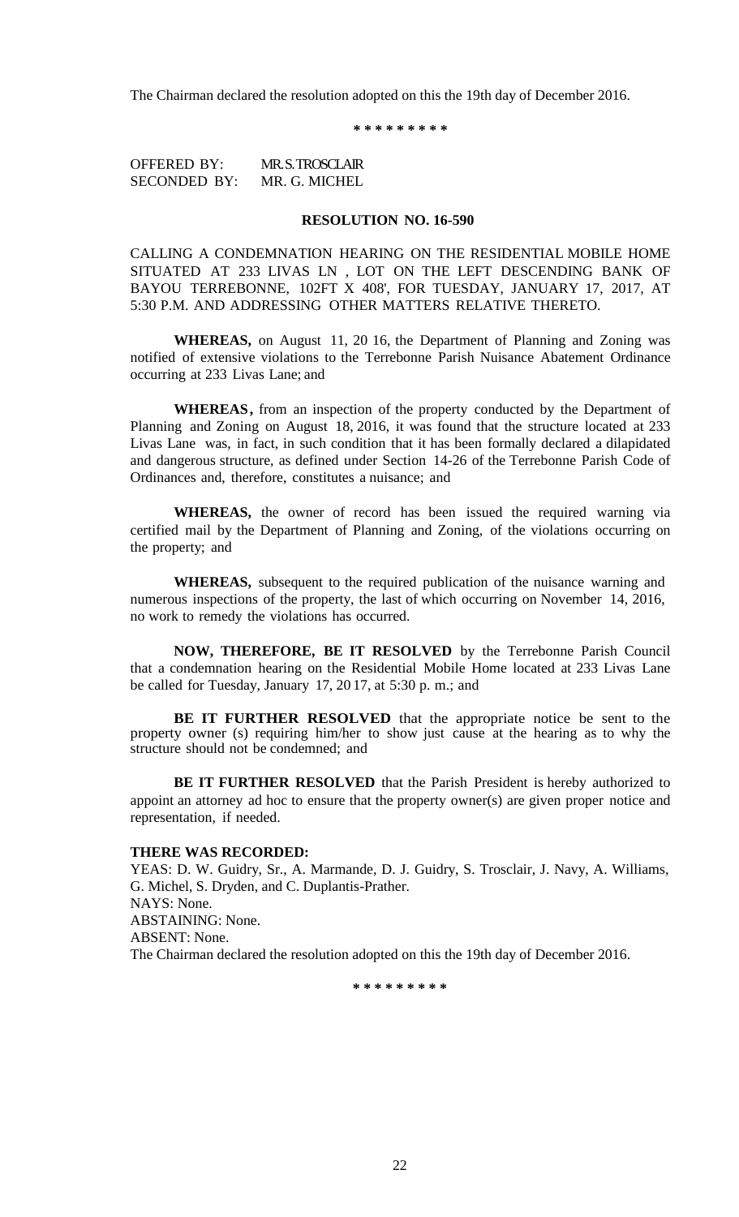The Chairman declared the resolution adopted on this the 19th day of December 2016.

\* \* \* \* \* \* \* \* \*

OFFERED BY: MR. S. TROSCLAIR
SECONDED BY: MR. G. MICHEL

**RESOLUTION NO. 16-590**

CALLING A CONDEMNATION HEARING ON THE RESIDENTIAL MOBILE HOME SITUATED AT 233 LIVAS LN , LOT ON THE LEFT DESCENDING BANK OF BAYOU TERREBONNE, 102FT X 408', FOR TUESDAY, JANUARY 17, 2017, AT 5:30 P.M. AND ADDRESSING OTHER MATTERS RELATIVE THERETO.

**WHEREAS,** on August 11, 20 16, the Department of Planning and Zoning was notified of extensive violations to the Terrebonne Parish Nuisance Abatement Ordinance occurring at 233 Livas Lane; and

**WHEREAS,** from an inspection of the property conducted by the Department of Planning and Zoning on August 18, 2016, it was found that the structure located at 233 Livas Lane was, in fact, in such condition that it has been formally declared a dilapidated and dangerous structure, as defined under Section 14-26 of the Terrebonne Parish Code of Ordinances and, therefore, constitutes a nuisance; and

**WHEREAS,** the owner of record has been issued the required warning via certified mail by the Department of Planning and Zoning, of the violations occurring on the property; and

**WHEREAS,** subsequent to the required publication of the nuisance warning and numerous inspections of the property, the last of which occurring on November 14, 2016, no work to remedy the violations has occurred.

**NOW, THEREFORE, BE IT RESOLVED** by the Terrebonne Parish Council that a condemnation hearing on the Residential Mobile Home located at 233 Livas Lane be called for Tuesday, January 17, 20 17, at 5:30 p. m.; and

**BE IT FURTHER RESOLVED** that the appropriate notice be sent to the property owner (s) requiring him/her to show just cause at the hearing as to why the structure should not be condemned; and

**BE IT FURTHER RESOLVED** that the Parish President is hereby authorized to appoint an attorney ad hoc to ensure that the property owner(s) are given proper notice and representation, if needed.

**THERE WAS RECORDED:**

YEAS: D. W. Guidry, Sr., A. Marmande, D. J. Guidry, S. Trosclair, J. Navy, A. Williams, G. Michel, S. Dryden, and C. Duplantis-Prather.
NAYS: None.
ABSTAINING: None.
ABSENT: None.
The Chairman declared the resolution adopted on this the 19th day of December 2016.

\* \* \* \* \* \* \* \* \*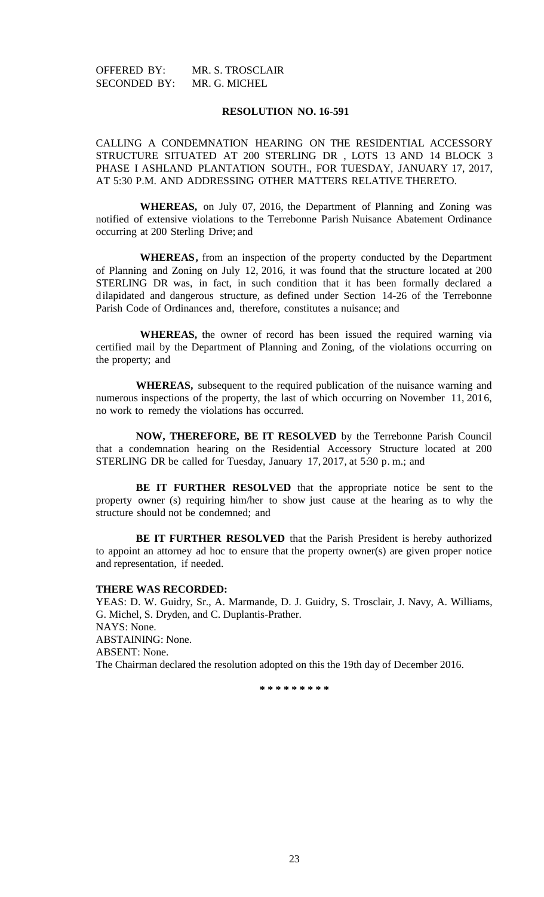OFFERED BY: MR. S. TROSCLAIR
SECONDED BY: MR. G. MICHEL

**RESOLUTION NO. 16-591**

CALLING A CONDEMNATION HEARING ON THE RESIDENTIAL ACCESSORY STRUCTURE SITUATED AT 200 STERLING DR , LOTS 13 AND 14 BLOCK 3 PHASE I ASHLAND PLANTATION SOUTH., FOR TUESDAY, JANUARY 17, 2017, AT 5:30 P.M. AND ADDRESSING OTHER MATTERS RELATIVE THERETO.

**WHEREAS,** on July 07, 2016, the Department of Planning and Zoning was notified of extensive violations to the Terrebonne Parish Nuisance Abatement Ordinance occurring at 200 Sterling Drive; and

**WHEREAS,** from an inspection of the property conducted by the Department of Planning and Zoning on July 12, 2016, it was found that the structure located at 200 STERLING DR was, in fact, in such condition that it has been formally declared a dilapidated and dangerous structure, as defined under Section 14-26 of the Terrebonne Parish Code of Ordinances and, therefore, constitutes a nuisance; and

**WHEREAS,** the owner of record has been issued the required warning via certified mail by the Department of Planning and Zoning, of the violations occurring on the property; and

**WHEREAS,** subsequent to the required publication of the nuisance warning and numerous inspections of the property, the last of which occurring on November 11, 2016, no work to remedy the violations has occurred.

**NOW, THEREFORE, BE IT RESOLVED** by the Terrebonne Parish Council that a condemnation hearing on the Residential Accessory Structure located at 200 STERLING DR be called for Tuesday, January 17, 2017, at 5:30 p. m.; and

**BE IT FURTHER RESOLVED** that the appropriate notice be sent to the property owner (s) requiring him/her to show just cause at the hearing as to why the structure should not be condemned; and

**BE IT FURTHER RESOLVED** that the Parish President is hereby authorized to appoint an attorney ad hoc to ensure that the property owner(s) are given proper notice and representation, if needed.

**THERE WAS RECORDED:**

YEAS: D. W. Guidry, Sr., A. Marmande, D. J. Guidry, S. Trosclair, J. Navy, A. Williams, G. Michel, S. Dryden, and C. Duplantis-Prather.
NAYS: None.
ABSTAINING: None.
ABSENT: None.
The Chairman declared the resolution adopted on this the 19th day of December 2016.

\* \* \* \* \* \* \* \* \*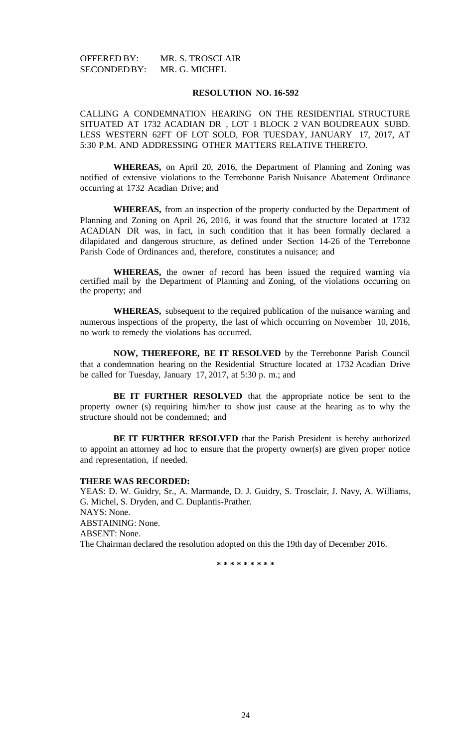OFFERED BY: MR. S. TROSCLAIR
SECONDED BY: MR. G. MICHEL

**RESOLUTION NO. 16-592**

CALLING A CONDEMNATION HEARING ON THE RESIDENTIAL STRUCTURE SITUATED AT 1732 ACADIAN DR , LOT 1 BLOCK 2 VAN BOUDREAUX SUBD. LESS WESTERN 62FT OF LOT SOLD, FOR TUESDAY, JANUARY 17, 2017, AT 5:30 P.M. AND ADDRESSING OTHER MATTERS RELATIVE THERETO.

**WHEREAS,** on April 20, 2016, the Department of Planning and Zoning was notified of extensive violations to the Terrebonne Parish Nuisance Abatement Ordinance occurring at 1732 Acadian Drive; and

**WHEREAS,** from an inspection of the property conducted by the Department of Planning and Zoning on April 26, 2016, it was found that the structure located at 1732 ACADIAN DR was, in fact, in such condition that it has been formally declared a dilapidated and dangerous structure, as defined under Section 14-26 of the Terrebonne Parish Code of Ordinances and, therefore, constitutes a nuisance; and

**WHEREAS,** the owner of record has been issued the required warning via certified mail by the Department of Planning and Zoning, of the violations occurring on the property; and

**WHEREAS,** subsequent to the required publication of the nuisance warning and numerous inspections of the property, the last of which occurring on November 10, 2016, no work to remedy the violations has occurred.

**NOW, THEREFORE, BE IT RESOLVED** by the Terrebonne Parish Council that a condemnation hearing on the Residential Structure located at 1732 Acadian Drive be called for Tuesday, January 17, 2017, at 5:30 p. m.; and

**BE IT FURTHER RESOLVED** that the appropriate notice be sent to the property owner (s) requiring him/her to show just cause at the hearing as to why the structure should not be condemned; and

**BE IT FURTHER RESOLVED** that the Parish President is hereby authorized to appoint an attorney ad hoc to ensure that the property owner(s) are given proper notice and representation, if needed.

**THERE WAS RECORDED:**
YEAS: D. W. Guidry, Sr., A. Marmande, D. J. Guidry, S. Trosclair, J. Navy, A. Williams, G. Michel, S. Dryden, and C. Duplantis-Prather.
NAYS: None.
ABSTAINING: None.
ABSENT: None.
The Chairman declared the resolution adopted on this the 19th day of December 2016.

\* \* \* \* \* \* \* \* \*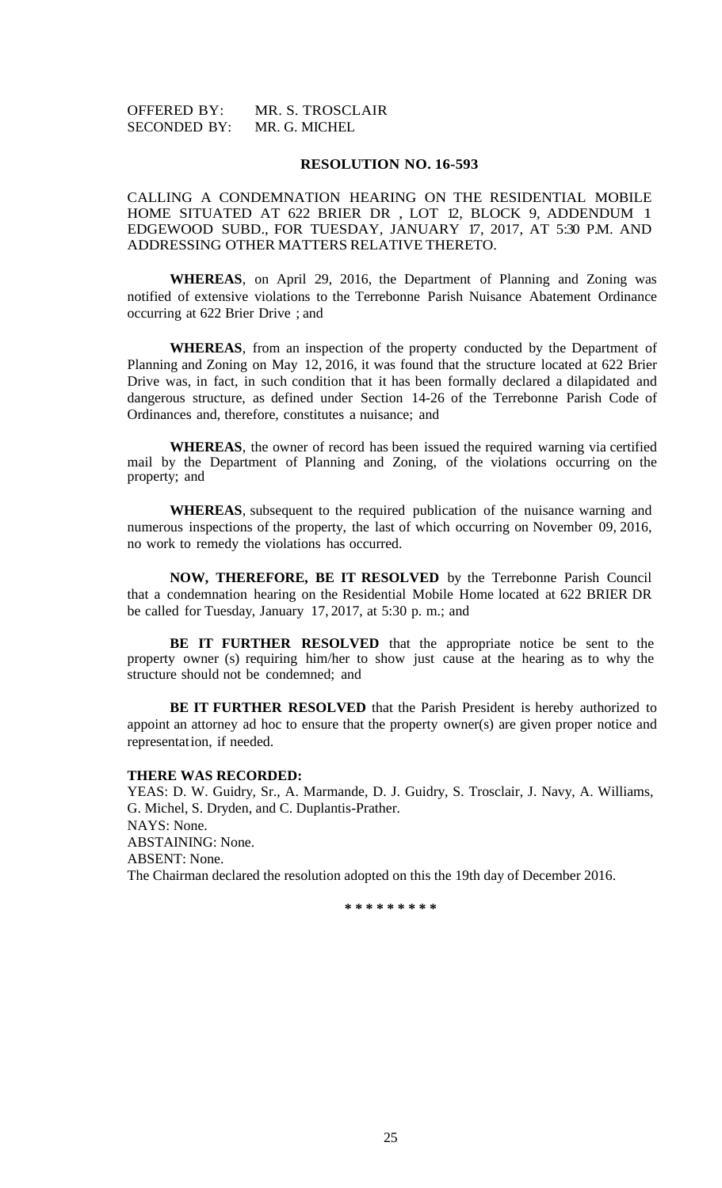OFFERED BY: MR. S. TROSCLAIR
SECONDED BY: MR. G. MICHEL

**RESOLUTION NO. 16-593**

CALLING A CONDEMNATION HEARING ON THE RESIDENTIAL MOBILE HOME SITUATED AT 622 BRIER DR , LOT 12, BLOCK 9, ADDENDUM 1 EDGEWOOD SUBD., FOR TUESDAY, JANUARY 17, 2017, AT 5:30 P.M. AND ADDRESSING OTHER MATTERS RELATIVE THERETO.

**WHEREAS**, on April 29, 2016, the Department of Planning and Zoning was notified of extensive violations to the Terrebonne Parish Nuisance Abatement Ordinance occurring at 622 Brier Drive ; and

**WHEREAS**, from an inspection of the property conducted by the Department of Planning and Zoning on May 12, 2016, it was found that the structure located at 622 Brier Drive was, in fact, in such condition that it has been formally declared a dilapidated and dangerous structure, as defined under Section 14-26 of the Terrebonne Parish Code of Ordinances and, therefore, constitutes a nuisance; and

**WHEREAS**, the owner of record has been issued the required warning via certified mail by the Department of Planning and Zoning, of the violations occurring on the property; and

**WHEREAS**, subsequent to the required publication of the nuisance warning and numerous inspections of the property, the last of which occurring on November 09, 2016, no work to remedy the violations has occurred.

**NOW, THEREFORE, BE IT RESOLVED** by the Terrebonne Parish Council that a condemnation hearing on the Residential Mobile Home located at 622 BRIER DR be called for Tuesday, January 17, 2017, at 5:30 p. m.; and

**BE IT FURTHER RESOLVED** that the appropriate notice be sent to the property owner (s) requiring him/her to show just cause at the hearing as to why the structure should not be condemned; and

**BE IT FURTHER RESOLVED** that the Parish President is hereby authorized to appoint an attorney ad hoc to ensure that the property owner(s) are given proper notice and representation, if needed.

**THERE WAS RECORDED:**

YEAS: D. W. Guidry, Sr., A. Marmande, D. J. Guidry, S. Trosclair, J. Navy, A. Williams, G. Michel, S. Dryden, and C. Duplantis-Prather.
NAYS: None.
ABSTAINING: None.
ABSENT: None.
The Chairman declared the resolution adopted on this the 19th day of December 2016.

\* \* \* \* \* \* \* \* \*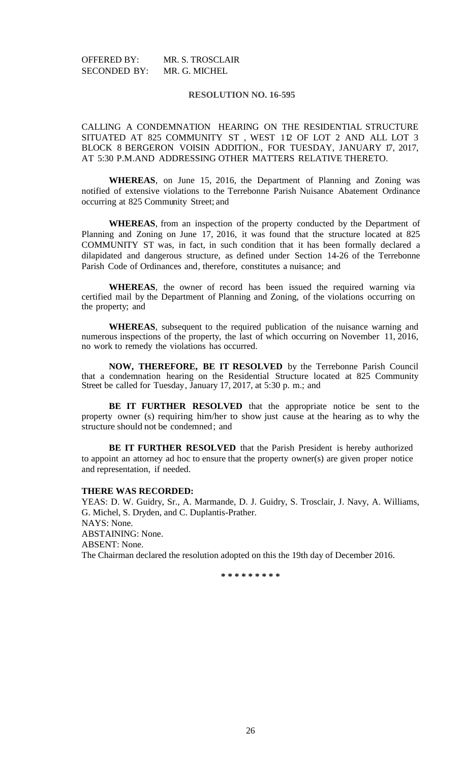OFFERED BY: MR. S. TROSCLAIR
SECONDED BY: MR. G. MICHEL

**RESOLUTION NO. 16-595**

CALLING A CONDEMNATION HEARING ON THE RESIDENTIAL STRUCTURE SITUATED AT 825 COMMUNITY ST , WEST 1⁄2 OF LOT 2 AND ALL LOT 3 BLOCK 8 BERGERON VOISIN ADDITION., FOR TUESDAY, JANUARY 17, 2017, AT 5:30 P.M.AND ADDRESSING OTHER MATTERS RELATIVE THERETO.

**WHEREAS**, on June 15, 2016, the Department of Planning and Zoning was notified of extensive violations to the Terrebonne Parish Nuisance Abatement Ordinance occurring at 825 Community Street; and

**WHEREAS**, from an inspection of the property conducted by the Department of Planning and Zoning on June 17, 2016, it was found that the structure located at 825 COMMUNITY ST was, in fact, in such condition that it has been formally declared a dilapidated and dangerous structure, as defined under Section 14-26 of the Terrebonne Parish Code of Ordinances and, therefore, constitutes a nuisance; and

**WHEREAS**, the owner of record has been issued the required warning via certified mail by the Department of Planning and Zoning, of the violations occurring on the property; and

**WHEREAS**, subsequent to the required publication of the nuisance warning and numerous inspections of the property, the last of which occurring on November 11, 2016, no work to remedy the violations has occurred.

**NOW, THEREFORE, BE IT RESOLVED** by the Terrebonne Parish Council that a condemnation hearing on the Residential Structure located at 825 Community Street be called for Tuesday, January 17, 2017, at 5:30 p. m.; and

**BE IT FURTHER RESOLVED** that the appropriate notice be sent to the property owner (s) requiring him/her to show just cause at the hearing as to why the structure should not be condemned; and

**BE IT FURTHER RESOLVED** that the Parish President is hereby authorized to appoint an attorney ad hoc to ensure that the property owner(s) are given proper notice and representation, if needed.

**THERE WAS RECORDED:**
YEAS: D. W. Guidry, Sr., A. Marmande, D. J. Guidry, S. Trosclair, J. Navy, A. Williams, G. Michel, S. Dryden, and C. Duplantis-Prather.
NAYS: None.
ABSTAINING: None.
ABSENT: None.
The Chairman declared the resolution adopted on this the 19th day of December 2016.

**\* \* \* \* \* \* \* \* \***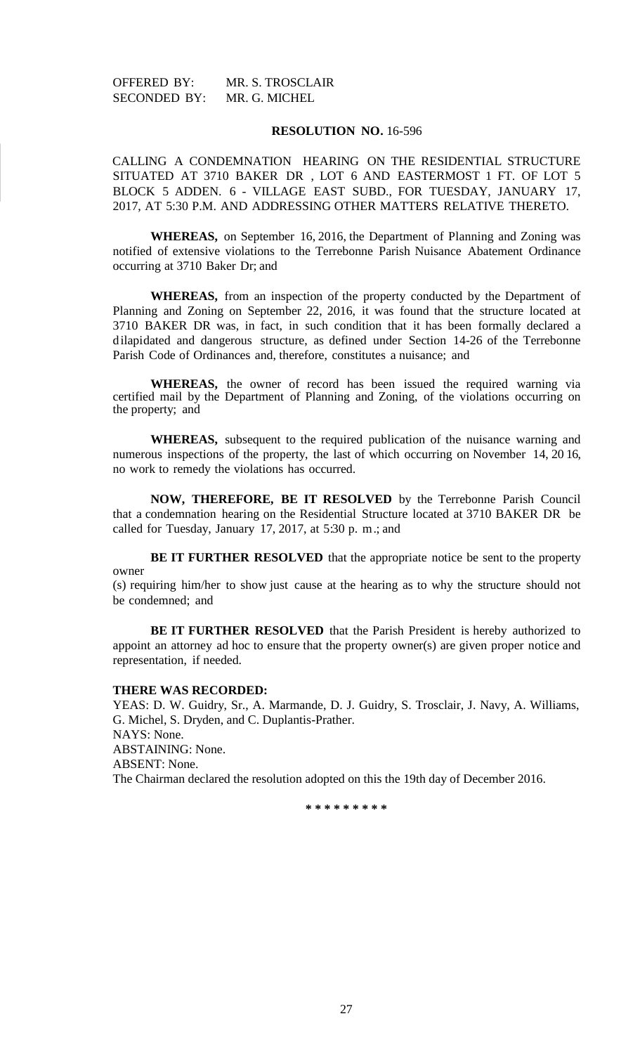OFFERED BY: MR. S. TROSCLAIR
SECONDED BY: MR. G. MICHEL

**RESOLUTION NO.** 16-596

CALLING A CONDEMNATION HEARING ON THE RESIDENTIAL STRUCTURE SITUATED AT 3710 BAKER DR , LOT 6 AND EASTERMOST 1 FT. OF LOT 5 BLOCK 5 ADDEN. 6 - VILLAGE EAST SUBD., FOR TUESDAY, JANUARY 17, 2017, AT 5:30 P.M. AND ADDRESSING OTHER MATTERS RELATIVE THERETO.

**WHEREAS,** on September 16, 2016, the Department of Planning and Zoning was notified of extensive violations to the Terrebonne Parish Nuisance Abatement Ordinance occurring at 3710 Baker Dr; and

**WHEREAS,** from an inspection of the property conducted by the Department of Planning and Zoning on September 22, 2016, it was found that the structure located at 3710 BAKER DR was, in fact, in such condition that it has been formally declared a dilapidated and dangerous structure, as defined under Section 14-26 of the Terrebonne Parish Code of Ordinances and, therefore, constitutes a nuisance; and

**WHEREAS,** the owner of record has been issued the required warning via certified mail by the Department of Planning and Zoning, of the violations occurring on the property; and

**WHEREAS,** subsequent to the required publication of the nuisance warning and numerous inspections of the property, the last of which occurring on November 14, 20 16, no work to remedy the violations has occurred.

**NOW, THEREFORE, BE IT RESOLVED** by the Terrebonne Parish Council that a condemnation hearing on the Residential Structure located at 3710 BAKER DR be called for Tuesday, January 17, 2017, at 5:30 p. m.; and

**BE IT FURTHER RESOLVED** that the appropriate notice be sent to the property owner (s) requiring him/her to show just cause at the hearing as to why the structure should not be condemned; and

**BE IT FURTHER RESOLVED** that the Parish President is hereby authorized to appoint an attorney ad hoc to ensure that the property owner(s) are given proper notice and representation, if needed.

**THERE WAS RECORDED:**

YEAS: D. W. Guidry, Sr., A. Marmande, D. J. Guidry, S. Trosclair, J. Navy, A. Williams, G. Michel, S. Dryden, and C. Duplantis-Prather.
NAYS: None.
ABSTAINING: None.
ABSENT: None.
The Chairman declared the resolution adopted on this the 19th day of December 2016.

\* \* \* \* \* \* \* \* \*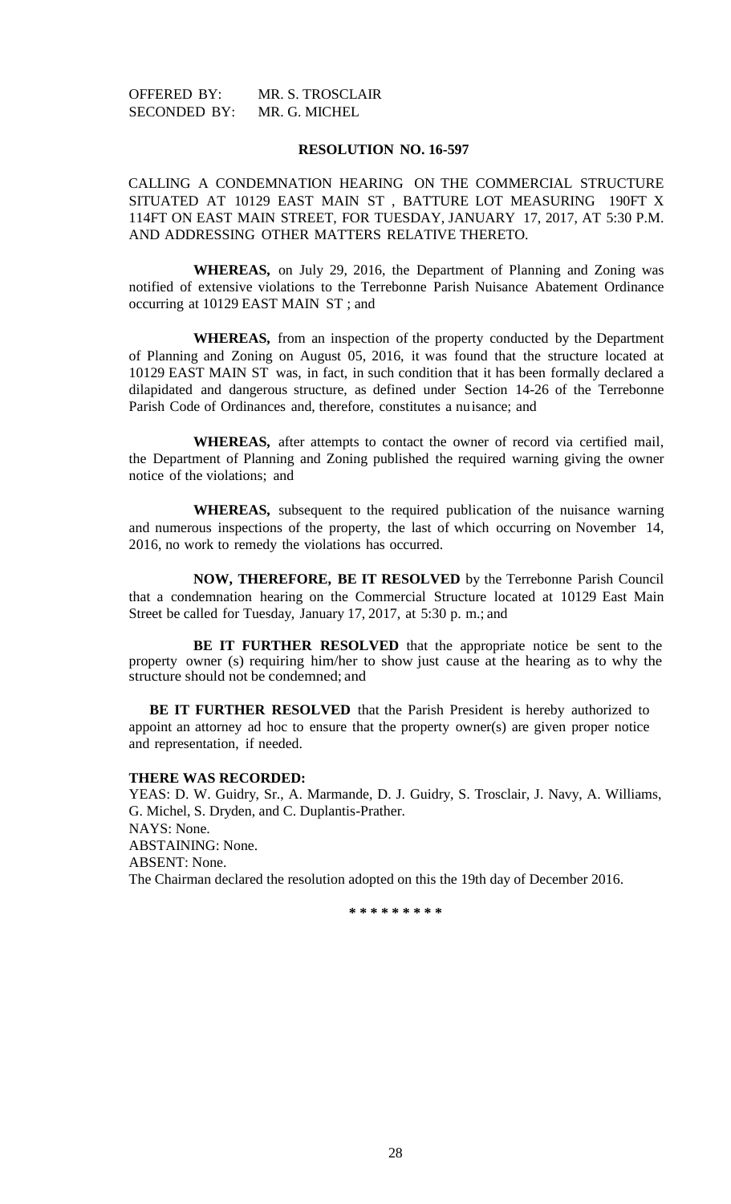OFFERED BY: MR. S. TROSCLAIR
SECONDED BY: MR. G. MICHEL

**RESOLUTION NO. 16-597**

CALLING A CONDEMNATION HEARING ON THE COMMERCIAL STRUCTURE SITUATED AT 10129 EAST MAIN ST , BATTURE LOT MEASURING 190FT X 114FT ON EAST MAIN STREET, FOR TUESDAY, JANUARY 17, 2017, AT 5:30 P.M. AND ADDRESSING OTHER MATTERS RELATIVE THERETO.

**WHEREAS,** on July 29, 2016, the Department of Planning and Zoning was notified of extensive violations to the Terrebonne Parish Nuisance Abatement Ordinance occurring at 10129 EAST MAIN ST ; and

**WHEREAS,** from an inspection of the property conducted by the Department of Planning and Zoning on August 05, 2016, it was found that the structure located at 10129 EAST MAIN ST was, in fact, in such condition that it has been formally declared a dilapidated and dangerous structure, as defined under Section 14-26 of the Terrebonne Parish Code of Ordinances and, therefore, constitutes a nuisance; and

**WHEREAS,** after attempts to contact the owner of record via certified mail, the Department of Planning and Zoning published the required warning giving the owner notice of the violations; and

**WHEREAS,** subsequent to the required publication of the nuisance warning and numerous inspections of the property, the last of which occurring on November 14, 2016, no work to remedy the violations has occurred.

**NOW, THEREFORE, BE IT RESOLVED** by the Terrebonne Parish Council that a condemnation hearing on the Commercial Structure located at 10129 East Main Street be called for Tuesday, January 17, 2017, at 5:30 p. m.; and

**BE IT FURTHER RESOLVED** that the appropriate notice be sent to the property owner (s) requiring him/her to show just cause at the hearing as to why the structure should not be condemned; and

**BE IT FURTHER RESOLVED** that the Parish President is hereby authorized to appoint an attorney ad hoc to ensure that the property owner(s) are given proper notice and representation, if needed.

**THERE WAS RECORDED:**
YEAS: D. W. Guidry, Sr., A. Marmande, D. J. Guidry, S. Trosclair, J. Navy, A. Williams, G. Michel, S. Dryden, and C. Duplantis-Prather.
NAYS: None.
ABSTAINING: None.
ABSENT: None.
The Chairman declared the resolution adopted on this the 19th day of December 2016.

\* \* \* \* \* \* \* \* \*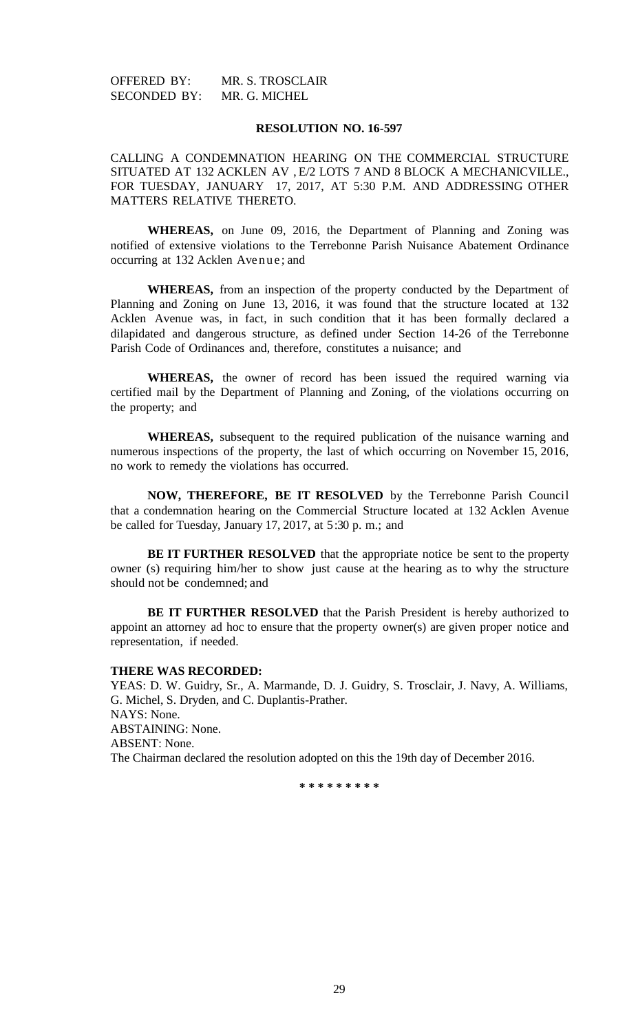OFFERED BY: MR. S. TROSCLAIR
SECONDED BY: MR. G. MICHEL

**RESOLUTION NO. 16-597**

CALLING A CONDEMNATION HEARING ON THE COMMERCIAL STRUCTURE SITUATED AT 132 ACKLEN AV , E/2 LOTS 7 AND 8 BLOCK A MECHANICVILLE., FOR TUESDAY, JANUARY 17, 2017, AT 5:30 P.M. AND ADDRESSING OTHER MATTERS RELATIVE THERETO.

**WHEREAS,** on June 09, 2016, the Department of Planning and Zoning was notified of extensive violations to the Terrebonne Parish Nuisance Abatement Ordinance occurring at 132 Acklen Avenue; and

**WHEREAS,** from an inspection of the property conducted by the Department of Planning and Zoning on June 13, 2016, it was found that the structure located at 132 Acklen Avenue was, in fact, in such condition that it has been formally declared a dilapidated and dangerous structure, as defined under Section 14-26 of the Terrebonne Parish Code of Ordinances and, therefore, constitutes a nuisance; and

**WHEREAS,** the owner of record has been issued the required warning via certified mail by the Department of Planning and Zoning, of the violations occurring on the property; and

**WHEREAS,** subsequent to the required publication of the nuisance warning and numerous inspections of the property, the last of which occurring on November 15, 2016, no work to remedy the violations has occurred.

**NOW, THEREFORE, BE IT RESOLVED** by the Terrebonne Parish Council that a condemnation hearing on the Commercial Structure located at 132 Acklen Avenue be called for Tuesday, January 17, 2017, at 5:30 p. m.; and

**BE IT FURTHER RESOLVED** that the appropriate notice be sent to the property owner (s) requiring him/her to show just cause at the hearing as to why the structure should not be condemned; and

**BE IT FURTHER RESOLVED** that the Parish President is hereby authorized to appoint an attorney ad hoc to ensure that the property owner(s) are given proper notice and representation, if needed.

**THERE WAS RECORDED:**
YEAS: D. W. Guidry, Sr., A. Marmande, D. J. Guidry, S. Trosclair, J. Navy, A. Williams, G. Michel, S. Dryden, and C. Duplantis-Prather.
NAYS: None.
ABSTAINING: None.
ABSENT: None.
The Chairman declared the resolution adopted on this the 19th day of December 2016.

\* \* \* \* \* \* \* \* \*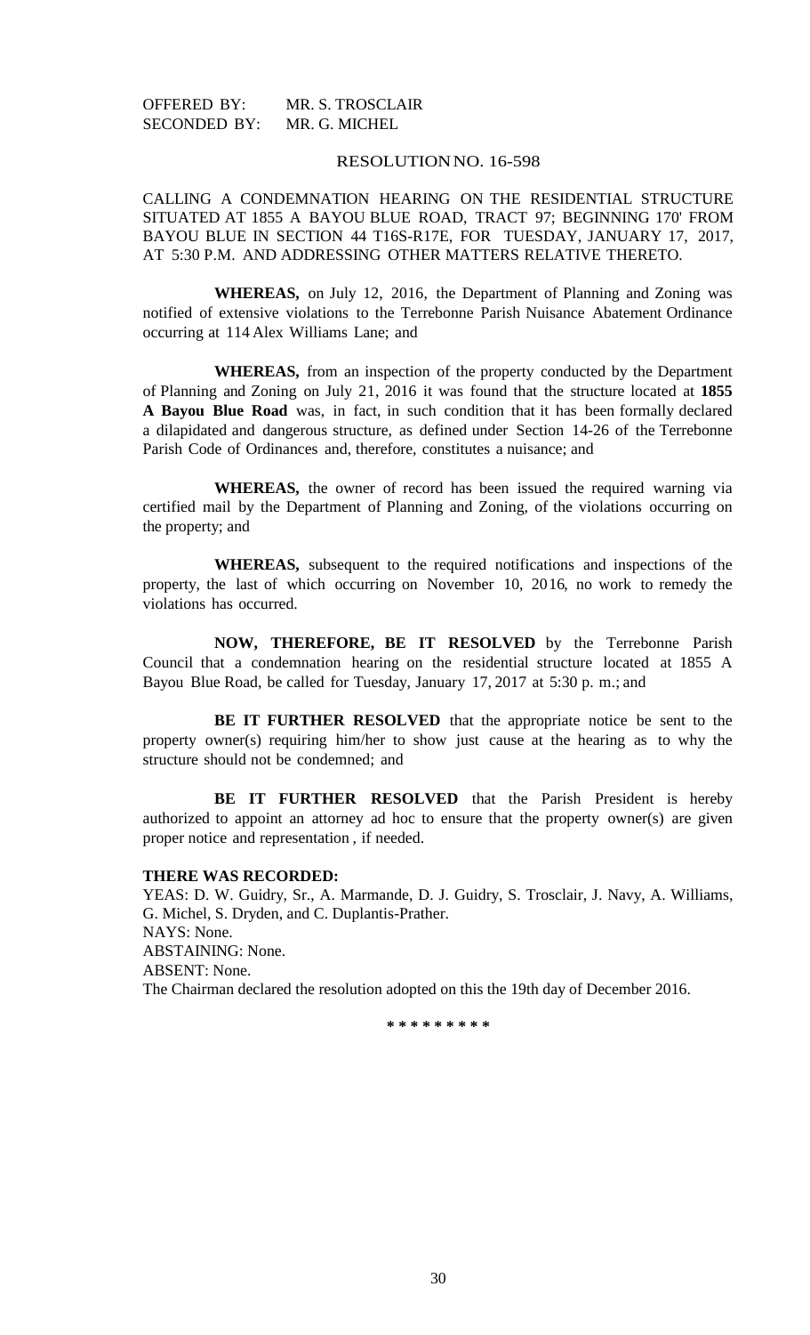OFFERED BY: MR. S. TROSCLAIR
SECONDED BY: MR. G. MICHEL

RESOLUTION NO. 16-598

CALLING A CONDEMNATION HEARING ON THE RESIDENTIAL STRUCTURE SITUATED AT 1855 A BAYOU BLUE ROAD, TRACT 97; BEGINNING 170' FROM BAYOU BLUE IN SECTION 44 T16S-R17E, FOR TUESDAY, JANUARY 17, 2017, AT 5:30 P.M. AND ADDRESSING OTHER MATTERS RELATIVE THERETO.

**WHEREAS,** on July 12, 2016, the Department of Planning and Zoning was notified of extensive violations to the Terrebonne Parish Nuisance Abatement Ordinance occurring at 114 Alex Williams Lane; and

**WHEREAS,** from an inspection of the property conducted by the Department of Planning and Zoning on July 21, 2016 it was found that the structure located at **1855 A Bayou Blue Road** was, in fact, in such condition that it has been formally declared a dilapidated and dangerous structure, as defined under Section 14-26 of the Terrebonne Parish Code of Ordinances and, therefore, constitutes a nuisance; and

**WHEREAS,** the owner of record has been issued the required warning via certified mail by the Department of Planning and Zoning, of the violations occurring on the property; and

**WHEREAS,** subsequent to the required notifications and inspections of the property, the last of which occurring on November 10, 2016, no work to remedy the violations has occurred.

**NOW, THEREFORE, BE IT RESOLVED** by the Terrebonne Parish Council that a condemnation hearing on the residential structure located at 1855 A Bayou Blue Road, be called for Tuesday, January 17, 2017 at 5:30 p. m.; and

**BE IT FURTHER RESOLVED** that the appropriate notice be sent to the property owner(s) requiring him/her to show just cause at the hearing as to why the structure should not be condemned; and

**BE IT FURTHER RESOLVED** that the Parish President is hereby authorized to appoint an attorney ad hoc to ensure that the property owner(s) are given proper notice and representation , if needed.

**THERE WAS RECORDED:**

YEAS: D. W. Guidry, Sr., A. Marmande, D. J. Guidry, S. Trosclair, J. Navy, A. Williams, G. Michel, S. Dryden, and C. Duplantis-Prather.
NAYS: None.
ABSTAINING: None.
ABSENT: None.
The Chairman declared the resolution adopted on this the 19th day of December 2016.

\* \* \* \* \* \* \* \* \*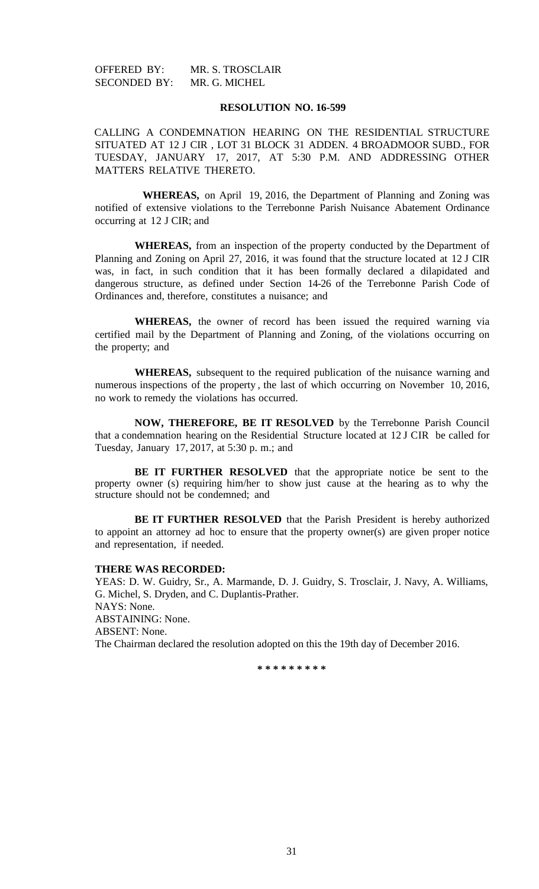OFFERED BY: MR. S. TROSCLAIR
SECONDED BY: MR. G. MICHEL

**RESOLUTION NO. 16-599**

CALLING A CONDEMNATION HEARING ON THE RESIDENTIAL STRUCTURE SITUATED AT 12 J CIR , LOT 31 BLOCK 31 ADDEN. 4 BROADMOOR SUBD., FOR TUESDAY, JANUARY 17, 2017, AT 5:30 P.M. AND ADDRESSING OTHER MATTERS RELATIVE THERETO.

**WHEREAS,** on April 19, 2016, the Department of Planning and Zoning was notified of extensive violations to the Terrebonne Parish Nuisance Abatement Ordinance occurring at 12 J CIR; and

**WHEREAS,** from an inspection of the property conducted by the Department of Planning and Zoning on April 27, 2016, it was found that the structure located at 12 J CIR was, in fact, in such condition that it has been formally declared a dilapidated and dangerous structure, as defined under Section 14-26 of the Terrebonne Parish Code of Ordinances and, therefore, constitutes a nuisance; and

**WHEREAS,** the owner of record has been issued the required warning via certified mail by the Department of Planning and Zoning, of the violations occurring on the property; and

**WHEREAS,** subsequent to the required publication of the nuisance warning and numerous inspections of the property , the last of which occurring on November 10, 2016, no work to remedy the violations has occurred.

**NOW, THEREFORE, BE IT RESOLVED** by the Terrebonne Parish Council that a condemnation hearing on the Residential Structure located at 12 J CIR be called for Tuesday, January 17, 2017, at 5:30 p. m.; and

**BE IT FURTHER RESOLVED** that the appropriate notice be sent to the property owner (s) requiring him/her to show just cause at the hearing as to why the structure should not be condemned; and

**BE IT FURTHER RESOLVED** that the Parish President is hereby authorized to appoint an attorney ad hoc to ensure that the property owner(s) are given proper notice and representation, if needed.

**THERE WAS RECORDED:**

YEAS: D. W. Guidry, Sr., A. Marmande, D. J. Guidry, S. Trosclair, J. Navy, A. Williams, G. Michel, S. Dryden, and C. Duplantis-Prather.
NAYS: None.
ABSTAINING: None.
ABSENT: None.
The Chairman declared the resolution adopted on this the 19th day of December 2016.

\* \* \* \* \* \* \* \* \*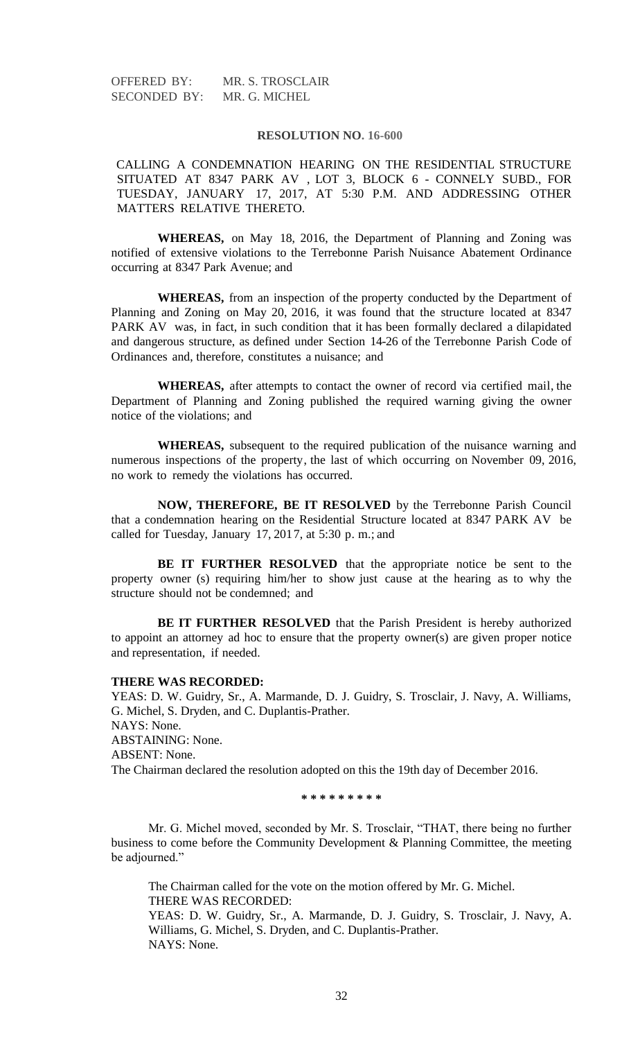OFFERED BY: MR. S. TROSCLAIR
SECONDED BY: MR. G. MICHEL

**RESOLUTION NO. 16-600**

CALLING A CONDEMNATION HEARING ON THE RESIDENTIAL STRUCTURE SITUATED AT 8347 PARK AV , LOT 3, BLOCK 6 - CONNELY SUBD., FOR TUESDAY, JANUARY 17, 2017, AT 5:30 P.M. AND ADDRESSING OTHER MATTERS RELATIVE THERETO.

**WHEREAS,** on May 18, 2016, the Department of Planning and Zoning was notified of extensive violations to the Terrebonne Parish Nuisance Abatement Ordinance occurring at 8347 Park Avenue; and

**WHEREAS,** from an inspection of the property conducted by the Department of Planning and Zoning on May 20, 2016, it was found that the structure located at 8347 PARK AV was, in fact, in such condition that it has been formally declared a dilapidated and dangerous structure, as defined under Section 14-26 of the Terrebonne Parish Code of Ordinances and, therefore, constitutes a nuisance; and

**WHEREAS,** after attempts to contact the owner of record via certified mail, the Department of Planning and Zoning published the required warning giving the owner notice of the violations; and

**WHEREAS,** subsequent to the required publication of the nuisance warning and numerous inspections of the property, the last of which occurring on November 09, 2016, no work to remedy the violations has occurred.

**NOW, THEREFORE, BE IT RESOLVED** by the Terrebonne Parish Council that a condemnation hearing on the Residential Structure located at 8347 PARK AV be called for Tuesday, January 17, 2017, at 5:30 p. m.; and

**BE IT FURTHER RESOLVED** that the appropriate notice be sent to the property owner (s) requiring him/her to show just cause at the hearing as to why the structure should not be condemned; and

**BE IT FURTHER RESOLVED** that the Parish President is hereby authorized to appoint an attorney ad hoc to ensure that the property owner(s) are given proper notice and representation, if needed.

**THERE WAS RECORDED:**
YEAS: D. W. Guidry, Sr., A. Marmande, D. J. Guidry, S. Trosclair, J. Navy, A. Williams, G. Michel, S. Dryden, and C. Duplantis-Prather.
NAYS: None.
ABSTAINING: None.
ABSENT: None.
The Chairman declared the resolution adopted on this the 19th day of December 2016.

**\* \* \* \* \* \* \* \* \***

Mr. G. Michel moved, seconded by Mr. S. Trosclair, "THAT, there being no further business to come before the Community Development & Planning Committee, the meeting be adjourned."

The Chairman called for the vote on the motion offered by Mr. G. Michel.
THERE WAS RECORDED:
YEAS: D. W. Guidry, Sr., A. Marmande, D. J. Guidry, S. Trosclair, J. Navy, A. Williams, G. Michel, S. Dryden, and C. Duplantis-Prather.
NAYS: None.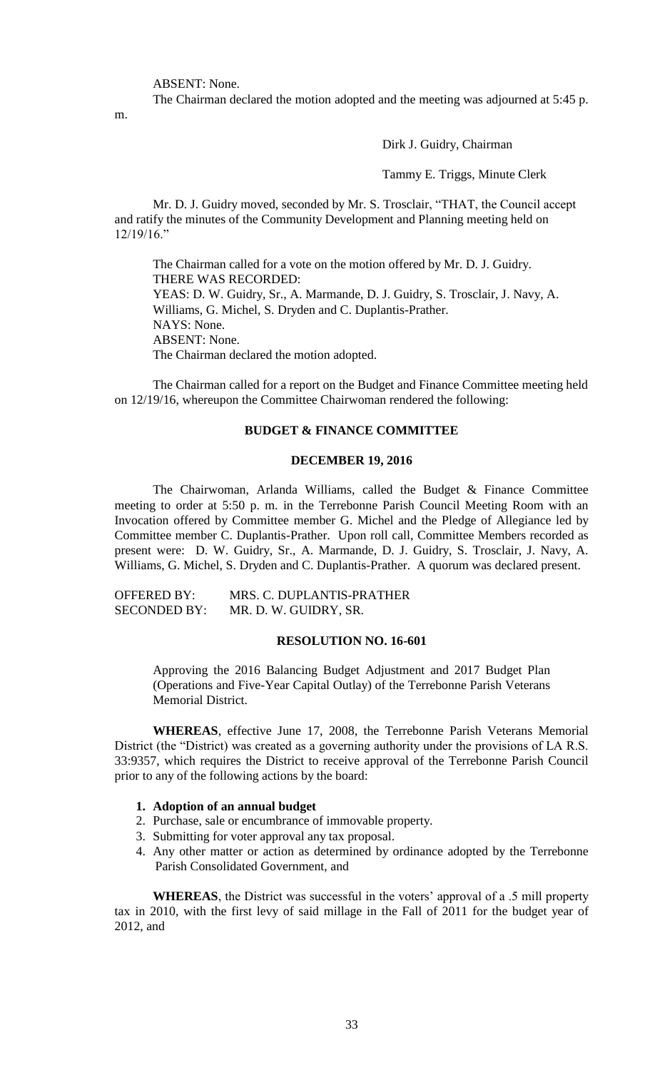ABSENT: None.

The Chairman declared the motion adopted and the meeting was adjourned at 5:45 p. m.

Dirk J. Guidry, Chairman

Tammy E. Triggs, Minute Clerk

Mr. D. J. Guidry moved, seconded by Mr. S. Trosclair, "THAT, the Council accept and ratify the minutes of the Community Development and Planning meeting held on 12/19/16."

The Chairman called for a vote on the motion offered by Mr. D. J. Guidry.
THERE WAS RECORDED:
YEAS: D. W. Guidry, Sr., A. Marmande, D. J. Guidry, S. Trosclair, J. Navy, A. Williams, G. Michel, S. Dryden and C. Duplantis-Prather.
NAYS: None.
ABSENT: None.
The Chairman declared the motion adopted.

The Chairman called for a report on the Budget and Finance Committee meeting held on 12/19/16, whereupon the Committee Chairwoman rendered the following:

**BUDGET & FINANCE COMMITTEE**

**DECEMBER 19, 2016**

The Chairwoman, Arlanda Williams, called the Budget & Finance Committee meeting to order at 5:50 p. m. in the Terrebonne Parish Council Meeting Room with an Invocation offered by Committee member G. Michel and the Pledge of Allegiance led by Committee member C. Duplantis-Prather. Upon roll call, Committee Members recorded as present were: D. W. Guidry, Sr., A. Marmande, D. J. Guidry, S. Trosclair, J. Navy, A. Williams, G. Michel, S. Dryden and C. Duplantis-Prather. A quorum was declared present.

OFFERED BY: MRS. C. DUPLANTIS-PRATHER
SECONDED BY: MR. D. W. GUIDRY, SR.

**RESOLUTION NO. 16-601**

Approving the 2016 Balancing Budget Adjustment and 2017 Budget Plan (Operations and Five-Year Capital Outlay) of the Terrebonne Parish Veterans Memorial District.

**WHEREAS**, effective June 17, 2008, the Terrebonne Parish Veterans Memorial District (the "District) was created as a governing authority under the provisions of LA R.S. 33:9357, which requires the District to receive approval of the Terrebonne Parish Council prior to any of the following actions by the board:

1. **Adoption of an annual budget**
2. Purchase, sale or encumbrance of immovable property.
3. Submitting for voter approval any tax proposal.
4. Any other matter or action as determined by ordinance adopted by the Terrebonne Parish Consolidated Government, and

**WHEREAS**, the District was successful in the voters' approval of a .5 mill property tax in 2010, with the first levy of said millage in the Fall of 2011 for the budget year of 2012, and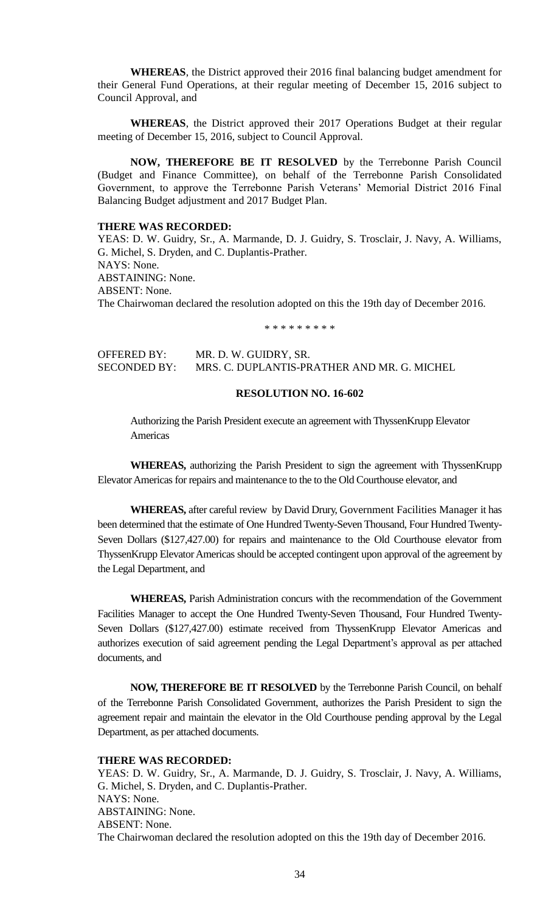**WHEREAS**, the District approved their 2016 final balancing budget amendment for their General Fund Operations, at their regular meeting of December 15, 2016 subject to Council Approval, and

**WHEREAS**, the District approved their 2017 Operations Budget at their regular meeting of December 15, 2016, subject to Council Approval.

**NOW, THEREFORE BE IT RESOLVED** by the Terrebonne Parish Council (Budget and Finance Committee), on behalf of the Terrebonne Parish Consolidated Government, to approve the Terrebonne Parish Veterans' Memorial District 2016 Final Balancing Budget adjustment and 2017 Budget Plan.

**THERE WAS RECORDED:**
YEAS: D. W. Guidry, Sr., A. Marmande, D. J. Guidry, S. Trosclair, J. Navy, A. Williams, G. Michel, S. Dryden, and C. Duplantis-Prather.
NAYS: None.
ABSTAINING: None.
ABSENT: None.
The Chairwoman declared the resolution adopted on this the 19th day of December 2016.

\* \* \* \* \* \* \* \* \*

OFFERED BY: MR. D. W. GUIDRY, SR.
SECONDED BY: MRS. C. DUPLANTIS-PRATHER AND MR. G. MICHEL

**RESOLUTION NO. 16-602**

Authorizing the Parish President execute an agreement with ThyssenKrupp Elevator Americas

**WHEREAS,** authorizing the Parish President to sign the agreement with ThyssenKrupp Elevator Americas for repairs and maintenance to the to the Old Courthouse elevator, and

**WHEREAS,** after careful review by David Drury, Government Facilities Manager it has been determined that the estimate of One Hundred Twenty-Seven Thousand, Four Hundred Twenty-Seven Dollars ($127,427.00) for repairs and maintenance to the Old Courthouse elevator from ThyssenKrupp Elevator Americas should be accepted contingent upon approval of the agreement by the Legal Department, and

**WHEREAS,** Parish Administration concurs with the recommendation of the Government Facilities Manager to accept the One Hundred Twenty-Seven Thousand, Four Hundred Twenty-Seven Dollars ($127,427.00) estimate received from ThyssenKrupp Elevator Americas and authorizes execution of said agreement pending the Legal Department's approval as per attached documents, and

**NOW, THEREFORE BE IT RESOLVED** by the Terrebonne Parish Council, on behalf of the Terrebonne Parish Consolidated Government, authorizes the Parish President to sign the agreement repair and maintain the elevator in the Old Courthouse pending approval by the Legal Department, as per attached documents.

**THERE WAS RECORDED:**
YEAS: D. W. Guidry, Sr., A. Marmande, D. J. Guidry, S. Trosclair, J. Navy, A. Williams, G. Michel, S. Dryden, and C. Duplantis-Prather.
NAYS: None.
ABSTAINING: None.
ABSENT: None.
The Chairwoman declared the resolution adopted on this the 19th day of December 2016.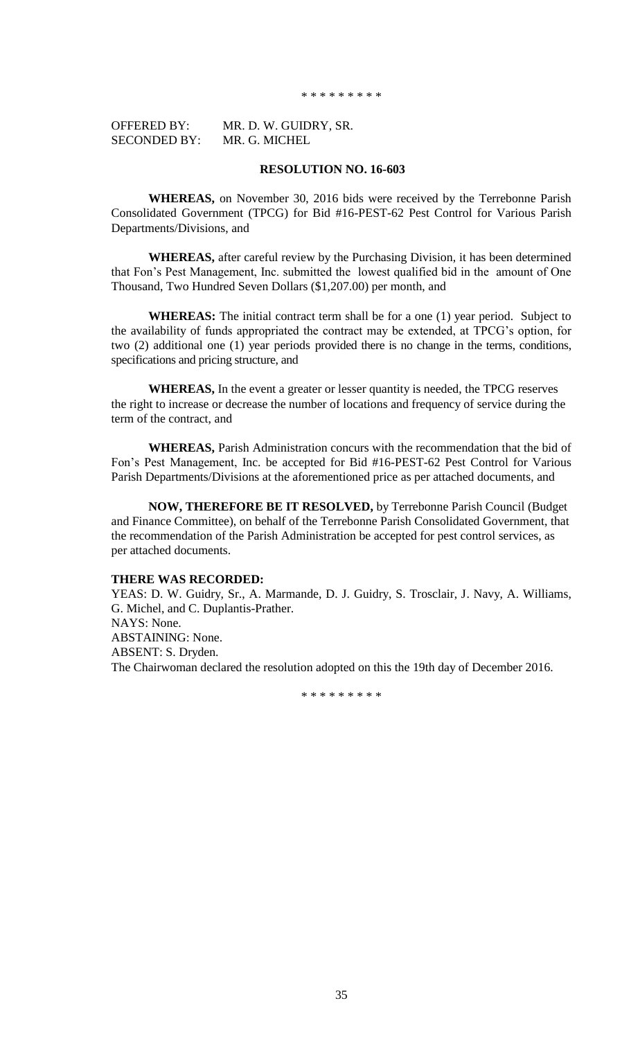\* \* \* \* \* \* \* \* \*

OFFERED BY: MR. D. W. GUIDRY, SR.
SECONDED BY: MR. G. MICHEL

**RESOLUTION NO. 16-603**

**WHEREAS,** on November 30, 2016 bids were received by the Terrebonne Parish Consolidated Government (TPCG) for Bid #16-PEST-62 Pest Control for Various Parish Departments/Divisions, and

**WHEREAS,** after careful review by the Purchasing Division, it has been determined that Fon's Pest Management, Inc. submitted the lowest qualified bid in the amount of One Thousand, Two Hundred Seven Dollars ($1,207.00) per month, and

**WHEREAS:** The initial contract term shall be for a one (1) year period. Subject to the availability of funds appropriated the contract may be extended, at TPCG's option, for two (2) additional one (1) year periods provided there is no change in the terms, conditions, specifications and pricing structure, and

**WHEREAS,** In the event a greater or lesser quantity is needed, the TPCG reserves the right to increase or decrease the number of locations and frequency of service during the term of the contract, and

**WHEREAS,** Parish Administration concurs with the recommendation that the bid of Fon's Pest Management, Inc. be accepted for Bid #16-PEST-62 Pest Control for Various Parish Departments/Divisions at the aforementioned price as per attached documents, and

**NOW, THEREFORE BE IT RESOLVED,** by Terrebonne Parish Council (Budget and Finance Committee), on behalf of the Terrebonne Parish Consolidated Government, that the recommendation of the Parish Administration be accepted for pest control services, as per attached documents.

**THERE WAS RECORDED:**
YEAS: D. W. Guidry, Sr., A. Marmande, D. J. Guidry, S. Trosclair, J. Navy, A. Williams, G. Michel, and C. Duplantis-Prather.
NAYS: None.
ABSTAINING: None.
ABSENT: S. Dryden.
The Chairwoman declared the resolution adopted on this the 19th day of December 2016.

\* \* \* \* \* \* \* \* \*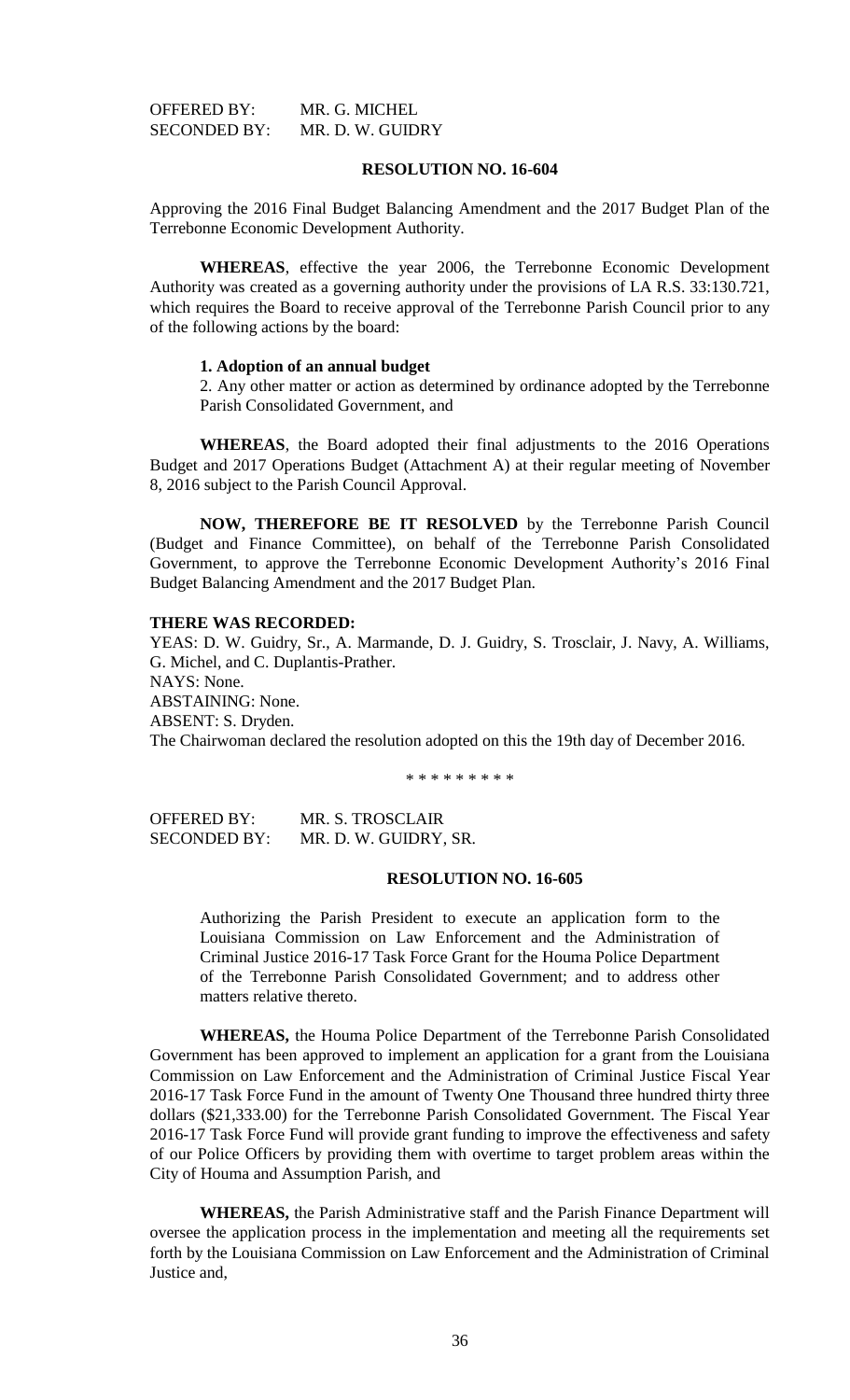OFFERED BY: MR. G. MICHEL
SECONDED BY: MR. D. W. GUIDRY

**RESOLUTION NO. 16-604**

Approving the 2016 Final Budget Balancing Amendment and the 2017 Budget Plan of the Terrebonne Economic Development Authority.

**WHEREAS**, effective the year 2006, the Terrebonne Economic Development Authority was created as a governing authority under the provisions of LA R.S. 33:130.721, which requires the Board to receive approval of the Terrebonne Parish Council prior to any of the following actions by the board:

**1. Adoption of an annual budget**

2. Any other matter or action as determined by ordinance adopted by the Terrebonne Parish Consolidated Government, and

**WHEREAS**, the Board adopted their final adjustments to the 2016 Operations Budget and 2017 Operations Budget (Attachment A) at their regular meeting of November 8, 2016 subject to the Parish Council Approval.

**NOW, THEREFORE BE IT RESOLVED** by the Terrebonne Parish Council (Budget and Finance Committee), on behalf of the Terrebonne Parish Consolidated Government, to approve the Terrebonne Economic Development Authority's 2016 Final Budget Balancing Amendment and the 2017 Budget Plan.

**THERE WAS RECORDED:**

YEAS: D. W. Guidry, Sr., A. Marmande, D. J. Guidry, S. Trosclair, J. Navy, A. Williams, G. Michel, and C. Duplantis-Prather.

NAYS: None.

ABSTAINING: None.

ABSENT: S. Dryden.

The Chairwoman declared the resolution adopted on this the 19th day of December 2016.

\* \* \* \* \* \* \* \* \*

OFFERED BY: MR. S. TROSCLAIR
SECONDED BY: MR. D. W. GUIDRY, SR.

**RESOLUTION NO. 16-605**

Authorizing the Parish President to execute an application form to the Louisiana Commission on Law Enforcement and the Administration of Criminal Justice 2016-17 Task Force Grant for the Houma Police Department of the Terrebonne Parish Consolidated Government; and to address other matters relative thereto.

**WHEREAS,** the Houma Police Department of the Terrebonne Parish Consolidated Government has been approved to implement an application for a grant from the Louisiana Commission on Law Enforcement and the Administration of Criminal Justice Fiscal Year 2016-17 Task Force Fund in the amount of Twenty One Thousand three hundred thirty three dollars ($21,333.00) for the Terrebonne Parish Consolidated Government. The Fiscal Year 2016-17 Task Force Fund will provide grant funding to improve the effectiveness and safety of our Police Officers by providing them with overtime to target problem areas within the City of Houma and Assumption Parish, and

**WHEREAS,** the Parish Administrative staff and the Parish Finance Department will oversee the application process in the implementation and meeting all the requirements set forth by the Louisiana Commission on Law Enforcement and the Administration of Criminal Justice and,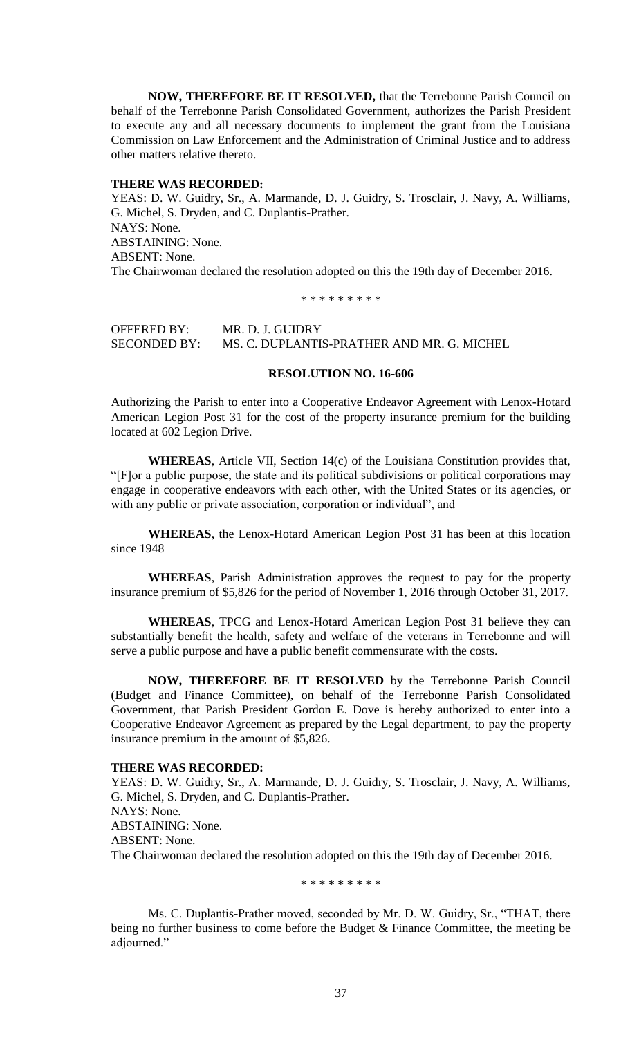**NOW, THEREFORE BE IT RESOLVED,** that the Terrebonne Parish Council on behalf of the Terrebonne Parish Consolidated Government, authorizes the Parish President to execute any and all necessary documents to implement the grant from the Louisiana Commission on Law Enforcement and the Administration of Criminal Justice and to address other matters relative thereto.

**THERE WAS RECORDED:**

YEAS: D. W. Guidry, Sr., A. Marmande, D. J. Guidry, S. Trosclair, J. Navy, A. Williams, G. Michel, S. Dryden, and C. Duplantis-Prather.
NAYS: None.
ABSTAINING: None.
ABSENT: None.
The Chairwoman declared the resolution adopted on this the 19th day of December 2016.

\* \* \* \* \* \* \* \* \*

OFFERED BY: MR. D. J. GUIDRY
SECONDED BY: MS. C. DUPLANTIS-PRATHER AND MR. G. MICHEL

**RESOLUTION NO. 16-606**

Authorizing the Parish to enter into a Cooperative Endeavor Agreement with Lenox-Hotard American Legion Post 31 for the cost of the property insurance premium for the building located at 602 Legion Drive.

**WHEREAS**, Article VII, Section 14(c) of the Louisiana Constitution provides that, "[F]or a public purpose, the state and its political subdivisions or political corporations may engage in cooperative endeavors with each other, with the United States or its agencies, or with any public or private association, corporation or individual", and

**WHEREAS**, the Lenox-Hotard American Legion Post 31 has been at this location since 1948

**WHEREAS**, Parish Administration approves the request to pay for the property insurance premium of $5,826 for the period of November 1, 2016 through October 31, 2017.

**WHEREAS**, TPCG and Lenox-Hotard American Legion Post 31 believe they can substantially benefit the health, safety and welfare of the veterans in Terrebonne and will serve a public purpose and have a public benefit commensurate with the costs.

**NOW, THEREFORE BE IT RESOLVED** by the Terrebonne Parish Council (Budget and Finance Committee), on behalf of the Terrebonne Parish Consolidated Government, that Parish President Gordon E. Dove is hereby authorized to enter into a Cooperative Endeavor Agreement as prepared by the Legal department, to pay the property insurance premium in the amount of $5,826.

**THERE WAS RECORDED:**

YEAS: D. W. Guidry, Sr., A. Marmande, D. J. Guidry, S. Trosclair, J. Navy, A. Williams, G. Michel, S. Dryden, and C. Duplantis-Prather.
NAYS: None.
ABSTAINING: None.
ABSENT: None.
The Chairwoman declared the resolution adopted on this the 19th day of December 2016.

\* \* \* \* \* \* \* \* \*

Ms. C. Duplantis-Prather moved, seconded by Mr. D. W. Guidry, Sr., "THAT, there being no further business to come before the Budget & Finance Committee, the meeting be adjourned."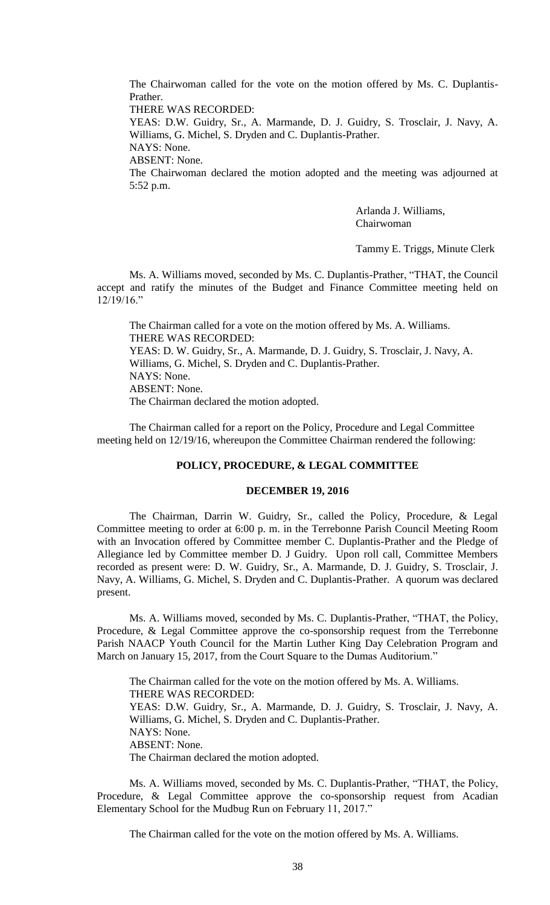The Chairwoman called for the vote on the motion offered by Ms. C. Duplantis-Prather.
THERE WAS RECORDED:
YEAS: D.W. Guidry, Sr., A. Marmande, D. J. Guidry, S. Trosclair, J. Navy, A. Williams, G. Michel, S. Dryden and C. Duplantis-Prather.
NAYS: None.
ABSENT: None.
The Chairwoman declared the motion adopted and the meeting was adjourned at 5:52 p.m.

Arlanda J. Williams,
Chairwoman

Tammy E. Triggs, Minute Clerk

Ms. A. Williams moved, seconded by Ms. C. Duplantis-Prather, "THAT, the Council accept and ratify the minutes of the Budget and Finance Committee meeting held on 12/19/16."

The Chairman called for a vote on the motion offered by Ms. A. Williams.
THERE WAS RECORDED:
YEAS: D. W. Guidry, Sr., A. Marmande, D. J. Guidry, S. Trosclair, J. Navy, A. Williams, G. Michel, S. Dryden and C. Duplantis-Prather.
NAYS: None.
ABSENT: None.
The Chairman declared the motion adopted.

The Chairman called for a report on the Policy, Procedure and Legal Committee meeting held on 12/19/16, whereupon the Committee Chairman rendered the following:

## POLICY, PROCEDURE, & LEGAL COMMITTEE

### DECEMBER 19, 2016

The Chairman, Darrin W. Guidry, Sr., called the Policy, Procedure, & Legal Committee meeting to order at 6:00 p. m. in the Terrebonne Parish Council Meeting Room with an Invocation offered by Committee member C. Duplantis-Prather and the Pledge of Allegiance led by Committee member D. J Guidry. Upon roll call, Committee Members recorded as present were: D. W. Guidry, Sr., A. Marmande, D. J. Guidry, S. Trosclair, J. Navy, A. Williams, G. Michel, S. Dryden and C. Duplantis-Prather. A quorum was declared present.

Ms. A. Williams moved, seconded by Ms. C. Duplantis-Prather, "THAT, the Policy, Procedure, & Legal Committee approve the co-sponsorship request from the Terrebonne Parish NAACP Youth Council for the Martin Luther King Day Celebration Program and March on January 15, 2017, from the Court Square to the Dumas Auditorium."

The Chairman called for the vote on the motion offered by Ms. A. Williams.
THERE WAS RECORDED:
YEAS: D.W. Guidry, Sr., A. Marmande, D. J. Guidry, S. Trosclair, J. Navy, A. Williams, G. Michel, S. Dryden and C. Duplantis-Prather.
NAYS: None.
ABSENT: None.
The Chairman declared the motion adopted.

Ms. A. Williams moved, seconded by Ms. C. Duplantis-Prather, "THAT, the Policy, Procedure, & Legal Committee approve the co-sponsorship request from Acadian Elementary School for the Mudbug Run on February 11, 2017."

The Chairman called for the vote on the motion offered by Ms. A. Williams.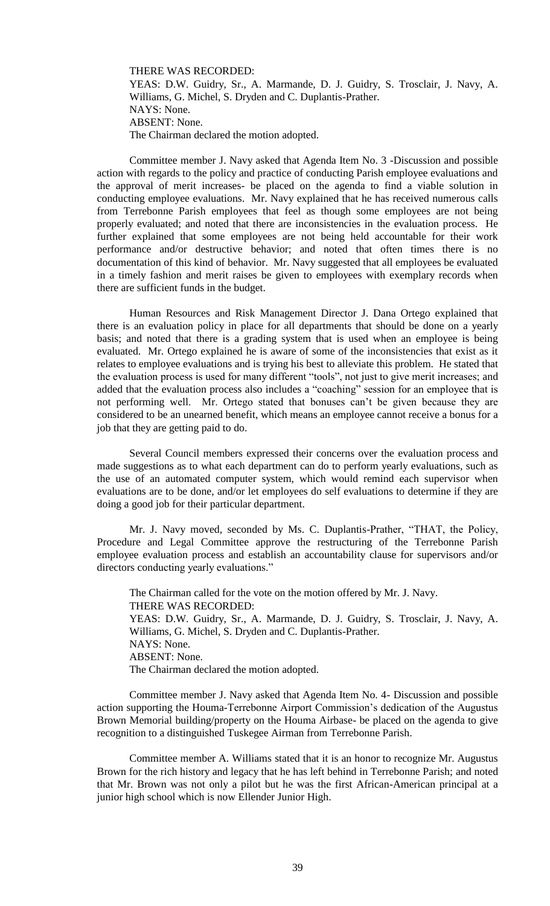THERE WAS RECORDED:
YEAS: D.W. Guidry, Sr., A. Marmande, D. J. Guidry, S. Trosclair, J. Navy, A. Williams, G. Michel, S. Dryden and C. Duplantis-Prather.
NAYS: None.
ABSENT: None.
The Chairman declared the motion adopted.

Committee member J. Navy asked that Agenda Item No. 3 -Discussion and possible action with regards to the policy and practice of conducting Parish employee evaluations and the approval of merit increases- be placed on the agenda to find a viable solution in conducting employee evaluations. Mr. Navy explained that he has received numerous calls from Terrebonne Parish employees that feel as though some employees are not being properly evaluated; and noted that there are inconsistencies in the evaluation process. He further explained that some employees are not being held accountable for their work performance and/or destructive behavior; and noted that often times there is no documentation of this kind of behavior. Mr. Navy suggested that all employees be evaluated in a timely fashion and merit raises be given to employees with exemplary records when there are sufficient funds in the budget.

Human Resources and Risk Management Director J. Dana Ortego explained that there is an evaluation policy in place for all departments that should be done on a yearly basis; and noted that there is a grading system that is used when an employee is being evaluated. Mr. Ortego explained he is aware of some of the inconsistencies that exist as it relates to employee evaluations and is trying his best to alleviate this problem. He stated that the evaluation process is used for many different "tools", not just to give merit increases; and added that the evaluation process also includes a "coaching" session for an employee that is not performing well. Mr. Ortego stated that bonuses can't be given because they are considered to be an unearned benefit, which means an employee cannot receive a bonus for a job that they are getting paid to do.

Several Council members expressed their concerns over the evaluation process and made suggestions as to what each department can do to perform yearly evaluations, such as the use of an automated computer system, which would remind each supervisor when evaluations are to be done, and/or let employees do self evaluations to determine if they are doing a good job for their particular department.

Mr. J. Navy moved, seconded by Ms. C. Duplantis-Prather, "THAT, the Policy, Procedure and Legal Committee approve the restructuring of the Terrebonne Parish employee evaluation process and establish an accountability clause for supervisors and/or directors conducting yearly evaluations."

The Chairman called for the vote on the motion offered by Mr. J. Navy.
THERE WAS RECORDED:
YEAS: D.W. Guidry, Sr., A. Marmande, D. J. Guidry, S. Trosclair, J. Navy, A. Williams, G. Michel, S. Dryden and C. Duplantis-Prather.
NAYS: None.
ABSENT: None.
The Chairman declared the motion adopted.

Committee member J. Navy asked that Agenda Item No. 4- Discussion and possible action supporting the Houma-Terrebonne Airport Commission's dedication of the Augustus Brown Memorial building/property on the Houma Airbase- be placed on the agenda to give recognition to a distinguished Tuskegee Airman from Terrebonne Parish.

Committee member A. Williams stated that it is an honor to recognize Mr. Augustus Brown for the rich history and legacy that he has left behind in Terrebonne Parish; and noted that Mr. Brown was not only a pilot but he was the first African-American principal at a junior high school which is now Ellender Junior High.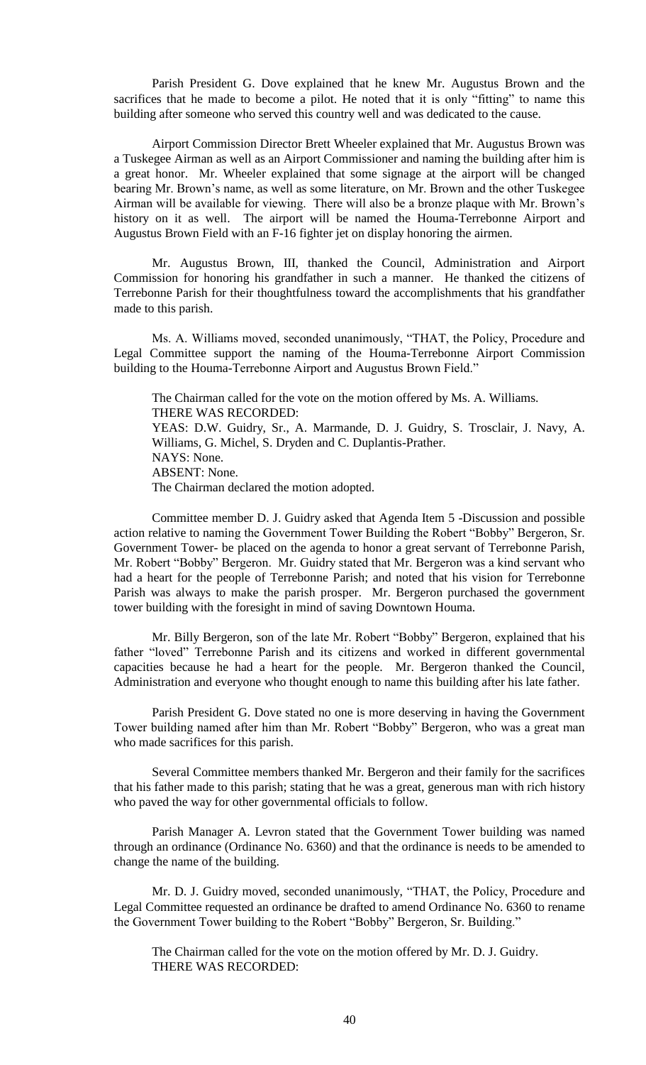Parish President G. Dove explained that he knew Mr. Augustus Brown and the sacrifices that he made to become a pilot. He noted that it is only "fitting" to name this building after someone who served this country well and was dedicated to the cause.

Airport Commission Director Brett Wheeler explained that Mr. Augustus Brown was a Tuskegee Airman as well as an Airport Commissioner and naming the building after him is a great honor. Mr. Wheeler explained that some signage at the airport will be changed bearing Mr. Brown's name, as well as some literature, on Mr. Brown and the other Tuskegee Airman will be available for viewing. There will also be a bronze plaque with Mr. Brown's history on it as well. The airport will be named the Houma-Terrebonne Airport and Augustus Brown Field with an F-16 fighter jet on display honoring the airmen.

Mr. Augustus Brown, III, thanked the Council, Administration and Airport Commission for honoring his grandfather in such a manner. He thanked the citizens of Terrebonne Parish for their thoughtfulness toward the accomplishments that his grandfather made to this parish.

Ms. A. Williams moved, seconded unanimously, "THAT, the Policy, Procedure and Legal Committee support the naming of the Houma-Terrebonne Airport Commission building to the Houma-Terrebonne Airport and Augustus Brown Field."

The Chairman called for the vote on the motion offered by Ms. A. Williams.
THERE WAS RECORDED:
YEAS: D.W. Guidry, Sr., A. Marmande, D. J. Guidry, S. Trosclair, J. Navy, A. Williams, G. Michel, S. Dryden and C. Duplantis-Prather.
NAYS: None.
ABSENT: None.
The Chairman declared the motion adopted.

Committee member D. J. Guidry asked that Agenda Item 5 -Discussion and possible action relative to naming the Government Tower Building the Robert "Bobby" Bergeron, Sr. Government Tower- be placed on the agenda to honor a great servant of Terrebonne Parish, Mr. Robert "Bobby" Bergeron. Mr. Guidry stated that Mr. Bergeron was a kind servant who had a heart for the people of Terrebonne Parish; and noted that his vision for Terrebonne Parish was always to make the parish prosper. Mr. Bergeron purchased the government tower building with the foresight in mind of saving Downtown Houma.

Mr. Billy Bergeron, son of the late Mr. Robert "Bobby" Bergeron, explained that his father "loved" Terrebonne Parish and its citizens and worked in different governmental capacities because he had a heart for the people. Mr. Bergeron thanked the Council, Administration and everyone who thought enough to name this building after his late father.

Parish President G. Dove stated no one is more deserving in having the Government Tower building named after him than Mr. Robert "Bobby" Bergeron, who was a great man who made sacrifices for this parish.

Several Committee members thanked Mr. Bergeron and their family for the sacrifices that his father made to this parish; stating that he was a great, generous man with rich history who paved the way for other governmental officials to follow.

Parish Manager A. Levron stated that the Government Tower building was named through an ordinance (Ordinance No. 6360) and that the ordinance is needs to be amended to change the name of the building.

Mr. D. J. Guidry moved, seconded unanimously, "THAT, the Policy, Procedure and Legal Committee requested an ordinance be drafted to amend Ordinance No. 6360 to rename the Government Tower building to the Robert "Bobby" Bergeron, Sr. Building."

The Chairman called for the vote on the motion offered by Mr. D. J. Guidry.
THERE WAS RECORDED: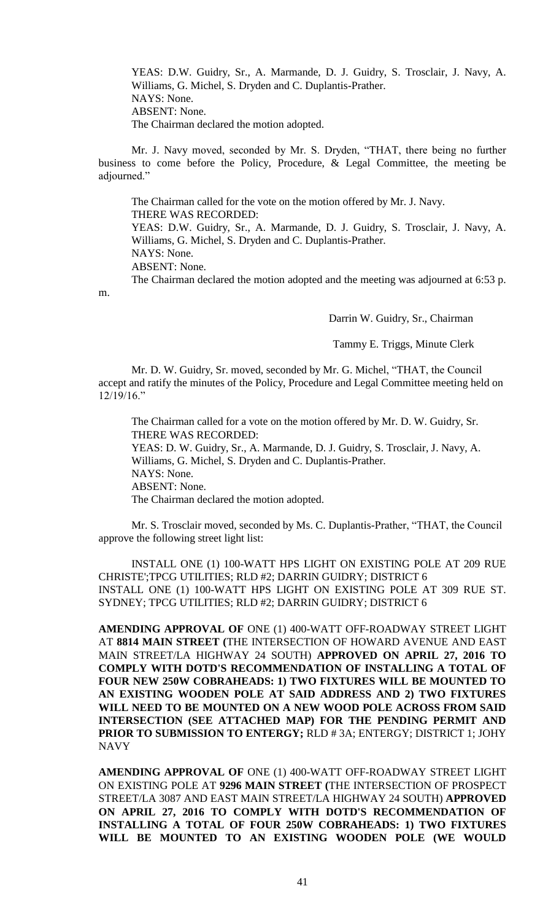YEAS: D.W. Guidry, Sr., A. Marmande, D. J. Guidry, S. Trosclair, J. Navy, A. Williams, G. Michel, S. Dryden and C. Duplantis-Prather.
NAYS: None.
ABSENT: None.
The Chairman declared the motion adopted.

Mr. J. Navy moved, seconded by Mr. S. Dryden, "THAT, there being no further business to come before the Policy, Procedure, & Legal Committee, the meeting be adjourned."

The Chairman called for the vote on the motion offered by Mr. J. Navy.
THERE WAS RECORDED:
YEAS: D.W. Guidry, Sr., A. Marmande, D. J. Guidry, S. Trosclair, J. Navy, A. Williams, G. Michel, S. Dryden and C. Duplantis-Prather.
NAYS: None.
ABSENT: None.
The Chairman declared the motion adopted and the meeting was adjourned at 6:53 p.m.

Darrin W. Guidry, Sr., Chairman

Tammy E. Triggs, Minute Clerk

Mr. D. W. Guidry, Sr. moved, seconded by Mr. G. Michel, "THAT, the Council accept and ratify the minutes of the Policy, Procedure and Legal Committee meeting held on 12/19/16."

The Chairman called for a vote on the motion offered by Mr. D. W. Guidry, Sr.
THERE WAS RECORDED:
YEAS: D. W. Guidry, Sr., A. Marmande, D. J. Guidry, S. Trosclair, J. Navy, A. Williams, G. Michel, S. Dryden and C. Duplantis-Prather.
NAYS: None.
ABSENT: None.
The Chairman declared the motion adopted.

Mr. S. Trosclair moved, seconded by Ms. C. Duplantis-Prather, "THAT, the Council approve the following street light list:

INSTALL ONE (1) 100-WATT HPS LIGHT ON EXISTING POLE AT 209 RUE CHRISTE';TPCG UTILITIES; RLD #2; DARRIN GUIDRY; DISTRICT 6
INSTALL ONE (1) 100-WATT HPS LIGHT ON EXISTING POLE AT 309 RUE ST. SYDNEY; TPCG UTILITIES; RLD #2; DARRIN GUIDRY; DISTRICT 6

**AMENDING APPROVAL OF** ONE (1) 400-WATT OFF-ROADWAY STREET LIGHT AT **8814 MAIN STREET (**THE INTERSECTION OF HOWARD AVENUE AND EAST MAIN STREET/LA HIGHWAY 24 SOUTH) **APPROVED ON APRIL 27, 2016 TO COMPLY WITH DOTD'S RECOMMENDATION OF INSTALLING A TOTAL OF FOUR NEW 250W COBRAHEADS: 1) TWO FIXTURES WILL BE MOUNTED TO AN EXISTING WOODEN POLE AT SAID ADDRESS AND 2) TWO FIXTURES WILL NEED TO BE MOUNTED ON A NEW WOOD POLE ACROSS FROM SAID INTERSECTION (SEE ATTACHED MAP) FOR THE PENDING PERMIT AND PRIOR TO SUBMISSION TO ENTERGY;** RLD # 3A; ENTERGY; DISTRICT 1; JOHY NAVY

**AMENDING APPROVAL OF** ONE (1) 400-WATT OFF-ROADWAY STREET LIGHT ON EXISTING POLE AT **9296 MAIN STREET (**THE INTERSECTION OF PROSPECT STREET/LA 3087 AND EAST MAIN STREET/LA HIGHWAY 24 SOUTH) **APPROVED ON APRIL 27, 2016 TO COMPLY WITH DOTD'S RECOMMENDATION OF INSTALLING A TOTAL OF FOUR 250W COBRAHEADS: 1) TWO FIXTURES WILL BE MOUNTED TO AN EXISTING WOODEN POLE (WE WOULD**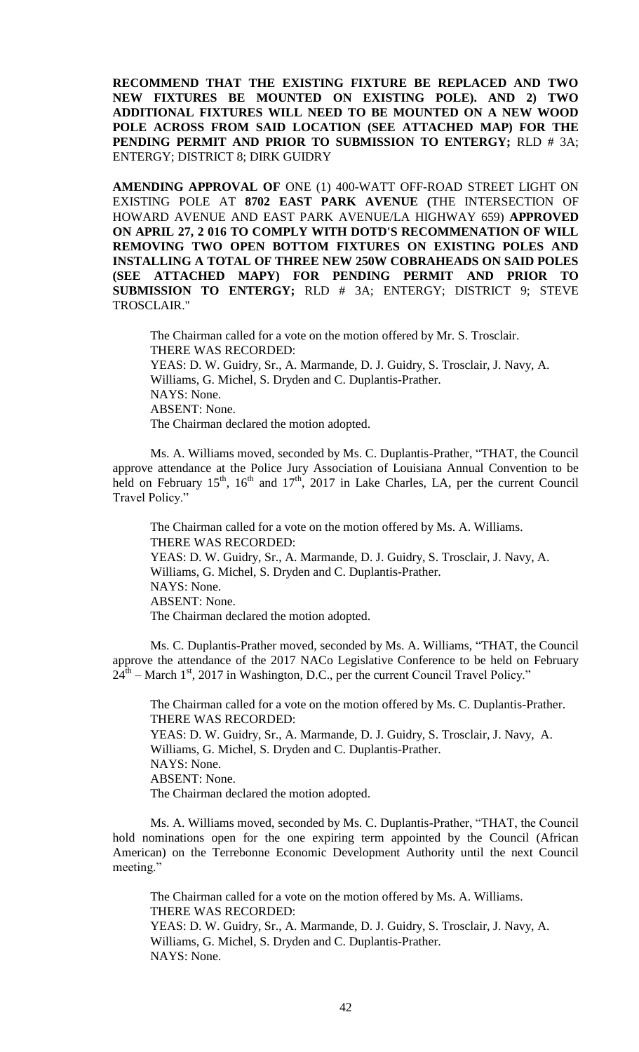**RECOMMEND THAT THE EXISTING FIXTURE BE REPLACED AND TWO NEW FIXTURES BE MOUNTED ON EXISTING POLE). AND 2) TWO ADDITIONAL FIXTURES WILL NEED TO BE MOUNTED ON A NEW WOOD POLE ACROSS FROM SAID LOCATION (SEE ATTACHED MAP) FOR THE PENDING PERMIT AND PRIOR TO SUBMISSION TO ENTERGY;** RLD # 3A; ENTERGY; DISTRICT 8; DIRK GUIDRY

**AMENDING APPROVAL OF** ONE (1) 400-WATT OFF-ROAD STREET LIGHT ON EXISTING POLE AT **8702 EAST PARK AVENUE (**THE INTERSECTION OF HOWARD AVENUE AND EAST PARK AVENUE/LA HIGHWAY 659) **APPROVED ON APRIL 27, 2 016 TO COMPLY WITH DOTD'S RECOMMENATION OF WILL REMOVING TWO OPEN BOTTOM FIXTURES ON EXISTING POLES AND INSTALLING A TOTAL OF THREE NEW 250W COBRAHEADS ON SAID POLES (SEE ATTACHED MAPY) FOR PENDING PERMIT AND PRIOR TO SUBMISSION TO ENTERGY;** RLD # 3A; ENTERGY; DISTRICT 9; STEVE TROSCLAIR."

The Chairman called for a vote on the motion offered by Mr. S. Trosclair.
THERE WAS RECORDED:
YEAS: D. W. Guidry, Sr., A. Marmande, D. J. Guidry, S. Trosclair, J. Navy, A. Williams, G. Michel, S. Dryden and C. Duplantis-Prather.
NAYS: None.
ABSENT: None.
The Chairman declared the motion adopted.

Ms. A. Williams moved, seconded by Ms. C. Duplantis-Prather, "THAT, the Council approve attendance at the Police Jury Association of Louisiana Annual Convention to be held on February 15th, 16th and 17th, 2017 in Lake Charles, LA, per the current Council Travel Policy."

The Chairman called for a vote on the motion offered by Ms. A. Williams.
THERE WAS RECORDED:
YEAS: D. W. Guidry, Sr., A. Marmande, D. J. Guidry, S. Trosclair, J. Navy, A. Williams, G. Michel, S. Dryden and C. Duplantis-Prather.
NAYS: None.
ABSENT: None.
The Chairman declared the motion adopted.

Ms. C. Duplantis-Prather moved, seconded by Ms. A. Williams, "THAT, the Council approve the attendance of the 2017 NACo Legislative Conference to be held on February 24th – March 1st, 2017 in Washington, D.C., per the current Council Travel Policy."

The Chairman called for a vote on the motion offered by Ms. C. Duplantis-Prather.
THERE WAS RECORDED:
YEAS: D. W. Guidry, Sr., A. Marmande, D. J. Guidry, S. Trosclair, J. Navy, A. Williams, G. Michel, S. Dryden and C. Duplantis-Prather.
NAYS: None.
ABSENT: None.
The Chairman declared the motion adopted.

Ms. A. Williams moved, seconded by Ms. C. Duplantis-Prather, "THAT, the Council hold nominations open for the one expiring term appointed by the Council (African American) on the Terrebonne Economic Development Authority until the next Council meeting."

The Chairman called for a vote on the motion offered by Ms. A. Williams.
THERE WAS RECORDED:
YEAS: D. W. Guidry, Sr., A. Marmande, D. J. Guidry, S. Trosclair, J. Navy, A. Williams, G. Michel, S. Dryden and C. Duplantis-Prather.
NAYS: None.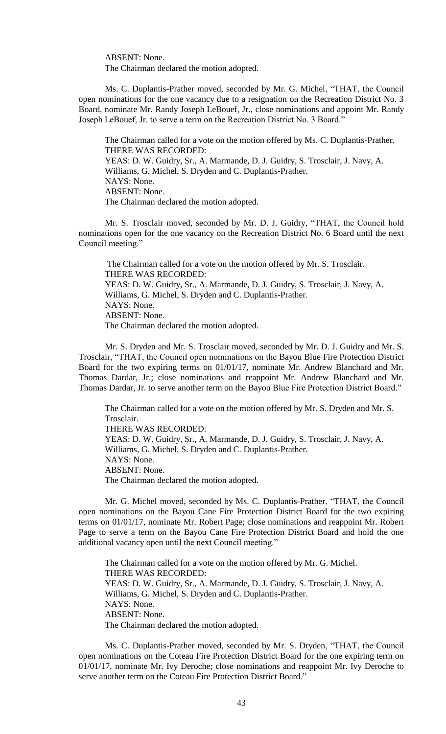ABSENT: None.
The Chairman declared the motion adopted.

Ms. C. Duplantis-Prather moved, seconded by Mr. G. Michel, "THAT, the Council open nominations for the one vacancy due to a resignation on the Recreation District No. 3 Board, nominate Mr. Randy Joseph LeBouef, Jr., close nominations and appoint Mr. Randy Joseph LeBouef, Jr. to serve a term on the Recreation District No. 3 Board."

The Chairman called for a vote on the motion offered by Ms. C. Duplantis-Prather.
THERE WAS RECORDED:
YEAS: D. W. Guidry, Sr., A. Marmande, D. J. Guidry, S. Trosclair, J. Navy, A. Williams, G. Michel, S. Dryden and C. Duplantis-Prather.
NAYS: None.
ABSENT: None.
The Chairman declared the motion adopted.

Mr. S. Trosclair moved, seconded by Mr. D. J. Guidry, "THAT, the Council hold nominations open for the one vacancy on the Recreation District No. 6 Board until the next Council meeting."

The Chairman called for a vote on the motion offered by Mr. S. Trosclair.
THERE WAS RECORDED:
YEAS: D. W. Guidry, Sr., A. Marmande, D. J. Guidry, S. Trosclair, J. Navy, A. Williams, G. Michel, S. Dryden and C. Duplantis-Prather.
NAYS: None.
ABSENT: None.
The Chairman declared the motion adopted.

Mr. S. Dryden and Mr. S. Trosclair moved, seconded by Mr. D. J. Guidry and Mr. S. Trosclair, "THAT, the Council open nominations on the Bayou Blue Fire Protection District Board for the two expiring terms on 01/01/17, nominate Mr. Andrew Blanchard and Mr. Thomas Dardar, Jr.; close nominations and reappoint Mr. Andrew Blanchard and Mr. Thomas Dardar, Jr. to serve another term on the Bayou Blue Fire Protection District Board."

The Chairman called for a vote on the motion offered by Mr. S. Dryden and Mr. S. Trosclair.
THERE WAS RECORDED:
YEAS: D. W. Guidry, Sr., A. Marmande, D. J. Guidry, S. Trosclair, J. Navy, A. Williams, G. Michel, S. Dryden and C. Duplantis-Prather.
NAYS: None.
ABSENT: None.
The Chairman declared the motion adopted.

Mr. G. Michel moved, seconded by Ms. C. Duplantis-Prather, "THAT, the Council open nominations on the Bayou Cane Fire Protection District Board for the two expiring terms on 01/01/17, nominate Mr. Robert Page; close nominations and reappoint Mr. Robert Page to serve a term on the Bayou Cane Fire Protection District Board and hold the one additional vacancy open until the next Council meeting."

The Chairman called for a vote on the motion offered by Mr. G. Michel.
THERE WAS RECORDED:
YEAS: D. W. Guidry, Sr., A. Marmande, D. J. Guidry, S. Trosclair, J. Navy, A. Williams, G. Michel, S. Dryden and C. Duplantis-Prather.
NAYS: None.
ABSENT: None.
The Chairman declared the motion adopted.

Ms. C. Duplantis-Prather moved, seconded by Mr. S. Dryden, "THAT, the Council open nominations on the Coteau Fire Protection District Board for the one expiring term on 01/01/17, nominate Mr. Ivy Deroche; close nominations and reappoint Mr. Ivy Deroche to serve another term on the Coteau Fire Protection District Board."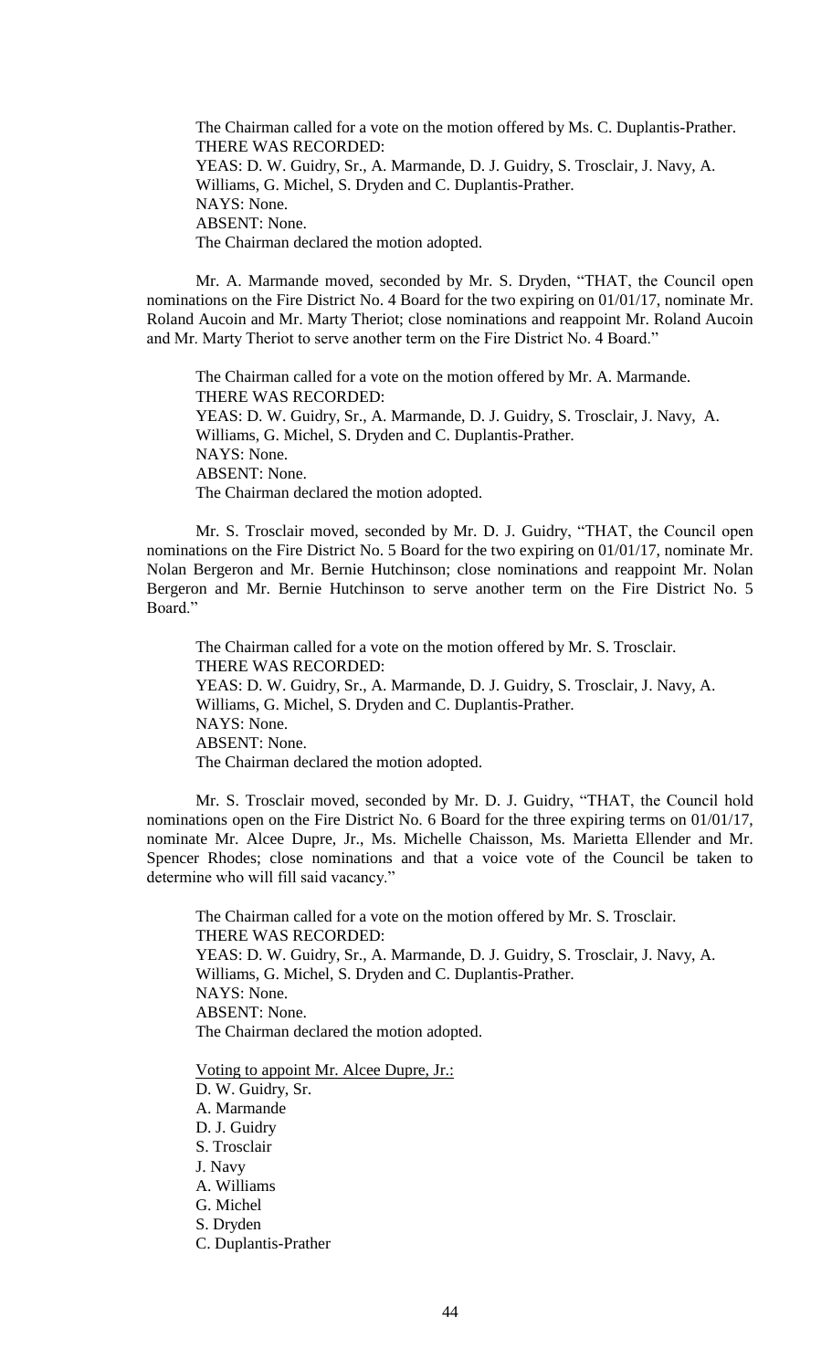The Chairman called for a vote on the motion offered by Ms. C. Duplantis-Prather.
THERE WAS RECORDED:
YEAS: D. W. Guidry, Sr., A. Marmande, D. J. Guidry, S. Trosclair, J. Navy, A. Williams, G. Michel, S. Dryden and C. Duplantis-Prather.
NAYS: None.
ABSENT: None.
The Chairman declared the motion adopted.

Mr. A. Marmande moved, seconded by Mr. S. Dryden, "THAT, the Council open nominations on the Fire District No. 4 Board for the two expiring on 01/01/17, nominate Mr. Roland Aucoin and Mr. Marty Theriot; close nominations and reappoint Mr. Roland Aucoin and Mr. Marty Theriot to serve another term on the Fire District No. 4 Board."

The Chairman called for a vote on the motion offered by Mr. A. Marmande.
THERE WAS RECORDED:
YEAS: D. W. Guidry, Sr., A. Marmande, D. J. Guidry, S. Trosclair, J. Navy, A. Williams, G. Michel, S. Dryden and C. Duplantis-Prather.
NAYS: None.
ABSENT: None.
The Chairman declared the motion adopted.

Mr. S. Trosclair moved, seconded by Mr. D. J. Guidry, "THAT, the Council open nominations on the Fire District No. 5 Board for the two expiring on 01/01/17, nominate Mr. Nolan Bergeron and Mr. Bernie Hutchinson; close nominations and reappoint Mr. Nolan Bergeron and Mr. Bernie Hutchinson to serve another term on the Fire District No. 5 Board."

The Chairman called for a vote on the motion offered by Mr. S. Trosclair.
THERE WAS RECORDED:
YEAS: D. W. Guidry, Sr., A. Marmande, D. J. Guidry, S. Trosclair, J. Navy, A. Williams, G. Michel, S. Dryden and C. Duplantis-Prather.
NAYS: None.
ABSENT: None.
The Chairman declared the motion adopted.

Mr. S. Trosclair moved, seconded by Mr. D. J. Guidry, "THAT, the Council hold nominations open on the Fire District No. 6 Board for the three expiring terms on 01/01/17, nominate Mr. Alcee Dupre, Jr., Ms. Michelle Chaisson, Ms. Marietta Ellender and Mr. Spencer Rhodes; close nominations and that a voice vote of the Council be taken to determine who will fill said vacancy."

The Chairman called for a vote on the motion offered by Mr. S. Trosclair.
THERE WAS RECORDED:
YEAS: D. W. Guidry, Sr., A. Marmande, D. J. Guidry, S. Trosclair, J. Navy, A. Williams, G. Michel, S. Dryden and C. Duplantis-Prather.
NAYS: None.
ABSENT: None.
The Chairman declared the motion adopted.

Voting to appoint Mr. Alcee Dupre, Jr.:
D. W. Guidry, Sr.
A. Marmande
D. J. Guidry
S. Trosclair
J. Navy
A. Williams
G. Michel
S. Dryden
C. Duplantis-Prather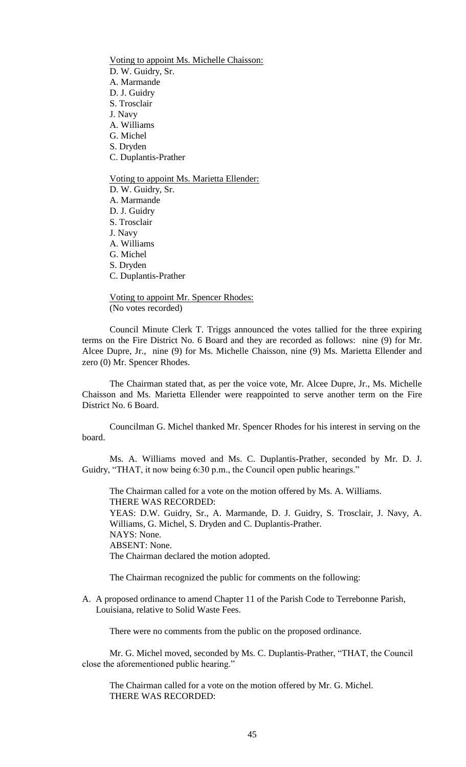Voting to appoint Ms. Michelle Chaisson:
D. W. Guidry, Sr.
A. Marmande
D. J. Guidry
S. Trosclair
J. Navy
A. Williams
G. Michel
S. Dryden
C. Duplantis-Prather

Voting to appoint Ms. Marietta Ellender:
D. W. Guidry, Sr.
A. Marmande
D. J. Guidry
S. Trosclair
J. Navy
A. Williams
G. Michel
S. Dryden
C. Duplantis-Prather

Voting to appoint Mr. Spencer Rhodes:
(No votes recorded)

Council Minute Clerk T. Triggs announced the votes tallied for the three expiring terms on the Fire District No. 6 Board and they are recorded as follows: nine (9) for Mr. Alcee Dupre, Jr., nine (9) for Ms. Michelle Chaisson, nine (9) Ms. Marietta Ellender and zero (0) Mr. Spencer Rhodes.

The Chairman stated that, as per the voice vote, Mr. Alcee Dupre, Jr., Ms. Michelle Chaisson and Ms. Marietta Ellender were reappointed to serve another term on the Fire District No. 6 Board.

Councilman G. Michel thanked Mr. Spencer Rhodes for his interest in serving on the board.

Ms. A. Williams moved and Ms. C. Duplantis-Prather, seconded by Mr. D. J. Guidry, "THAT, it now being 6:30 p.m., the Council open public hearings."

The Chairman called for a vote on the motion offered by Ms. A. Williams.
THERE WAS RECORDED:
YEAS: D.W. Guidry, Sr., A. Marmande, D. J. Guidry, S. Trosclair, J. Navy, A. Williams, G. Michel, S. Dryden and C. Duplantis-Prather.
NAYS: None.
ABSENT: None.
The Chairman declared the motion adopted.

The Chairman recognized the public for comments on the following:

A. A proposed ordinance to amend Chapter 11 of the Parish Code to Terrebonne Parish, Louisiana, relative to Solid Waste Fees.

There were no comments from the public on the proposed ordinance.

Mr. G. Michel moved, seconded by Ms. C. Duplantis-Prather, "THAT, the Council close the aforementioned public hearing."

The Chairman called for a vote on the motion offered by Mr. G. Michel.
THERE WAS RECORDED: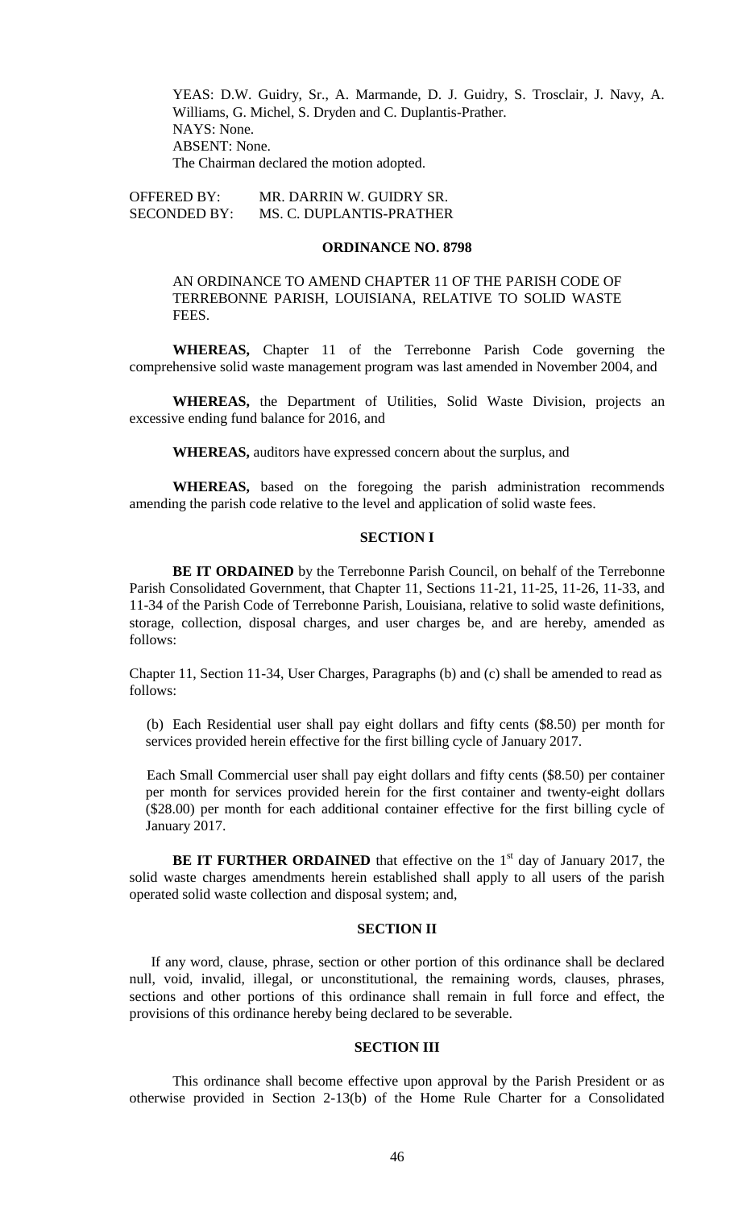YEAS: D.W. Guidry, Sr., A. Marmande, D. J. Guidry, S. Trosclair, J. Navy, A. Williams, G. Michel, S. Dryden and C. Duplantis-Prather.
NAYS: None.
ABSENT: None.
The Chairman declared the motion adopted.

OFFERED BY: MR. DARRIN W. GUIDRY SR.
SECONDED BY: MS. C. DUPLANTIS-PRATHER

**ORDINANCE NO. 8798**

AN ORDINANCE TO AMEND CHAPTER 11 OF THE PARISH CODE OF TERREBONNE PARISH, LOUISIANA, RELATIVE TO SOLID WASTE FEES.

**WHEREAS,** Chapter 11 of the Terrebonne Parish Code governing the comprehensive solid waste management program was last amended in November 2004, and

**WHEREAS,** the Department of Utilities, Solid Waste Division, projects an excessive ending fund balance for 2016, and

**WHEREAS,** auditors have expressed concern about the surplus, and

**WHEREAS,** based on the foregoing the parish administration recommends amending the parish code relative to the level and application of solid waste fees.

**SECTION I**

**BE IT ORDAINED** by the Terrebonne Parish Council, on behalf of the Terrebonne Parish Consolidated Government, that Chapter 11, Sections 11-21, 11-25, 11-26, 11-33, and 11-34 of the Parish Code of Terrebonne Parish, Louisiana, relative to solid waste definitions, storage, collection, disposal charges, and user charges be, and are hereby, amended as follows:

Chapter 11, Section 11-34, User Charges, Paragraphs (b) and (c) shall be amended to read as follows:

(b) Each Residential user shall pay eight dollars and fifty cents ($8.50) per month for services provided herein effective for the first billing cycle of January 2017.

Each Small Commercial user shall pay eight dollars and fifty cents ($8.50) per container per month for services provided herein for the first container and twenty-eight dollars ($28.00) per month for each additional container effective for the first billing cycle of January 2017.

**BE IT FURTHER ORDAINED** that effective on the 1st day of January 2017, the solid waste charges amendments herein established shall apply to all users of the parish operated solid waste collection and disposal system; and,

**SECTION II**

If any word, clause, phrase, section or other portion of this ordinance shall be declared null, void, invalid, illegal, or unconstitutional, the remaining words, clauses, phrases, sections and other portions of this ordinance shall remain in full force and effect, the provisions of this ordinance hereby being declared to be severable.

**SECTION III**

This ordinance shall become effective upon approval by the Parish President or as otherwise provided in Section 2-13(b) of the Home Rule Charter for a Consolidated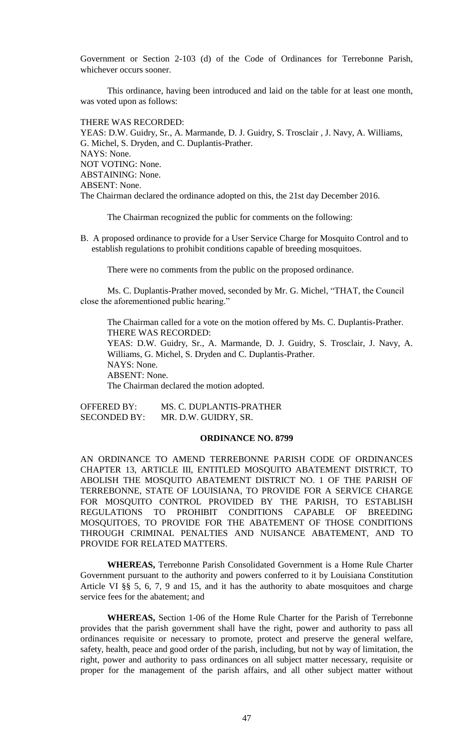Government or Section 2-103 (d) of the Code of Ordinances for Terrebonne Parish, whichever occurs sooner.

This ordinance, having been introduced and laid on the table for at least one month, was voted upon as follows:

THERE WAS RECORDED:
YEAS: D.W. Guidry, Sr., A. Marmande, D. J. Guidry, S. Trosclair , J. Navy, A. Williams, G. Michel, S. Dryden, and C. Duplantis-Prather.
NAYS: None.
NOT VOTING: None.
ABSTAINING: None.
ABSENT: None.
The Chairman declared the ordinance adopted on this, the 21st day December 2016.

The Chairman recognized the public for comments on the following:

B. A proposed ordinance to provide for a User Service Charge for Mosquito Control and to establish regulations to prohibit conditions capable of breeding mosquitoes.

There were no comments from the public on the proposed ordinance.

Ms. C. Duplantis-Prather moved, seconded by Mr. G. Michel, "THAT, the Council close the aforementioned public hearing."

The Chairman called for a vote on the motion offered by Ms. C. Duplantis-Prather.
THERE WAS RECORDED:
YEAS: D.W. Guidry, Sr., A. Marmande, D. J. Guidry, S. Trosclair, J. Navy, A. Williams, G. Michel, S. Dryden and C. Duplantis-Prather.
NAYS: None.
ABSENT: None.
The Chairman declared the motion adopted.

OFFERED BY: MS. C. DUPLANTIS-PRATHER
SECONDED BY: MR. D.W. GUIDRY, SR.

**ORDINANCE NO. 8799**

AN ORDINANCE TO AMEND TERREBONNE PARISH CODE OF ORDINANCES CHAPTER 13, ARTICLE III, ENTITLED MOSQUITO ABATEMENT DISTRICT, TO ABOLISH THE MOSQUITO ABATEMENT DISTRICT NO. 1 OF THE PARISH OF TERREBONNE, STATE OF LOUISIANA, TO PROVIDE FOR A SERVICE CHARGE FOR MOSQUITO CONTROL PROVIDED BY THE PARISH, TO ESTABLISH REGULATIONS TO PROHIBIT CONDITIONS CAPABLE OF BREEDING MOSQUITOES, TO PROVIDE FOR THE ABATEMENT OF THOSE CONDITIONS THROUGH CRIMINAL PENALTIES AND NUISANCE ABATEMENT, AND TO PROVIDE FOR RELATED MATTERS.

**WHEREAS,** Terrebonne Parish Consolidated Government is a Home Rule Charter Government pursuant to the authority and powers conferred to it by Louisiana Constitution Article VI §§ 5, 6, 7, 9 and 15, and it has the authority to abate mosquitoes and charge service fees for the abatement; and

**WHEREAS,** Section 1-06 of the Home Rule Charter for the Parish of Terrebonne provides that the parish government shall have the right, power and authority to pass all ordinances requisite or necessary to promote, protect and preserve the general welfare, safety, health, peace and good order of the parish, including, but not by way of limitation, the right, power and authority to pass ordinances on all subject matter necessary, requisite or proper for the management of the parish affairs, and all other subject matter without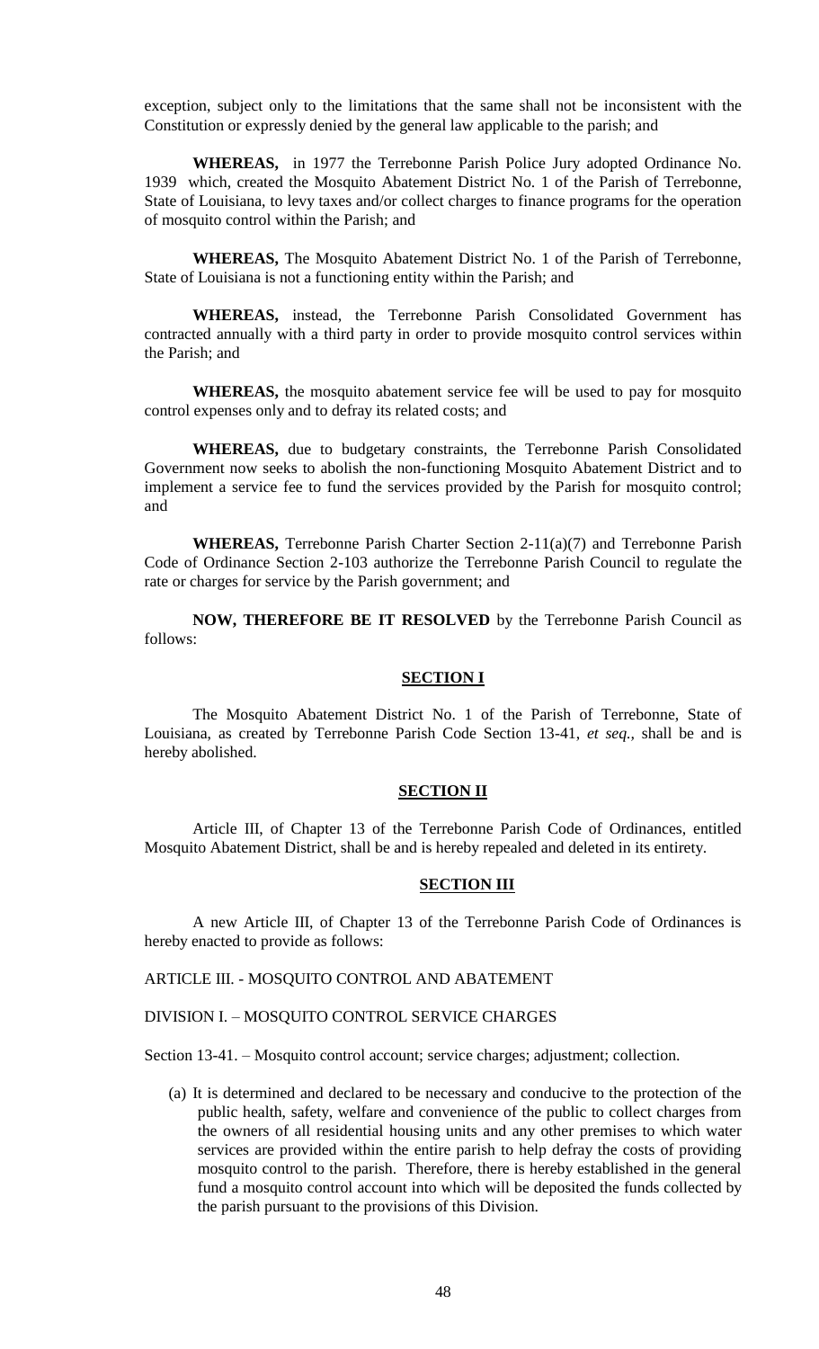exception, subject only to the limitations that the same shall not be inconsistent with the Constitution or expressly denied by the general law applicable to the parish; and

**WHEREAS,** in 1977 the Terrebonne Parish Police Jury adopted Ordinance No. 1939 which, created the Mosquito Abatement District No. 1 of the Parish of Terrebonne, State of Louisiana, to levy taxes and/or collect charges to finance programs for the operation of mosquito control within the Parish; and

**WHEREAS,** The Mosquito Abatement District No. 1 of the Parish of Terrebonne, State of Louisiana is not a functioning entity within the Parish; and

**WHEREAS,** instead, the Terrebonne Parish Consolidated Government has contracted annually with a third party in order to provide mosquito control services within the Parish; and

**WHEREAS,** the mosquito abatement service fee will be used to pay for mosquito control expenses only and to defray its related costs; and

**WHEREAS,** due to budgetary constraints, the Terrebonne Parish Consolidated Government now seeks to abolish the non-functioning Mosquito Abatement District and to implement a service fee to fund the services provided by the Parish for mosquito control; and

**WHEREAS,** Terrebonne Parish Charter Section 2-11(a)(7) and Terrebonne Parish Code of Ordinance Section 2-103 authorize the Terrebonne Parish Council to regulate the rate or charges for service by the Parish government; and

**NOW, THEREFORE BE IT RESOLVED** by the Terrebonne Parish Council as follows:

**SECTION I**

The Mosquito Abatement District No. 1 of the Parish of Terrebonne, State of Louisiana, as created by Terrebonne Parish Code Section 13-41, *et seq.,* shall be and is hereby abolished.

**SECTION II**

Article III, of Chapter 13 of the Terrebonne Parish Code of Ordinances, entitled Mosquito Abatement District, shall be and is hereby repealed and deleted in its entirety.

**SECTION III**

A new Article III, of Chapter 13 of the Terrebonne Parish Code of Ordinances is hereby enacted to provide as follows:

ARTICLE III. - MOSQUITO CONTROL AND ABATEMENT

DIVISION I. – MOSQUITO CONTROL SERVICE CHARGES

Section 13-41. – Mosquito control account; service charges; adjustment; collection.

(a) It is determined and declared to be necessary and conducive to the protection of the public health, safety, welfare and convenience of the public to collect charges from the owners of all residential housing units and any other premises to which water services are provided within the entire parish to help defray the costs of providing mosquito control to the parish. Therefore, there is hereby established in the general fund a mosquito control account into which will be deposited the funds collected by the parish pursuant to the provisions of this Division.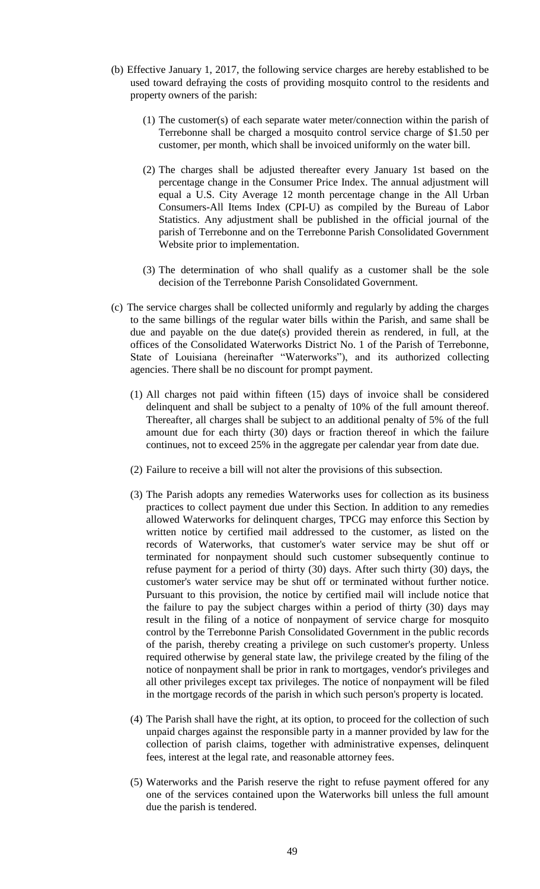(b) Effective January 1, 2017, the following service charges are hereby established to be used toward defraying the costs of providing mosquito control to the residents and property owners of the parish:

   (1) The customer(s) of each separate water meter/connection within the parish of Terrebonne shall be charged a mosquito control service charge of $1.50 per customer, per month, which shall be invoiced uniformly on the water bill.

   (2) The charges shall be adjusted thereafter every January 1st based on the percentage change in the Consumer Price Index. The annual adjustment will equal a U.S. City Average 12 month percentage change in the All Urban Consumers-All Items Index (CPI-U) as compiled by the Bureau of Labor Statistics. Any adjustment shall be published in the official journal of the parish of Terrebonne and on the Terrebonne Parish Consolidated Government Website prior to implementation.

   (3) The determination of who shall qualify as a customer shall be the sole decision of the Terrebonne Parish Consolidated Government.

(c) The service charges shall be collected uniformly and regularly by adding the charges to the same billings of the regular water bills within the Parish, and same shall be due and payable on the due date(s) provided therein as rendered, in full, at the offices of the Consolidated Waterworks District No. 1 of the Parish of Terrebonne, State of Louisiana (hereinafter "Waterworks"), and its authorized collecting agencies. There shall be no discount for prompt payment.

   (1) All charges not paid within fifteen (15) days of invoice shall be considered delinquent and shall be subject to a penalty of 10% of the full amount thereof. Thereafter, all charges shall be subject to an additional penalty of 5% of the full amount due for each thirty (30) days or fraction thereof in which the failure continues, not to exceed 25% in the aggregate per calendar year from date due.

   (2) Failure to receive a bill will not alter the provisions of this subsection.

   (3) The Parish adopts any remedies Waterworks uses for collection as its business practices to collect payment due under this Section. In addition to any remedies allowed Waterworks for delinquent charges, TPCG may enforce this Section by written notice by certified mail addressed to the customer, as listed on the records of Waterworks, that customer's water service may be shut off or terminated for nonpayment should such customer subsequently continue to refuse payment for a period of thirty (30) days. After such thirty (30) days, the customer's water service may be shut off or terminated without further notice. Pursuant to this provision, the notice by certified mail will include notice that the failure to pay the subject charges within a period of thirty (30) days may result in the filing of a notice of nonpayment of service charge for mosquito control by the Terrebonne Parish Consolidated Government in the public records of the parish, thereby creating a privilege on such customer's property. Unless required otherwise by general state law, the privilege created by the filing of the notice of nonpayment shall be prior in rank to mortgages, vendor's privileges and all other privileges except tax privileges. The notice of nonpayment will be filed in the mortgage records of the parish in which such person's property is located.

   (4) The Parish shall have the right, at its option, to proceed for the collection of such unpaid charges against the responsible party in a manner provided by law for the collection of parish claims, together with administrative expenses, delinquent fees, interest at the legal rate, and reasonable attorney fees.

   (5) Waterworks and the Parish reserve the right to refuse payment offered for any one of the services contained upon the Waterworks bill unless the full amount due the parish is tendered.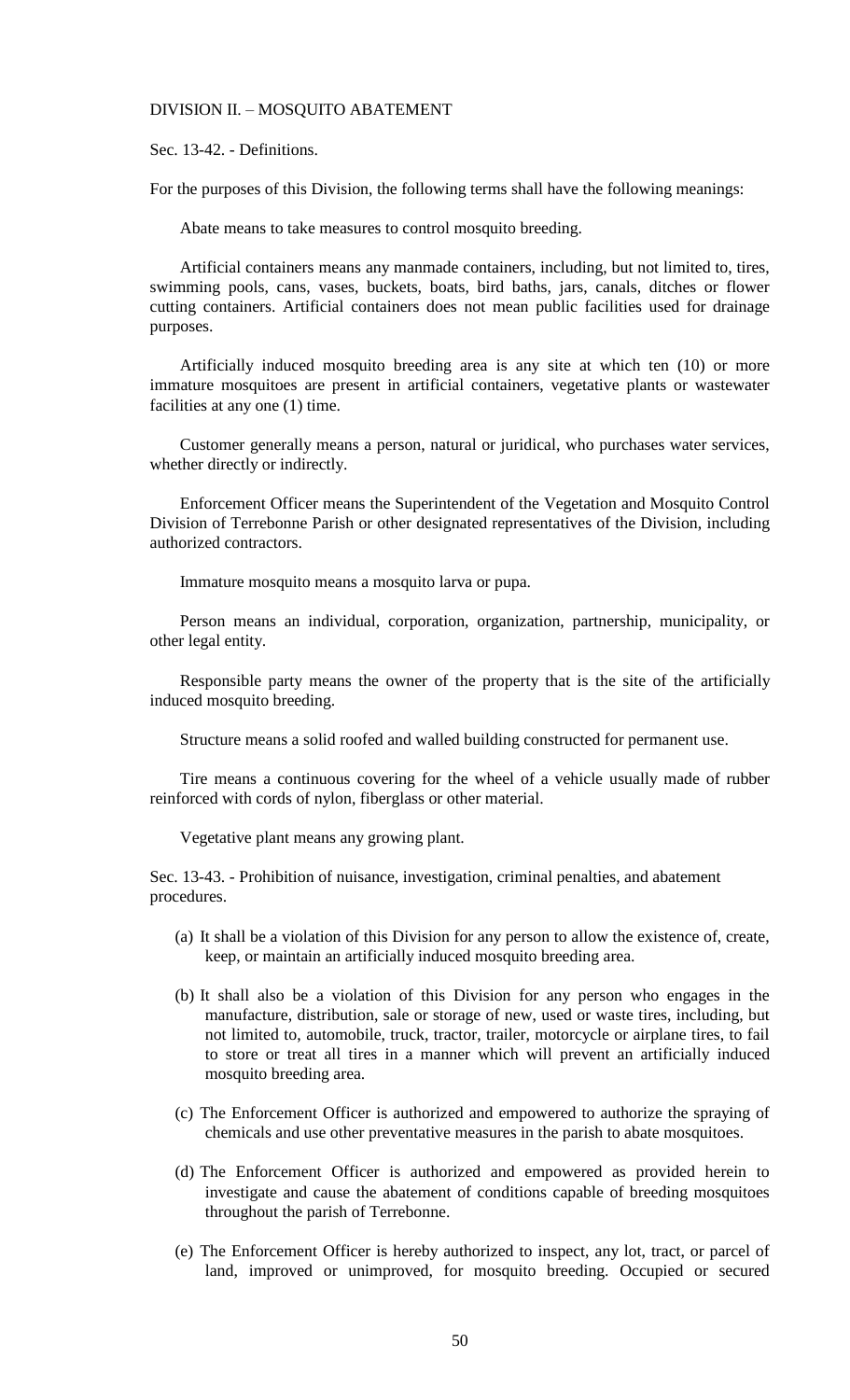## DIVISION II. – MOSQUITO ABATEMENT

### Sec. 13-42. - Definitions.

For the purposes of this Division, the following terms shall have the following meanings:

Abate means to take measures to control mosquito breeding.

Artificial containers means any manmade containers, including, but not limited to, tires, swimming pools, cans, vases, buckets, boats, bird baths, jars, canals, ditches or flower cutting containers. Artificial containers does not mean public facilities used for drainage purposes.

Artificially induced mosquito breeding area is any site at which ten (10) or more immature mosquitoes are present in artificial containers, vegetative plants or wastewater facilities at any one (1) time.

Customer generally means a person, natural or juridical, who purchases water services, whether directly or indirectly.

Enforcement Officer means the Superintendent of the Vegetation and Mosquito Control Division of Terrebonne Parish or other designated representatives of the Division, including authorized contractors.

Immature mosquito means a mosquito larva or pupa.

Person means an individual, corporation, organization, partnership, municipality, or other legal entity.

Responsible party means the owner of the property that is the site of the artificially induced mosquito breeding.

Structure means a solid roofed and walled building constructed for permanent use.

Tire means a continuous covering for the wheel of a vehicle usually made of rubber reinforced with cords of nylon, fiberglass or other material.

Vegetative plant means any growing plant.

### Sec. 13-43. - Prohibition of nuisance, investigation, criminal penalties, and abatement procedures.

(a) It shall be a violation of this Division for any person to allow the existence of, create, keep, or maintain an artificially induced mosquito breeding area.

(b) It shall also be a violation of this Division for any person who engages in the manufacture, distribution, sale or storage of new, used or waste tires, including, but not limited to, automobile, truck, tractor, trailer, motorcycle or airplane tires, to fail to store or treat all tires in a manner which will prevent an artificially induced mosquito breeding area.

(c) The Enforcement Officer is authorized and empowered to authorize the spraying of chemicals and use other preventative measures in the parish to abate mosquitoes.

(d) The Enforcement Officer is authorized and empowered as provided herein to investigate and cause the abatement of conditions capable of breeding mosquitoes throughout the parish of Terrebonne.

(e) The Enforcement Officer is hereby authorized to inspect, any lot, tract, or parcel of land, improved or unimproved, for mosquito breeding. Occupied or secured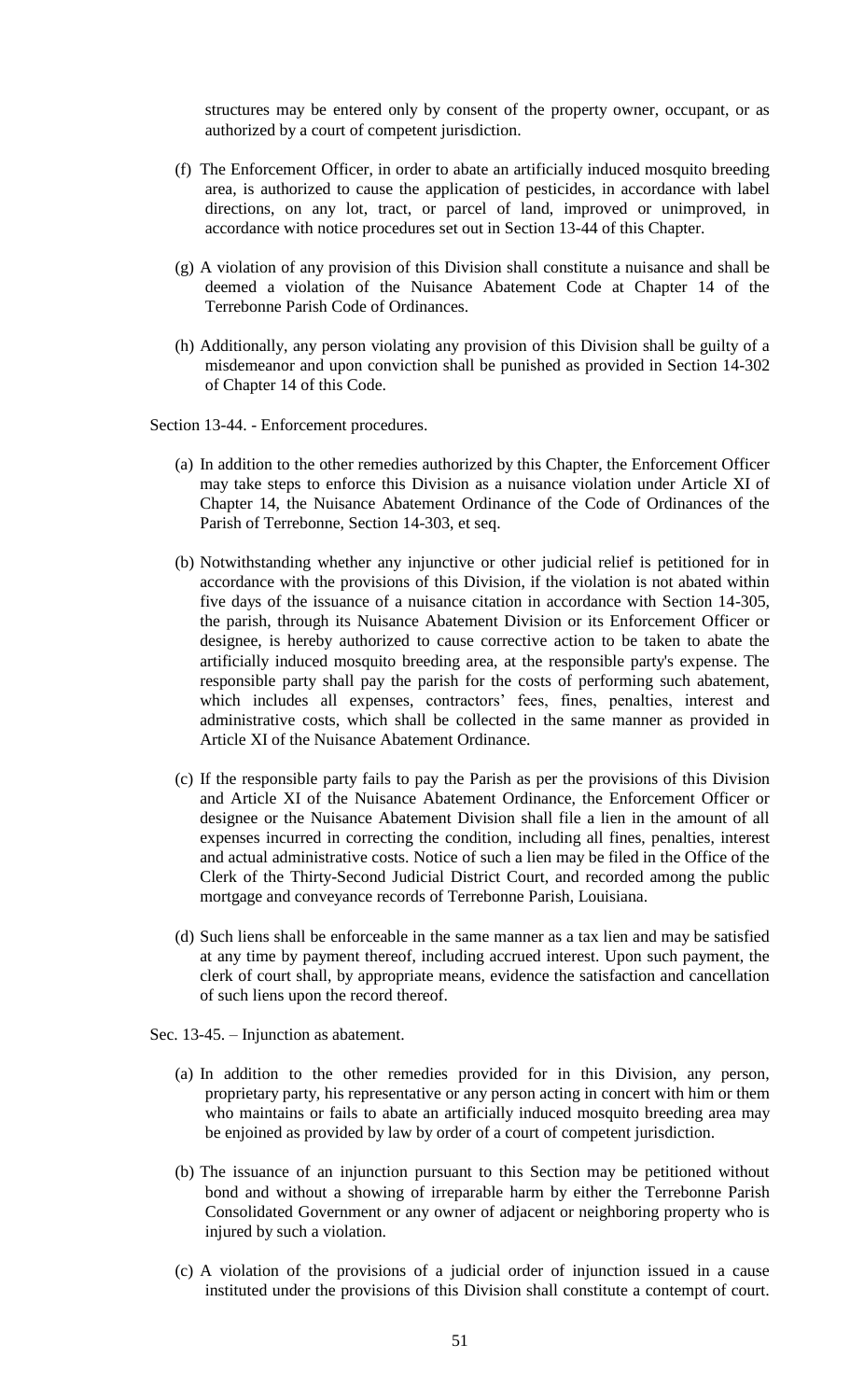structures may be entered only by consent of the property owner, occupant, or as authorized by a court of competent jurisdiction.

(f) The Enforcement Officer, in order to abate an artificially induced mosquito breeding area, is authorized to cause the application of pesticides, in accordance with label directions, on any lot, tract, or parcel of land, improved or unimproved, in accordance with notice procedures set out in Section 13-44 of this Chapter.

(g) A violation of any provision of this Division shall constitute a nuisance and shall be deemed a violation of the Nuisance Abatement Code at Chapter 14 of the Terrebonne Parish Code of Ordinances.

(h) Additionally, any person violating any provision of this Division shall be guilty of a misdemeanor and upon conviction shall be punished as provided in Section 14-302 of Chapter 14 of this Code.

Section 13-44. - Enforcement procedures.

(a) In addition to the other remedies authorized by this Chapter, the Enforcement Officer may take steps to enforce this Division as a nuisance violation under Article XI of Chapter 14, the Nuisance Abatement Ordinance of the Code of Ordinances of the Parish of Terrebonne, Section 14-303, et seq.

(b) Notwithstanding whether any injunctive or other judicial relief is petitioned for in accordance with the provisions of this Division, if the violation is not abated within five days of the issuance of a nuisance citation in accordance with Section 14-305, the parish, through its Nuisance Abatement Division or its Enforcement Officer or designee, is hereby authorized to cause corrective action to be taken to abate the artificially induced mosquito breeding area, at the responsible party's expense. The responsible party shall pay the parish for the costs of performing such abatement, which includes all expenses, contractors' fees, fines, penalties, interest and administrative costs, which shall be collected in the same manner as provided in Article XI of the Nuisance Abatement Ordinance.

(c) If the responsible party fails to pay the Parish as per the provisions of this Division and Article XI of the Nuisance Abatement Ordinance, the Enforcement Officer or designee or the Nuisance Abatement Division shall file a lien in the amount of all expenses incurred in correcting the condition, including all fines, penalties, interest and actual administrative costs. Notice of such a lien may be filed in the Office of the Clerk of the Thirty-Second Judicial District Court, and recorded among the public mortgage and conveyance records of Terrebonne Parish, Louisiana.

(d) Such liens shall be enforceable in the same manner as a tax lien and may be satisfied at any time by payment thereof, including accrued interest. Upon such payment, the clerk of court shall, by appropriate means, evidence the satisfaction and cancellation of such liens upon the record thereof.

Sec. 13-45. – Injunction as abatement.

(a) In addition to the other remedies provided for in this Division, any person, proprietary party, his representative or any person acting in concert with him or them who maintains or fails to abate an artificially induced mosquito breeding area may be enjoined as provided by law by order of a court of competent jurisdiction.

(b) The issuance of an injunction pursuant to this Section may be petitioned without bond and without a showing of irreparable harm by either the Terrebonne Parish Consolidated Government or any owner of adjacent or neighboring property who is injured by such a violation.

(c) A violation of the provisions of a judicial order of injunction issued in a cause instituted under the provisions of this Division shall constitute a contempt of court.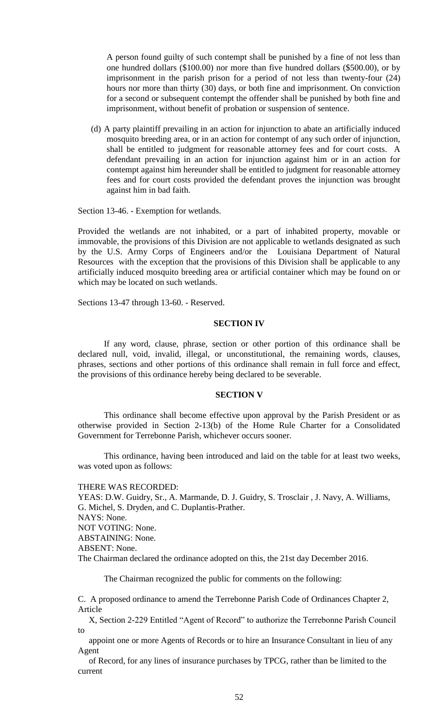A person found guilty of such contempt shall be punished by a fine of not less than one hundred dollars ($100.00) nor more than five hundred dollars ($500.00), or by imprisonment in the parish prison for a period of not less than twenty-four (24) hours nor more than thirty (30) days, or both fine and imprisonment. On conviction for a second or subsequent contempt the offender shall be punished by both fine and imprisonment, without benefit of probation or suspension of sentence.

(d) A party plaintiff prevailing in an action for injunction to abate an artificially induced mosquito breeding area, or in an action for contempt of any such order of injunction, shall be entitled to judgment for reasonable attorney fees and for court costs. A defendant prevailing in an action for injunction against him or in an action for contempt against him hereunder shall be entitled to judgment for reasonable attorney fees and for court costs provided the defendant proves the injunction was brought against him in bad faith.

Section 13-46. - Exemption for wetlands.

Provided the wetlands are not inhabited, or a part of inhabited property, movable or immovable, the provisions of this Division are not applicable to wetlands designated as such by the U.S. Army Corps of Engineers and/or the Louisiana Department of Natural Resources with the exception that the provisions of this Division shall be applicable to any artificially induced mosquito breeding area or artificial container which may be found on or which may be located on such wetlands.

Sections 13-47 through 13-60. - Reserved.

**SECTION IV**

If any word, clause, phrase, section or other portion of this ordinance shall be declared null, void, invalid, illegal, or unconstitutional, the remaining words, clauses, phrases, sections and other portions of this ordinance shall remain in full force and effect, the provisions of this ordinance hereby being declared to be severable.

**SECTION V**

This ordinance shall become effective upon approval by the Parish President or as otherwise provided in Section 2-13(b) of the Home Rule Charter for a Consolidated Government for Terrebonne Parish, whichever occurs sooner.

This ordinance, having been introduced and laid on the table for at least two weeks, was voted upon as follows:

THERE WAS RECORDED:
YEAS: D.W. Guidry, Sr., A. Marmande, D. J. Guidry, S. Trosclair , J. Navy, A. Williams, G. Michel, S. Dryden, and C. Duplantis-Prather.
NAYS: None.
NOT VOTING: None.
ABSTAINING: None.
ABSENT: None.
The Chairman declared the ordinance adopted on this, the 21st day December 2016.

The Chairman recognized the public for comments on the following:

C. A proposed ordinance to amend the Terrebonne Parish Code of Ordinances Chapter 2, Article X, Section 2-229 Entitled "Agent of Record" to authorize the Terrebonne Parish Council to appoint one or more Agents of Records or to hire an Insurance Consultant in lieu of any Agent of Record, for any lines of insurance purchases by TPCG, rather than be limited to the current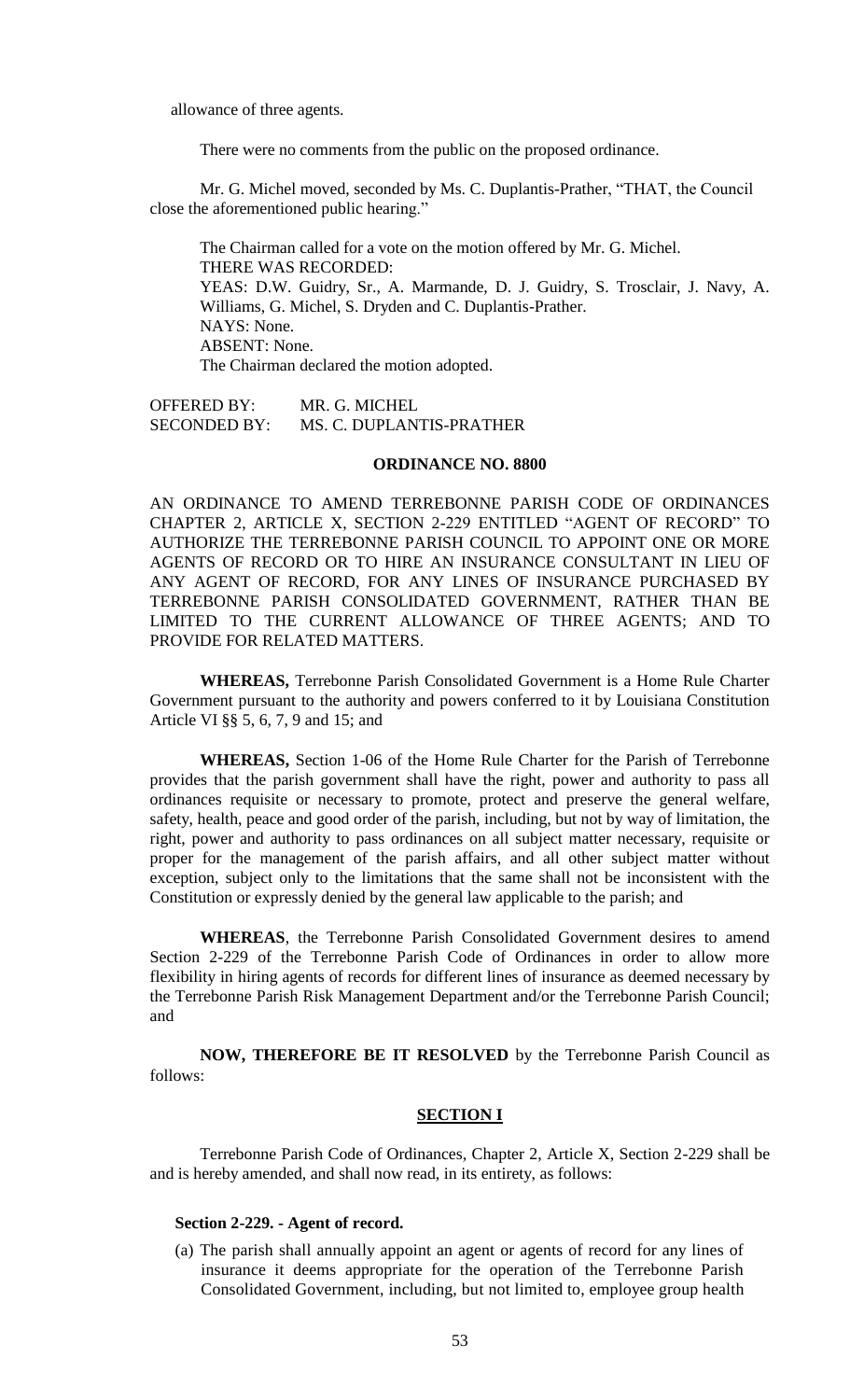allowance of three agents.

There were no comments from the public on the proposed ordinance.

Mr. G. Michel moved, seconded by Ms. C. Duplantis-Prather, "THAT, the Council close the aforementioned public hearing."

The Chairman called for a vote on the motion offered by Mr. G. Michel.
THERE WAS RECORDED:
YEAS: D.W. Guidry, Sr., A. Marmande, D. J. Guidry, S. Trosclair, J. Navy, A. Williams, G. Michel, S. Dryden and C. Duplantis-Prather.
NAYS: None.
ABSENT: None.
The Chairman declared the motion adopted.

OFFERED BY: MR. G. MICHEL
SECONDED BY: MS. C. DUPLANTIS-PRATHER

**ORDINANCE NO. 8800**

AN ORDINANCE TO AMEND TERREBONNE PARISH CODE OF ORDINANCES CHAPTER 2, ARTICLE X, SECTION 2-229 ENTITLED "AGENT OF RECORD" TO AUTHORIZE THE TERREBONNE PARISH COUNCIL TO APPOINT ONE OR MORE AGENTS OF RECORD OR TO HIRE AN INSURANCE CONSULTANT IN LIEU OF ANY AGENT OF RECORD, FOR ANY LINES OF INSURANCE PURCHASED BY TERREBONNE PARISH CONSOLIDATED GOVERNMENT, RATHER THAN BE LIMITED TO THE CURRENT ALLOWANCE OF THREE AGENTS; AND TO PROVIDE FOR RELATED MATTERS.

**WHEREAS,** Terrebonne Parish Consolidated Government is a Home Rule Charter Government pursuant to the authority and powers conferred to it by Louisiana Constitution Article VI §§ 5, 6, 7, 9 and 15; and

**WHEREAS,** Section 1-06 of the Home Rule Charter for the Parish of Terrebonne provides that the parish government shall have the right, power and authority to pass all ordinances requisite or necessary to promote, protect and preserve the general welfare, safety, health, peace and good order of the parish, including, but not by way of limitation, the right, power and authority to pass ordinances on all subject matter necessary, requisite or proper for the management of the parish affairs, and all other subject matter without exception, subject only to the limitations that the same shall not be inconsistent with the Constitution or expressly denied by the general law applicable to the parish; and

**WHEREAS**, the Terrebonne Parish Consolidated Government desires to amend Section 2-229 of the Terrebonne Parish Code of Ordinances in order to allow more flexibility in hiring agents of records for different lines of insurance as deemed necessary by the Terrebonne Parish Risk Management Department and/or the Terrebonne Parish Council; and

**NOW, THEREFORE BE IT RESOLVED** by the Terrebonne Parish Council as follows:

**SECTION I**

Terrebonne Parish Code of Ordinances, Chapter 2, Article X, Section 2-229 shall be and is hereby amended, and shall now read, in its entirety, as follows:

**Section 2-229. - Agent of record.**

(a) The parish shall annually appoint an agent or agents of record for any lines of insurance it deems appropriate for the operation of the Terrebonne Parish Consolidated Government, including, but not limited to, employee group health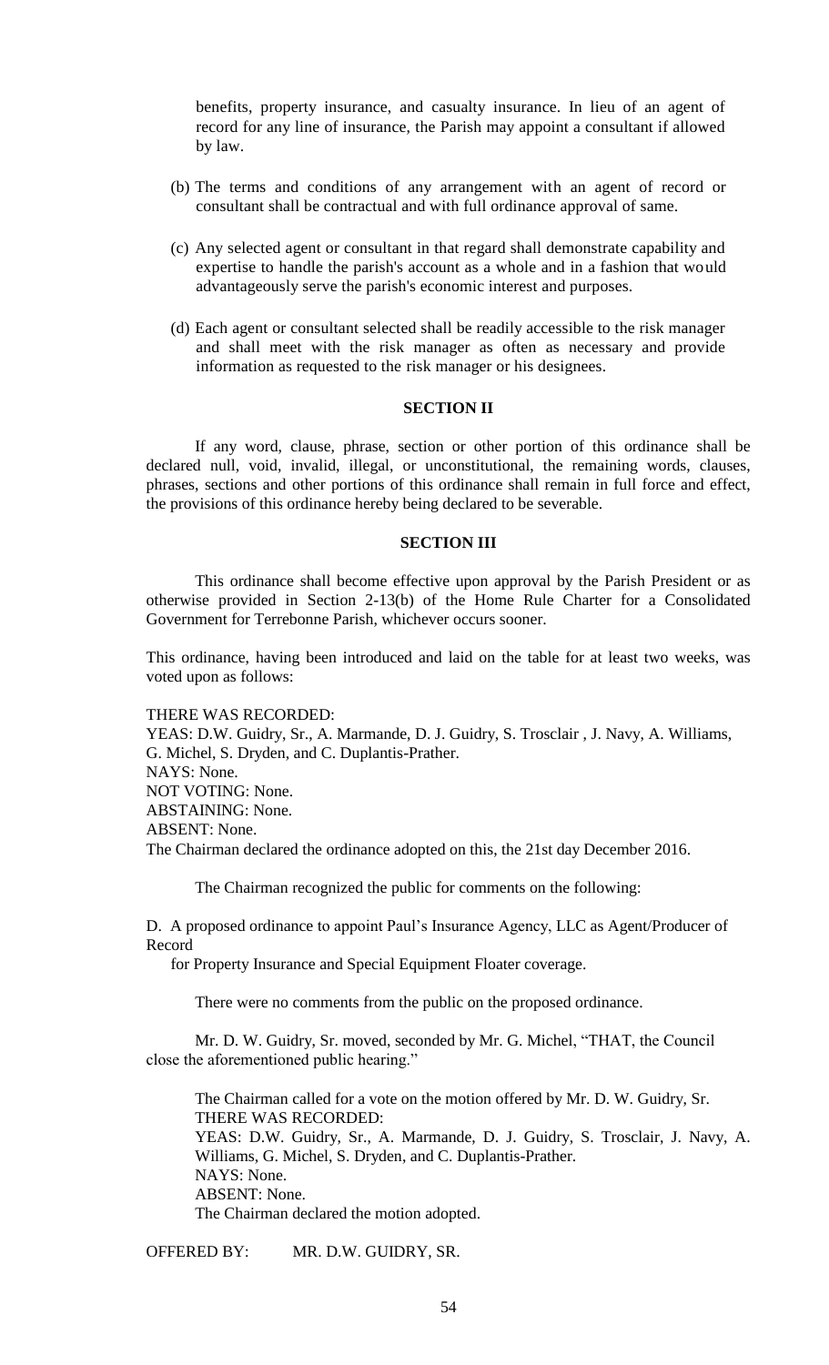benefits, property insurance, and casualty insurance. In lieu of an agent of record for any line of insurance, the Parish may appoint a consultant if allowed by law.

(b) The terms and conditions of any arrangement with an agent of record or consultant shall be contractual and with full ordinance approval of same.

(c) Any selected agent or consultant in that regard shall demonstrate capability and expertise to handle the parish's account as a whole and in a fashion that would advantageously serve the parish's economic interest and purposes.

(d) Each agent or consultant selected shall be readily accessible to the risk manager and shall meet with the risk manager as often as necessary and provide information as requested to the risk manager or his designees.

**SECTION II**

If any word, clause, phrase, section or other portion of this ordinance shall be declared null, void, invalid, illegal, or unconstitutional, the remaining words, clauses, phrases, sections and other portions of this ordinance shall remain in full force and effect, the provisions of this ordinance hereby being declared to be severable.

**SECTION III**

This ordinance shall become effective upon approval by the Parish President or as otherwise provided in Section 2-13(b) of the Home Rule Charter for a Consolidated Government for Terrebonne Parish, whichever occurs sooner.

This ordinance, having been introduced and laid on the table for at least two weeks, was voted upon as follows:

THERE WAS RECORDED:
YEAS: D.W. Guidry, Sr., A. Marmande, D. J. Guidry, S. Trosclair , J. Navy, A. Williams, G. Michel, S. Dryden, and C. Duplantis-Prather.
NAYS: None.
NOT VOTING: None.
ABSTAINING: None.
ABSENT: None.
The Chairman declared the ordinance adopted on this, the 21st day December 2016.

The Chairman recognized the public for comments on the following:

D. A proposed ordinance to appoint Paul's Insurance Agency, LLC as Agent/Producer of Record
for Property Insurance and Special Equipment Floater coverage.

There were no comments from the public on the proposed ordinance.

Mr. D. W. Guidry, Sr. moved, seconded by Mr. G. Michel, "THAT, the Council close the aforementioned public hearing."

The Chairman called for a vote on the motion offered by Mr. D. W. Guidry, Sr.
THERE WAS RECORDED:
YEAS: D.W. Guidry, Sr., A. Marmande, D. J. Guidry, S. Trosclair, J. Navy, A. Williams, G. Michel, S. Dryden, and C. Duplantis-Prather.
NAYS: None.
ABSENT: None.
The Chairman declared the motion adopted.

OFFERED BY: MR. D.W. GUIDRY, SR.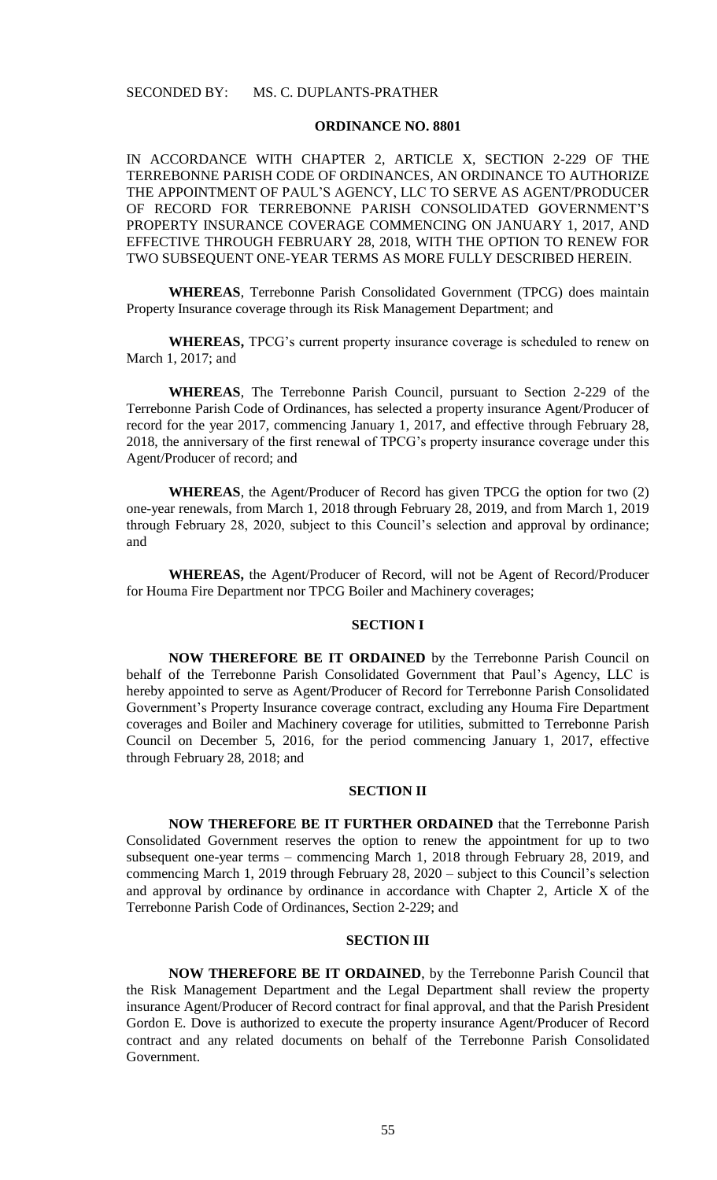SECONDED BY: MS. C. DUPLANTS-PRATHER

## ORDINANCE NO. 8801

IN ACCORDANCE WITH CHAPTER 2, ARTICLE X, SECTION 2-229 OF THE TERREBONNE PARISH CODE OF ORDINANCES, AN ORDINANCE TO AUTHORIZE THE APPOINTMENT OF PAUL'S AGENCY, LLC TO SERVE AS AGENT/PRODUCER OF RECORD FOR TERREBONNE PARISH CONSOLIDATED GOVERNMENT'S PROPERTY INSURANCE COVERAGE COMMENCING ON JANUARY 1, 2017, AND EFFECTIVE THROUGH FEBRUARY 28, 2018, WITH THE OPTION TO RENEW FOR TWO SUBSEQUENT ONE-YEAR TERMS AS MORE FULLY DESCRIBED HEREIN.

**WHEREAS**, Terrebonne Parish Consolidated Government (TPCG) does maintain Property Insurance coverage through its Risk Management Department; and

**WHEREAS,** TPCG's current property insurance coverage is scheduled to renew on March 1, 2017; and

**WHEREAS**, The Terrebonne Parish Council, pursuant to Section 2-229 of the Terrebonne Parish Code of Ordinances, has selected a property insurance Agent/Producer of record for the year 2017, commencing January 1, 2017, and effective through February 28, 2018, the anniversary of the first renewal of TPCG's property insurance coverage under this Agent/Producer of record; and

**WHEREAS**, the Agent/Producer of Record has given TPCG the option for two (2) one-year renewals, from March 1, 2018 through February 28, 2019, and from March 1, 2019 through February 28, 2020, subject to this Council's selection and approval by ordinance; and

**WHEREAS,** the Agent/Producer of Record, will not be Agent of Record/Producer for Houma Fire Department nor TPCG Boiler and Machinery coverages;

### SECTION I

**NOW THEREFORE BE IT ORDAINED** by the Terrebonne Parish Council on behalf of the Terrebonne Parish Consolidated Government that Paul's Agency, LLC is hereby appointed to serve as Agent/Producer of Record for Terrebonne Parish Consolidated Government's Property Insurance coverage contract, excluding any Houma Fire Department coverages and Boiler and Machinery coverage for utilities, submitted to Terrebonne Parish Council on December 5, 2016, for the period commencing January 1, 2017, effective through February 28, 2018; and

### SECTION II

**NOW THEREFORE BE IT FURTHER ORDAINED** that the Terrebonne Parish Consolidated Government reserves the option to renew the appointment for up to two subsequent one-year terms – commencing March 1, 2018 through February 28, 2019, and commencing March 1, 2019 through February 28, 2020 – subject to this Council's selection and approval by ordinance by ordinance in accordance with Chapter 2, Article X of the Terrebonne Parish Code of Ordinances, Section 2-229; and

### SECTION III

**NOW THEREFORE BE IT ORDAINED**, by the Terrebonne Parish Council that the Risk Management Department and the Legal Department shall review the property insurance Agent/Producer of Record contract for final approval, and that the Parish President Gordon E. Dove is authorized to execute the property insurance Agent/Producer of Record contract and any related documents on behalf of the Terrebonne Parish Consolidated Government.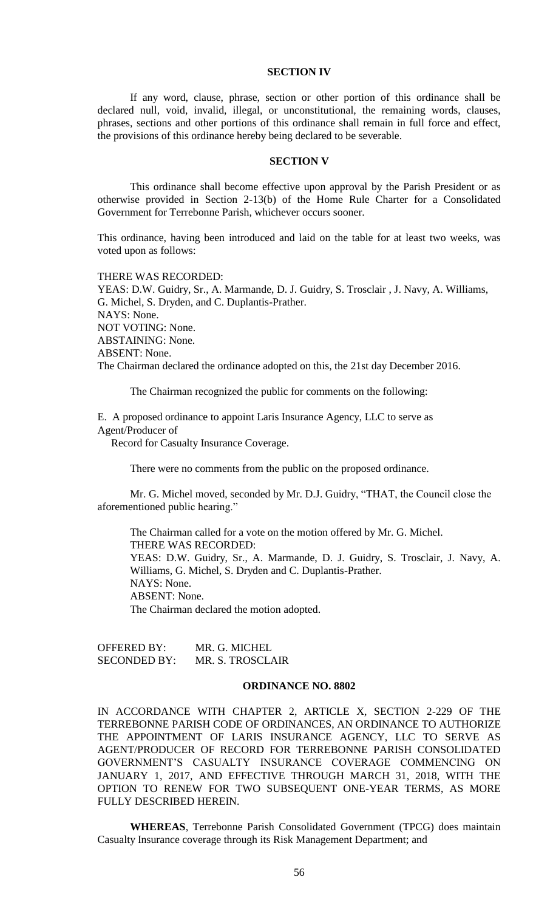**SECTION IV**

If any word, clause, phrase, section or other portion of this ordinance shall be declared null, void, invalid, illegal, or unconstitutional, the remaining words, clauses, phrases, sections and other portions of this ordinance shall remain in full force and effect, the provisions of this ordinance hereby being declared to be severable.

**SECTION V**

This ordinance shall become effective upon approval by the Parish President or as otherwise provided in Section 2-13(b) of the Home Rule Charter for a Consolidated Government for Terrebonne Parish, whichever occurs sooner.

This ordinance, having been introduced and laid on the table for at least two weeks, was voted upon as follows:

THERE WAS RECORDED:
YEAS: D.W. Guidry, Sr., A. Marmande, D. J. Guidry, S. Trosclair , J. Navy, A. Williams, G. Michel, S. Dryden, and C. Duplantis-Prather.
NAYS: None.
NOT VOTING: None.
ABSTAINING: None.
ABSENT: None.
The Chairman declared the ordinance adopted on this, the 21st day December 2016.

The Chairman recognized the public for comments on the following:

E. A proposed ordinance to appoint Laris Insurance Agency, LLC to serve as Agent/Producer of
Record for Casualty Insurance Coverage.

There were no comments from the public on the proposed ordinance.

Mr. G. Michel moved, seconded by Mr. D.J. Guidry, "THAT, the Council close the aforementioned public hearing."

The Chairman called for a vote on the motion offered by Mr. G. Michel.
THERE WAS RECORDED:
YEAS: D.W. Guidry, Sr., A. Marmande, D. J. Guidry, S. Trosclair, J. Navy, A. Williams, G. Michel, S. Dryden and C. Duplantis-Prather.
NAYS: None.
ABSENT: None.
The Chairman declared the motion adopted.

OFFERED BY: MR. G. MICHEL
SECONDED BY: MR. S. TROSCLAIR

**ORDINANCE NO. 8802**

IN ACCORDANCE WITH CHAPTER 2, ARTICLE X, SECTION 2-229 OF THE TERREBONNE PARISH CODE OF ORDINANCES, AN ORDINANCE TO AUTHORIZE THE APPOINTMENT OF LARIS INSURANCE AGENCY, LLC TO SERVE AS AGENT/PRODUCER OF RECORD FOR TERREBONNE PARISH CONSOLIDATED GOVERNMENT'S CASUALTY INSURANCE COVERAGE COMMENCING ON JANUARY 1, 2017, AND EFFECTIVE THROUGH MARCH 31, 2018, WITH THE OPTION TO RENEW FOR TWO SUBSEQUENT ONE-YEAR TERMS, AS MORE FULLY DESCRIBED HEREIN.

**WHEREAS**, Terrebonne Parish Consolidated Government (TPCG) does maintain Casualty Insurance coverage through its Risk Management Department; and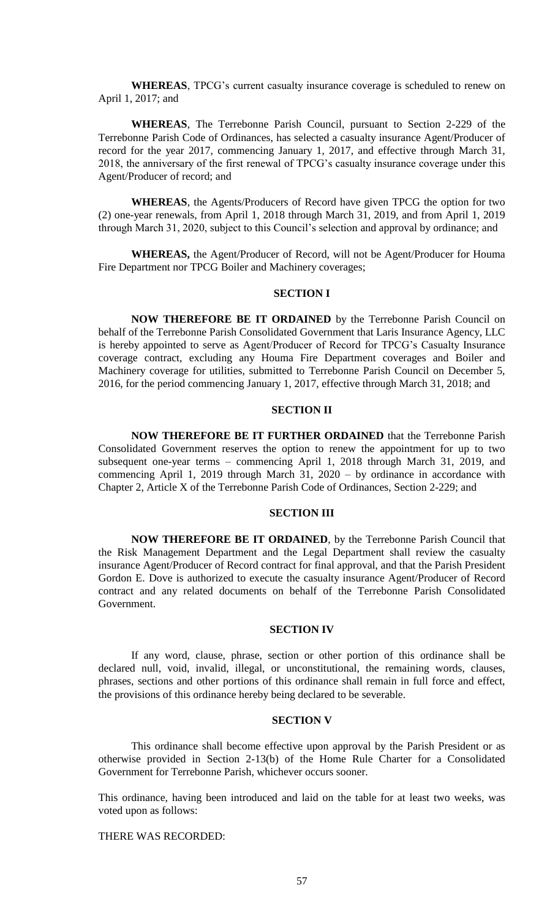**WHEREAS**, TPCG's current casualty insurance coverage is scheduled to renew on April 1, 2017; and

**WHEREAS**, The Terrebonne Parish Council, pursuant to Section 2-229 of the Terrebonne Parish Code of Ordinances, has selected a casualty insurance Agent/Producer of record for the year 2017, commencing January 1, 2017, and effective through March 31, 2018, the anniversary of the first renewal of TPCG's casualty insurance coverage under this Agent/Producer of record; and

**WHEREAS**, the Agents/Producers of Record have given TPCG the option for two (2) one-year renewals, from April 1, 2018 through March 31, 2019, and from April 1, 2019 through March 31, 2020, subject to this Council's selection and approval by ordinance; and

**WHEREAS,** the Agent/Producer of Record, will not be Agent/Producer for Houma Fire Department nor TPCG Boiler and Machinery coverages;

### SECTION I

**NOW THEREFORE BE IT ORDAINED** by the Terrebonne Parish Council on behalf of the Terrebonne Parish Consolidated Government that Laris Insurance Agency, LLC is hereby appointed to serve as Agent/Producer of Record for TPCG's Casualty Insurance coverage contract, excluding any Houma Fire Department coverages and Boiler and Machinery coverage for utilities, submitted to Terrebonne Parish Council on December 5, 2016, for the period commencing January 1, 2017, effective through March 31, 2018; and

### SECTION II

**NOW THEREFORE BE IT FURTHER ORDAINED** that the Terrebonne Parish Consolidated Government reserves the option to renew the appointment for up to two subsequent one-year terms – commencing April 1, 2018 through March 31, 2019, and commencing April 1, 2019 through March 31, 2020 – by ordinance in accordance with Chapter 2, Article X of the Terrebonne Parish Code of Ordinances, Section 2-229; and

### SECTION III

**NOW THEREFORE BE IT ORDAINED**, by the Terrebonne Parish Council that the Risk Management Department and the Legal Department shall review the casualty insurance Agent/Producer of Record contract for final approval, and that the Parish President Gordon E. Dove is authorized to execute the casualty insurance Agent/Producer of Record contract and any related documents on behalf of the Terrebonne Parish Consolidated Government.

### SECTION IV

If any word, clause, phrase, section or other portion of this ordinance shall be declared null, void, invalid, illegal, or unconstitutional, the remaining words, clauses, phrases, sections and other portions of this ordinance shall remain in full force and effect, the provisions of this ordinance hereby being declared to be severable.

### SECTION V

This ordinance shall become effective upon approval by the Parish President or as otherwise provided in Section 2-13(b) of the Home Rule Charter for a Consolidated Government for Terrebonne Parish, whichever occurs sooner.

This ordinance, having been introduced and laid on the table for at least two weeks, was voted upon as follows:

THERE WAS RECORDED: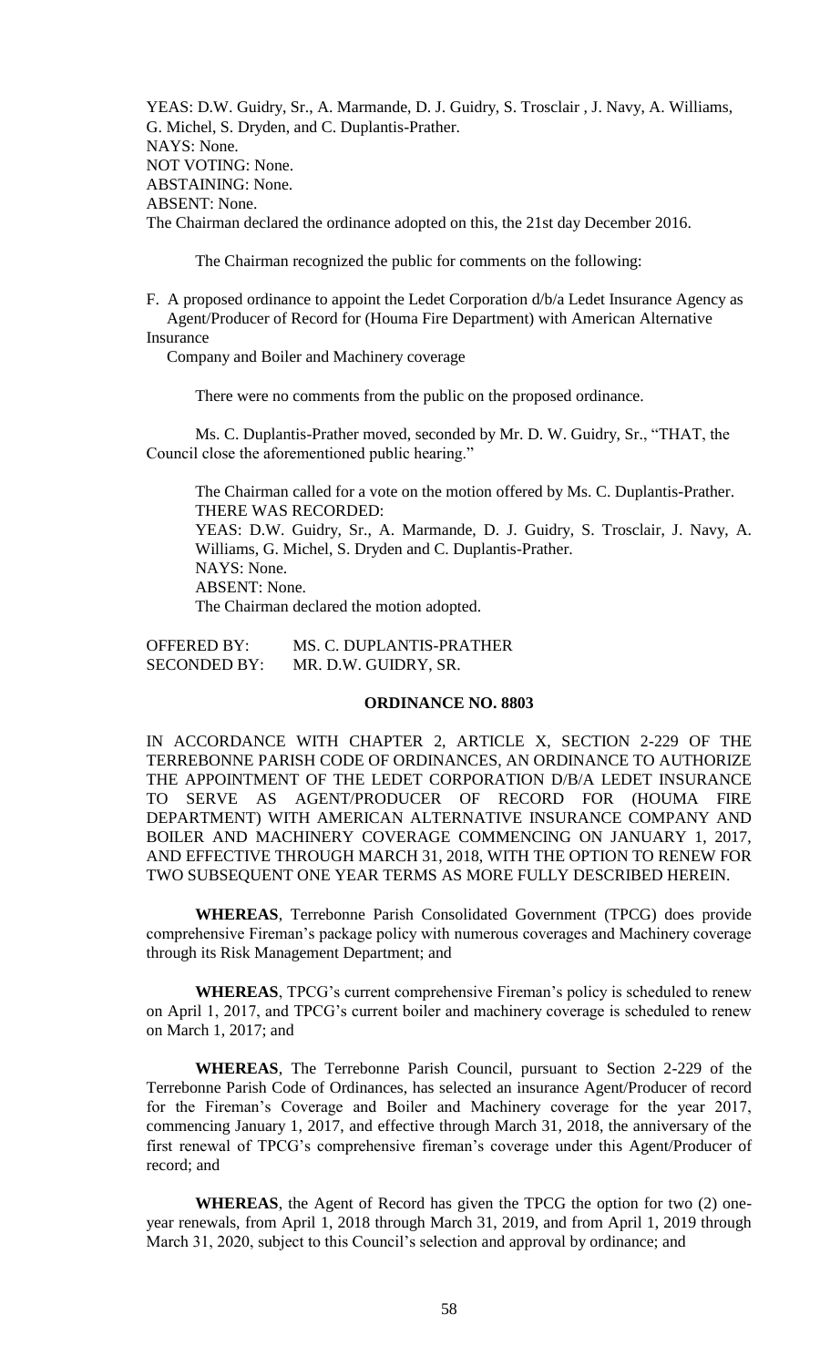YEAS: D.W. Guidry, Sr., A. Marmande, D. J. Guidry, S. Trosclair , J. Navy, A. Williams, G. Michel, S. Dryden, and C. Duplantis-Prather.
NAYS: None.
NOT VOTING: None.
ABSTAINING: None.
ABSENT: None.
The Chairman declared the ordinance adopted on this, the 21st day December 2016.

The Chairman recognized the public for comments on the following:

F. A proposed ordinance to appoint the Ledet Corporation d/b/a Ledet Insurance Agency as Agent/Producer of Record for (Houma Fire Department) with American Alternative Insurance Company and Boiler and Machinery coverage

There were no comments from the public on the proposed ordinance.

Ms. C. Duplantis-Prather moved, seconded by Mr. D. W. Guidry, Sr., "THAT, the Council close the aforementioned public hearing."

The Chairman called for a vote on the motion offered by Ms. C. Duplantis-Prather.
THERE WAS RECORDED:
YEAS: D.W. Guidry, Sr., A. Marmande, D. J. Guidry, S. Trosclair, J. Navy, A. Williams, G. Michel, S. Dryden and C. Duplantis-Prather.
NAYS: None.
ABSENT: None.
The Chairman declared the motion adopted.

OFFERED BY: MS. C. DUPLANTIS-PRATHER
SECONDED BY: MR. D.W. GUIDRY, SR.

**ORDINANCE NO. 8803**

IN ACCORDANCE WITH CHAPTER 2, ARTICLE X, SECTION 2-229 OF THE TERREBONNE PARISH CODE OF ORDINANCES, AN ORDINANCE TO AUTHORIZE THE APPOINTMENT OF THE LEDET CORPORATION D/B/A LEDET INSURANCE TO SERVE AS AGENT/PRODUCER OF RECORD FOR (HOUMA FIRE DEPARTMENT) WITH AMERICAN ALTERNATIVE INSURANCE COMPANY AND BOILER AND MACHINERY COVERAGE COMMENCING ON JANUARY 1, 2017, AND EFFECTIVE THROUGH MARCH 31, 2018, WITH THE OPTION TO RENEW FOR TWO SUBSEQUENT ONE YEAR TERMS AS MORE FULLY DESCRIBED HEREIN.

**WHEREAS**, Terrebonne Parish Consolidated Government (TPCG) does provide comprehensive Fireman's package policy with numerous coverages and Machinery coverage through its Risk Management Department; and

**WHEREAS**, TPCG's current comprehensive Fireman's policy is scheduled to renew on April 1, 2017, and TPCG's current boiler and machinery coverage is scheduled to renew on March 1, 2017; and

**WHEREAS**, The Terrebonne Parish Council, pursuant to Section 2-229 of the Terrebonne Parish Code of Ordinances, has selected an insurance Agent/Producer of record for the Fireman's Coverage and Boiler and Machinery coverage for the year 2017, commencing January 1, 2017, and effective through March 31, 2018, the anniversary of the first renewal of TPCG's comprehensive fireman's coverage under this Agent/Producer of record; and

**WHEREAS**, the Agent of Record has given the TPCG the option for two (2) one-year renewals, from April 1, 2018 through March 31, 2019, and from April 1, 2019 through March 31, 2020, subject to this Council's selection and approval by ordinance; and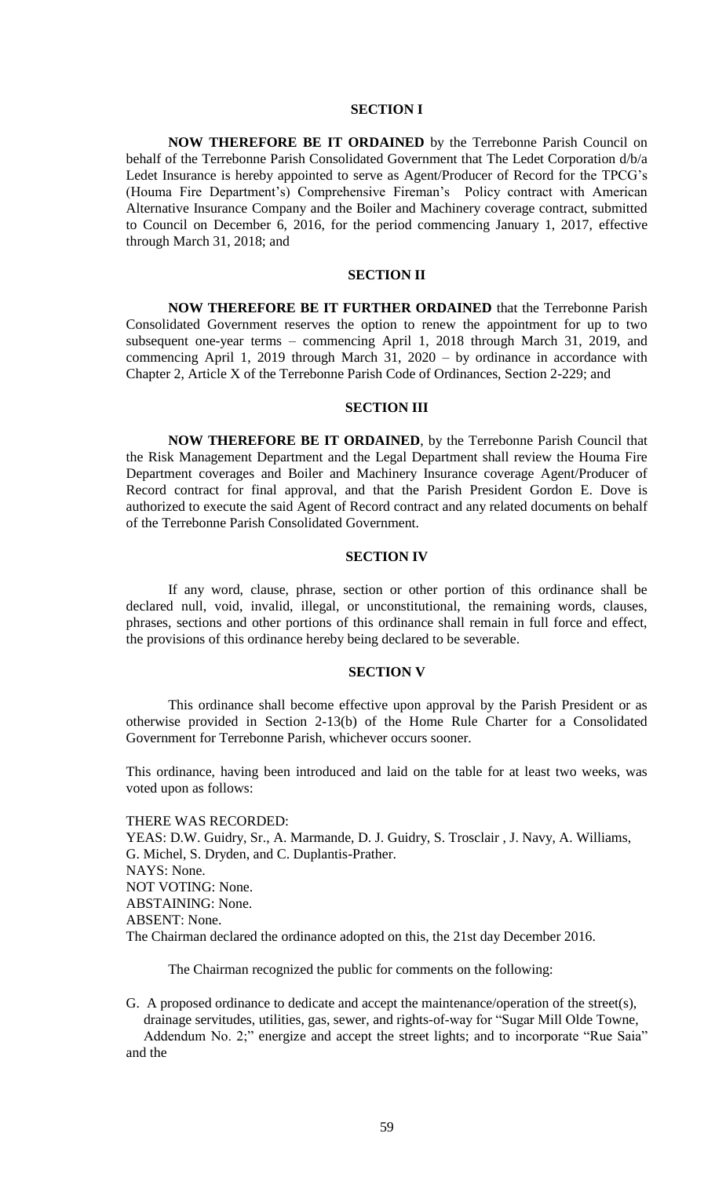## SECTION I

**NOW THEREFORE BE IT ORDAINED** by the Terrebonne Parish Council on behalf of the Terrebonne Parish Consolidated Government that The Ledet Corporation d/b/a Ledet Insurance is hereby appointed to serve as Agent/Producer of Record for the TPCG's (Houma Fire Department's) Comprehensive Fireman's Policy contract with American Alternative Insurance Company and the Boiler and Machinery coverage contract, submitted to Council on December 6, 2016, for the period commencing January 1, 2017, effective through March 31, 2018; and

## SECTION II

**NOW THEREFORE BE IT FURTHER ORDAINED** that the Terrebonne Parish Consolidated Government reserves the option to renew the appointment for up to two subsequent one-year terms – commencing April 1, 2018 through March 31, 2019, and commencing April 1, 2019 through March 31, 2020 – by ordinance in accordance with Chapter 2, Article X of the Terrebonne Parish Code of Ordinances, Section 2-229; and

## SECTION III

**NOW THEREFORE BE IT ORDAINED**, by the Terrebonne Parish Council that the Risk Management Department and the Legal Department shall review the Houma Fire Department coverages and Boiler and Machinery Insurance coverage Agent/Producer of Record contract for final approval, and that the Parish President Gordon E. Dove is authorized to execute the said Agent of Record contract and any related documents on behalf of the Terrebonne Parish Consolidated Government.

## SECTION IV

If any word, clause, phrase, section or other portion of this ordinance shall be declared null, void, invalid, illegal, or unconstitutional, the remaining words, clauses, phrases, sections and other portions of this ordinance shall remain in full force and effect, the provisions of this ordinance hereby being declared to be severable.

## SECTION V

This ordinance shall become effective upon approval by the Parish President or as otherwise provided in Section 2-13(b) of the Home Rule Charter for a Consolidated Government for Terrebonne Parish, whichever occurs sooner.

This ordinance, having been introduced and laid on the table for at least two weeks, was voted upon as follows:

THERE WAS RECORDED:
YEAS: D.W. Guidry, Sr., A. Marmande, D. J. Guidry, S. Trosclair , J. Navy, A. Williams, G. Michel, S. Dryden, and C. Duplantis-Prather.
NAYS: None.
NOT VOTING: None.
ABSTAINING: None.
ABSENT: None.
The Chairman declared the ordinance adopted on this, the 21st day December 2016.

The Chairman recognized the public for comments on the following:

G. A proposed ordinance to dedicate and accept the maintenance/operation of the street(s), drainage servitudes, utilities, gas, sewer, and rights-of-way for "Sugar Mill Olde Towne, Addendum No. 2;" energize and accept the street lights; and to incorporate "Rue Saia" and the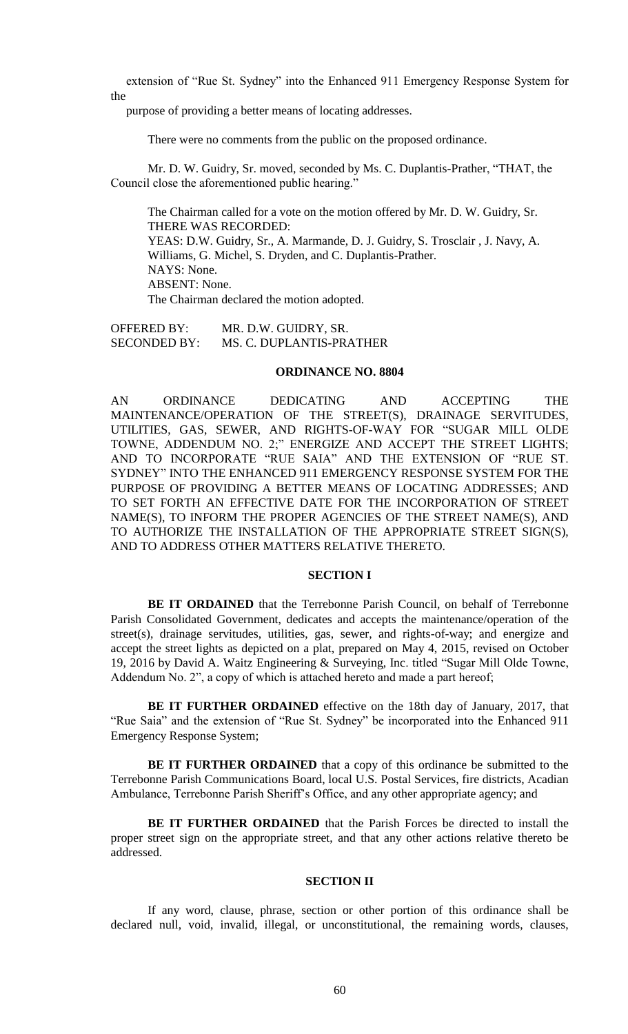extension of "Rue St. Sydney" into the Enhanced 911 Emergency Response System for the purpose of providing a better means of locating addresses.

There were no comments from the public on the proposed ordinance.

Mr. D. W. Guidry, Sr. moved, seconded by Ms. C. Duplantis-Prather, "THAT, the Council close the aforementioned public hearing."

The Chairman called for a vote on the motion offered by Mr. D. W. Guidry, Sr.
THERE WAS RECORDED:
YEAS: D.W. Guidry, Sr., A. Marmande, D. J. Guidry, S. Trosclair , J. Navy, A. Williams, G. Michel, S. Dryden, and C. Duplantis-Prather.
NAYS: None.
ABSENT: None.
The Chairman declared the motion adopted.

OFFERED BY: MR. D.W. GUIDRY, SR.
SECONDED BY: MS. C. DUPLANTIS-PRATHER

**ORDINANCE NO. 8804**

AN ORDINANCE DEDICATING AND ACCEPTING THE MAINTENANCE/OPERATION OF THE STREET(S), DRAINAGE SERVITUDES, UTILITIES, GAS, SEWER, AND RIGHTS-OF-WAY FOR "SUGAR MILL OLDE TOWNE, ADDENDUM NO. 2;" ENERGIZE AND ACCEPT THE STREET LIGHTS; AND TO INCORPORATE "RUE SAIA" AND THE EXTENSION OF "RUE ST. SYDNEY" INTO THE ENHANCED 911 EMERGENCY RESPONSE SYSTEM FOR THE PURPOSE OF PROVIDING A BETTER MEANS OF LOCATING ADDRESSES; AND TO SET FORTH AN EFFECTIVE DATE FOR THE INCORPORATION OF STREET NAME(S), TO INFORM THE PROPER AGENCIES OF THE STREET NAME(S), AND TO AUTHORIZE THE INSTALLATION OF THE APPROPRIATE STREET SIGN(S), AND TO ADDRESS OTHER MATTERS RELATIVE THERETO.

**SECTION I**

**BE IT ORDAINED** that the Terrebonne Parish Council, on behalf of Terrebonne Parish Consolidated Government, dedicates and accepts the maintenance/operation of the street(s), drainage servitudes, utilities, gas, sewer, and rights-of-way; and energize and accept the street lights as depicted on a plat, prepared on May 4, 2015, revised on October 19, 2016 by David A. Waitz Engineering & Surveying, Inc. titled "Sugar Mill Olde Towne, Addendum No. 2", a copy of which is attached hereto and made a part hereof;

**BE IT FURTHER ORDAINED** effective on the 18th day of January, 2017, that "Rue Saia" and the extension of "Rue St. Sydney" be incorporated into the Enhanced 911 Emergency Response System;

**BE IT FURTHER ORDAINED** that a copy of this ordinance be submitted to the Terrebonne Parish Communications Board, local U.S. Postal Services, fire districts, Acadian Ambulance, Terrebonne Parish Sheriff's Office, and any other appropriate agency; and

**BE IT FURTHER ORDAINED** that the Parish Forces be directed to install the proper street sign on the appropriate street, and that any other actions relative thereto be addressed.

**SECTION II**

If any word, clause, phrase, section or other portion of this ordinance shall be declared null, void, invalid, illegal, or unconstitutional, the remaining words, clauses,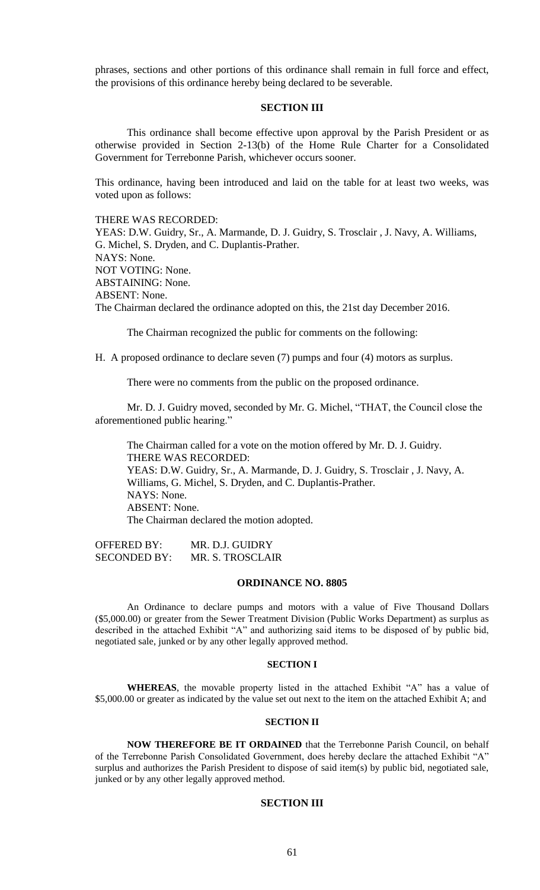phrases, sections and other portions of this ordinance shall remain in full force and effect, the provisions of this ordinance hereby being declared to be severable.

**SECTION III**

This ordinance shall become effective upon approval by the Parish President or as otherwise provided in Section 2-13(b) of the Home Rule Charter for a Consolidated Government for Terrebonne Parish, whichever occurs sooner.

This ordinance, having been introduced and laid on the table for at least two weeks, was voted upon as follows:

THERE WAS RECORDED:
YEAS: D.W. Guidry, Sr., A. Marmande, D. J. Guidry, S. Trosclair , J. Navy, A. Williams, G. Michel, S. Dryden, and C. Duplantis-Prather.
NAYS: None.
NOT VOTING: None.
ABSTAINING: None.
ABSENT: None.
The Chairman declared the ordinance adopted on this, the 21st day December 2016.

The Chairman recognized the public for comments on the following:

H. A proposed ordinance to declare seven (7) pumps and four (4) motors as surplus.

There were no comments from the public on the proposed ordinance.

Mr. D. J. Guidry moved, seconded by Mr. G. Michel, "THAT, the Council close the aforementioned public hearing."

The Chairman called for a vote on the motion offered by Mr. D. J. Guidry.
THERE WAS RECORDED:
YEAS: D.W. Guidry, Sr., A. Marmande, D. J. Guidry, S. Trosclair , J. Navy, A. Williams, G. Michel, S. Dryden, and C. Duplantis-Prather.
NAYS: None.
ABSENT: None.
The Chairman declared the motion adopted.

OFFERED BY: MR. D.J. GUIDRY
SECONDED BY: MR. S. TROSCLAIR

**ORDINANCE NO. 8805**

An Ordinance to declare pumps and motors with a value of Five Thousand Dollars ($5,000.00) or greater from the Sewer Treatment Division (Public Works Department) as surplus as described in the attached Exhibit "A" and authorizing said items to be disposed of by public bid, negotiated sale, junked or by any other legally approved method.

**SECTION I**

**WHEREAS**, the movable property listed in the attached Exhibit "A" has a value of $5,000.00 or greater as indicated by the value set out next to the item on the attached Exhibit A; and

**SECTION II**

**NOW THEREFORE BE IT ORDAINED** that the Terrebonne Parish Council, on behalf of the Terrebonne Parish Consolidated Government, does hereby declare the attached Exhibit "A" surplus and authorizes the Parish President to dispose of said item(s) by public bid, negotiated sale, junked or by any other legally approved method.

**SECTION III**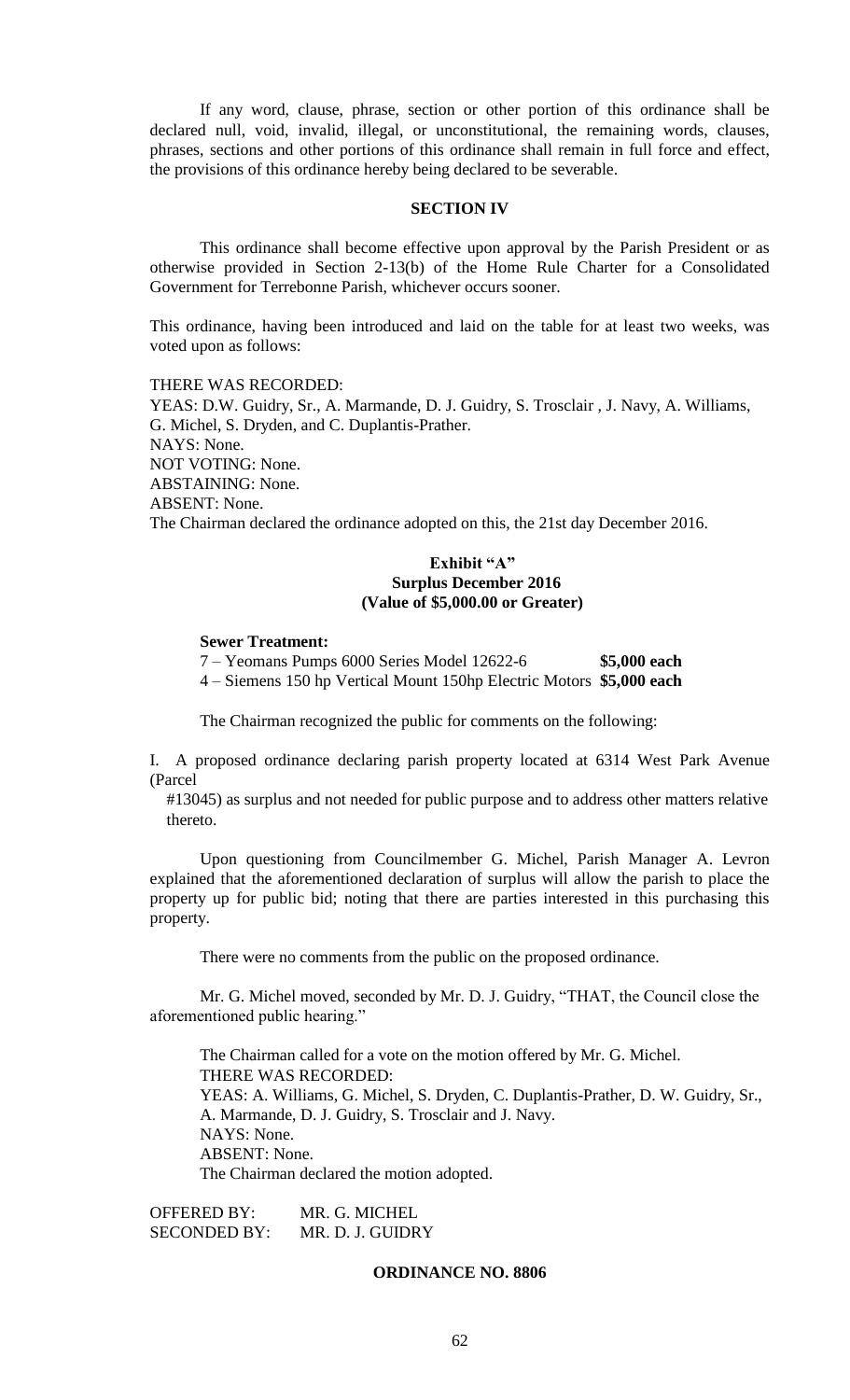If any word, clause, phrase, section or other portion of this ordinance shall be declared null, void, invalid, illegal, or unconstitutional, the remaining words, clauses, phrases, sections and other portions of this ordinance shall remain in full force and effect, the provisions of this ordinance hereby being declared to be severable.

**SECTION IV**

This ordinance shall become effective upon approval by the Parish President or as otherwise provided in Section 2-13(b) of the Home Rule Charter for a Consolidated Government for Terrebonne Parish, whichever occurs sooner.

This ordinance, having been introduced and laid on the table for at least two weeks, was voted upon as follows:

THERE WAS RECORDED:
YEAS: D.W. Guidry, Sr., A. Marmande, D. J. Guidry, S. Trosclair , J. Navy, A. Williams, G. Michel, S. Dryden, and C. Duplantis-Prather.
NAYS: None.
NOT VOTING: None.
ABSTAINING: None.
ABSENT: None.
The Chairman declared the ordinance adopted on this, the 21st day December 2016.

**Exhibit "A"**
**Surplus December 2016**
**(Value of $5,000.00 or Greater)**

**Sewer Treatment:**
7 – Yeomans Pumps 6000 Series Model 12622-6 **$5,000 each**
4 – Siemens 150 hp Vertical Mount 150hp Electric Motors **$5,000 each**

The Chairman recognized the public for comments on the following:

I. A proposed ordinance declaring parish property located at 6314 West Park Avenue (Parcel #13045) as surplus and not needed for public purpose and to address other matters relative thereto.

Upon questioning from Councilmember G. Michel, Parish Manager A. Levron explained that the aforementioned declaration of surplus will allow the parish to place the property up for public bid; noting that there are parties interested in this purchasing this property.

There were no comments from the public on the proposed ordinance.

Mr. G. Michel moved, seconded by Mr. D. J. Guidry, "THAT, the Council close the aforementioned public hearing."

The Chairman called for a vote on the motion offered by Mr. G. Michel.
THERE WAS RECORDED:
YEAS: A. Williams, G. Michel, S. Dryden, C. Duplantis-Prather, D. W. Guidry, Sr., A. Marmande, D. J. Guidry, S. Trosclair and J. Navy.
NAYS: None.
ABSENT: None.
The Chairman declared the motion adopted.

OFFERED BY: MR. G. MICHEL
SECONDED BY: MR. D. J. GUIDRY

**ORDINANCE NO. 8806**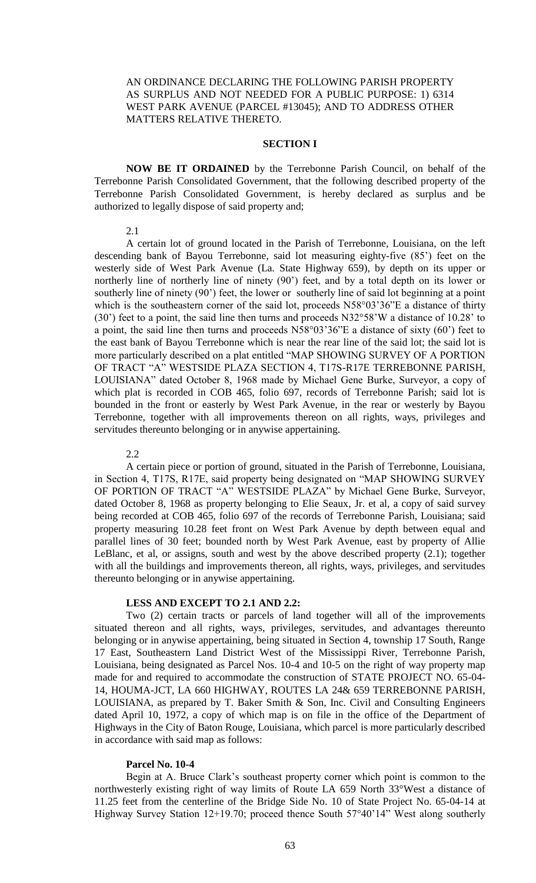AN ORDINANCE DECLARING THE FOLLOWING PARISH PROPERTY AS SURPLUS AND NOT NEEDED FOR A PUBLIC PURPOSE: 1) 6314 WEST PARK AVENUE (PARCEL #13045); AND TO ADDRESS OTHER MATTERS RELATIVE THERETO.

**SECTION I**

**NOW BE IT ORDAINED** by the Terrebonne Parish Council, on behalf of the Terrebonne Parish Consolidated Government, that the following described property of the Terrebonne Parish Consolidated Government, is hereby declared as surplus and be authorized to legally dispose of said property and;

2.1

A certain lot of ground located in the Parish of Terrebonne, Louisiana, on the left descending bank of Bayou Terrebonne, said lot measuring eighty-five (85') feet on the westerly side of West Park Avenue (La. State Highway 659), by depth on its upper or northerly line of northerly line of ninety (90') feet, and by a total depth on its lower or southerly line of ninety (90') feet, the lower or southerly line of said lot beginning at a point which is the southeastern corner of the said lot, proceeds N58°03'36"E a distance of thirty (30') feet to a point, the said line then turns and proceeds N32°58'W a distance of 10.28' to a point, the said line then turns and proceeds N58°03'36"E a distance of sixty (60') feet to the east bank of Bayou Terrebonne which is near the rear line of the said lot; the said lot is more particularly described on a plat entitled "MAP SHOWING SURVEY OF A PORTION OF TRACT "A" WESTSIDE PLAZA SECTION 4, T17S-R17E TERREBONNE PARISH, LOUISIANA" dated October 8, 1968 made by Michael Gene Burke, Surveyor, a copy of which plat is recorded in COB 465, folio 697, records of Terrebonne Parish; said lot is bounded in the front or easterly by West Park Avenue, in the rear or westerly by Bayou Terrebonne, together with all improvements thereon on all rights, ways, privileges and servitudes thereunto belonging or in anywise appertaining.

2.2

A certain piece or portion of ground, situated in the Parish of Terrebonne, Louisiana, in Section 4, T17S, R17E, said property being designated on "MAP SHOWING SURVEY OF PORTION OF TRACT "A" WESTSIDE PLAZA" by Michael Gene Burke, Surveyor, dated October 8, 1968 as property belonging to Elie Seaux, Jr. et al, a copy of said survey being recorded at COB 465, folio 697 of the records of Terrebonne Parish, Louisiana; said property measuring 10.28 feet front on West Park Avenue by depth between equal and parallel lines of 30 feet; bounded north by West Park Avenue, east by property of Allie LeBlanc, et al, or assigns, south and west by the above described property (2.1); together with all the buildings and improvements thereon, all rights, ways, privileges, and servitudes thereunto belonging or in anywise appertaining.

**LESS AND EXCEPT TO 2.1 AND 2.2:**

Two (2) certain tracts or parcels of land together will all of the improvements situated thereon and all rights, ways, privileges, servitudes, and advantages thereunto belonging or in anywise appertaining, being situated in Section 4, township 17 South, Range 17 East, Southeastern Land District West of the Mississippi River, Terrebonne Parish, Louisiana, being designated as Parcel Nos. 10-4 and 10-5 on the right of way property map made for and required to accommodate the construction of STATE PROJECT NO. 65-04-14, HOUMA-JCT, LA 660 HIGHWAY, ROUTES LA 24& 659 TERREBONNE PARISH, LOUISIANA, as prepared by T. Baker Smith & Son, Inc. Civil and Consulting Engineers dated April 10, 1972, a copy of which map is on file in the office of the Department of Highways in the City of Baton Rouge, Louisiana, which parcel is more particularly described in accordance with said map as follows:

**Parcel No. 10-4**

Begin at A. Bruce Clark's southeast property corner which point is common to the northwesterly existing right of way limits of Route LA 659 North 33°West a distance of 11.25 feet from the centerline of the Bridge Side No. 10 of State Project No. 65-04-14 at Highway Survey Station 12+19.70; proceed thence South 57°40'14" West along southerly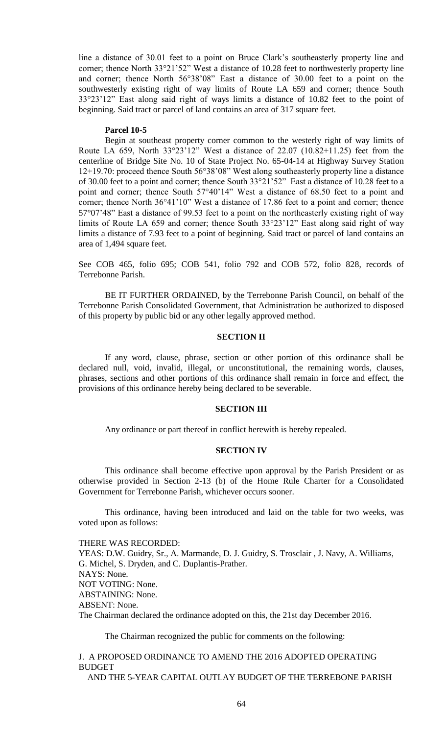line a distance of 30.01 feet to a point on Bruce Clark's southeasterly property line and corner; thence North 33°21'52" West a distance of 10.28 feet to northwesterly property line and corner; thence North 56°38'08" East a distance of 30.00 feet to a point on the southwesterly existing right of way limits of Route LA 659 and corner; thence South 33°23'12" East along said right of ways limits a distance of 10.82 feet to the point of beginning. Said tract or parcel of land contains an area of 317 square feet.

**Parcel 10-5**

Begin at southeast property corner common to the westerly right of way limits of Route LA 659, North 33°23'12" West a distance of 22.07 (10.82+11.25) feet from the centerline of Bridge Site No. 10 of State Project No. 65-04-14 at Highway Survey Station 12+19.70: proceed thence South 56°38'08" West along southeasterly property line a distance of 30.00 feet to a point and corner; thence South 33°21'52" East a distance of 10.28 feet to a point and corner; thence South 57°40'14" West a distance of 68.50 feet to a point and corner; thence North 36°41'10" West a distance of 17.86 feet to a point and corner; thence 57°07'48" East a distance of 99.53 feet to a point on the northeasterly existing right of way limits of Route LA 659 and corner; thence South 33°23'12" East along said right of way limits a distance of 7.93 feet to a point of beginning. Said tract or parcel of land contains an area of 1,494 square feet.

See COB 465, folio 695; COB 541, folio 792 and COB 572, folio 828, records of Terrebonne Parish.

BE IT FURTHER ORDAINED, by the Terrebonne Parish Council, on behalf of the Terrebonne Parish Consolidated Government, that Administration be authorized to disposed of this property by public bid or any other legally approved method.

**SECTION II**

If any word, clause, phrase, section or other portion of this ordinance shall be declared null, void, invalid, illegal, or unconstitutional, the remaining words, clauses, phrases, sections and other portions of this ordinance shall remain in force and effect, the provisions of this ordinance hereby being declared to be severable.

**SECTION III**

Any ordinance or part thereof in conflict herewith is hereby repealed.

**SECTION IV**

This ordinance shall become effective upon approval by the Parish President or as otherwise provided in Section 2-13 (b) of the Home Rule Charter for a Consolidated Government for Terrebonne Parish, whichever occurs sooner.

This ordinance, having been introduced and laid on the table for two weeks, was voted upon as follows:

THERE WAS RECORDED:
YEAS: D.W. Guidry, Sr., A. Marmande, D. J. Guidry, S. Trosclair , J. Navy, A. Williams, G. Michel, S. Dryden, and C. Duplantis-Prather.
NAYS: None.
NOT VOTING: None.
ABSTAINING: None.
ABSENT: None.
The Chairman declared the ordinance adopted on this, the 21st day December 2016.

The Chairman recognized the public for comments on the following:

J. A PROPOSED ORDINANCE TO AMEND THE 2016 ADOPTED OPERATING BUDGET
AND THE 5-YEAR CAPITAL OUTLAY BUDGET OF THE TERREBONE PARISH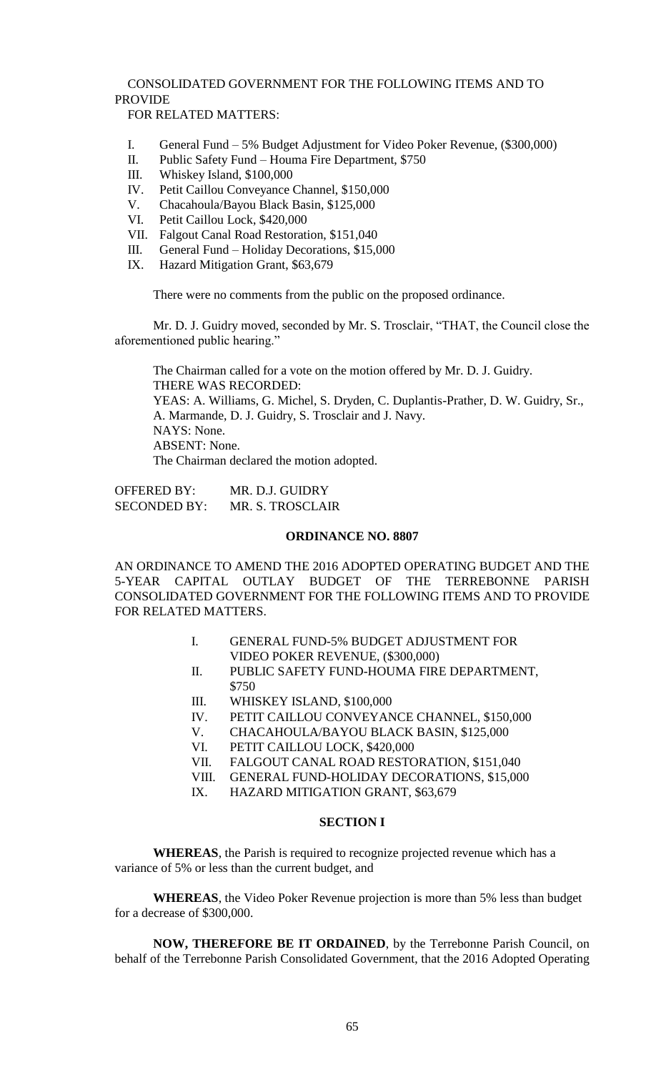CONSOLIDATED GOVERNMENT FOR THE FOLLOWING ITEMS AND TO PROVIDE FOR RELATED MATTERS:

I. General Fund – 5% Budget Adjustment for Video Poker Revenue, ($300,000)
II. Public Safety Fund – Houma Fire Department, $750
III. Whiskey Island, $100,000
IV. Petit Caillou Conveyance Channel, $150,000
V. Chacahoula/Bayou Black Basin, $125,000
VI. Petit Caillou Lock, $420,000
VII. Falgout Canal Road Restoration, $151,040
III. General Fund – Holiday Decorations, $15,000
IX. Hazard Mitigation Grant, $63,679

There were no comments from the public on the proposed ordinance.

Mr. D. J. Guidry moved, seconded by Mr. S. Trosclair, "THAT, the Council close the aforementioned public hearing."

The Chairman called for a vote on the motion offered by Mr. D. J. Guidry.
THERE WAS RECORDED:
YEAS: A. Williams, G. Michel, S. Dryden, C. Duplantis-Prather, D. W. Guidry, Sr., A. Marmande, D. J. Guidry, S. Trosclair and J. Navy.
NAYS: None.
ABSENT: None.
The Chairman declared the motion adopted.

OFFERED BY: MR. D.J. GUIDRY
SECONDED BY: MR. S. TROSCLAIR

**ORDINANCE NO. 8807**

AN ORDINANCE TO AMEND THE 2016 ADOPTED OPERATING BUDGET AND THE 5-YEAR CAPITAL OUTLAY BUDGET OF THE TERREBONNE PARISH CONSOLIDATED GOVERNMENT FOR THE FOLLOWING ITEMS AND TO PROVIDE FOR RELATED MATTERS.

I. GENERAL FUND-5% BUDGET ADJUSTMENT FOR VIDEO POKER REVENUE, ($300,000)
II. PUBLIC SAFETY FUND-HOUMA FIRE DEPARTMENT, $750
III. WHISKEY ISLAND, $100,000
IV. PETIT CAILLOU CONVEYANCE CHANNEL, $150,000
V. CHACAHOULA/BAYOU BLACK BASIN, $125,000
VI. PETIT CAILLOU LOCK, $420,000
VII. FALGOUT CANAL ROAD RESTORATION, $151,040
VIII. GENERAL FUND-HOLIDAY DECORATIONS, $15,000
IX. HAZARD MITIGATION GRANT, $63,679

**SECTION I**

**WHEREAS**, the Parish is required to recognize projected revenue which has a variance of 5% or less than the current budget, and

**WHEREAS**, the Video Poker Revenue projection is more than 5% less than budget for a decrease of $300,000.

**NOW, THEREFORE BE IT ORDAINED**, by the Terrebonne Parish Council, on behalf of the Terrebonne Parish Consolidated Government, that the 2016 Adopted Operating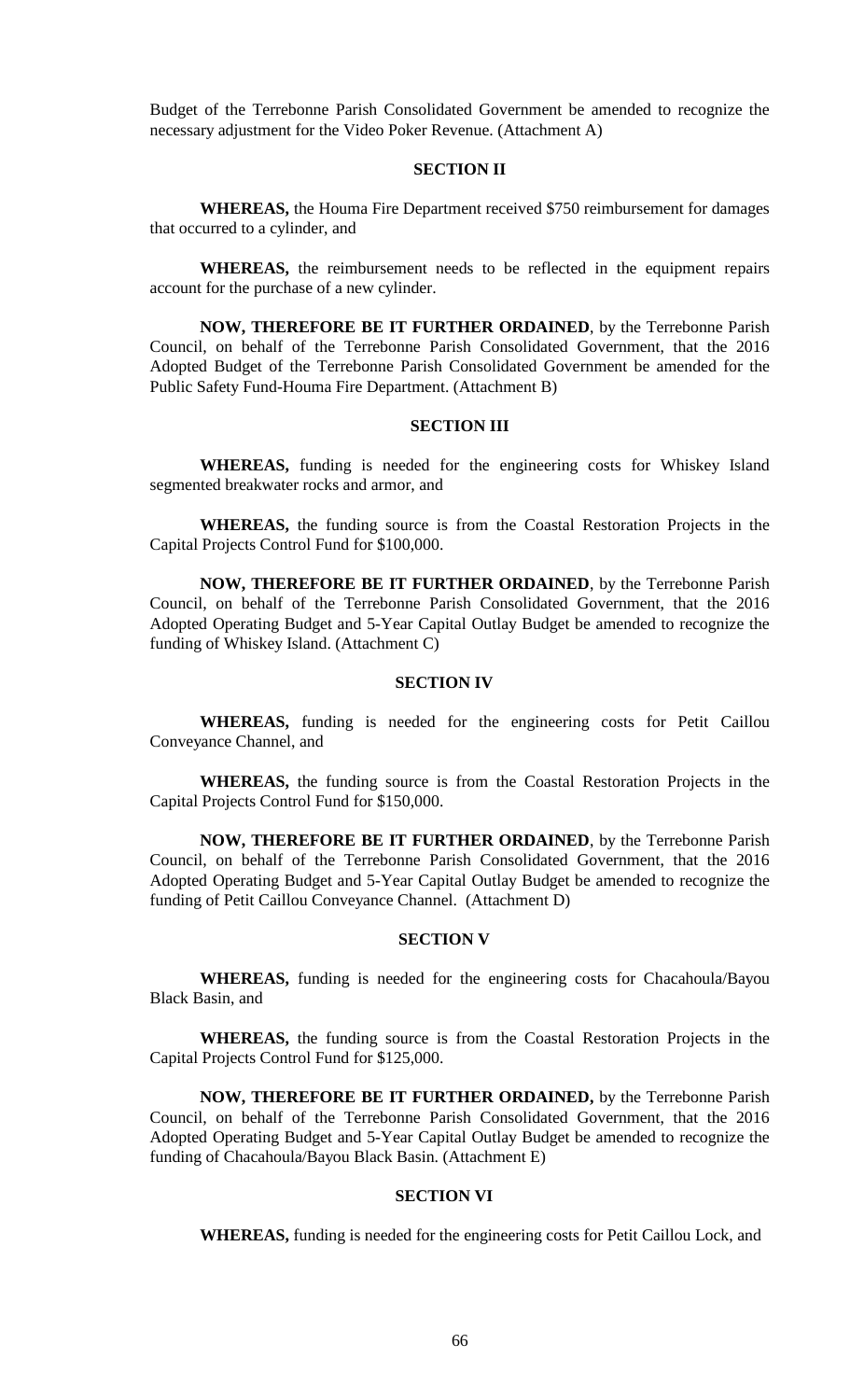Budget of the Terrebonne Parish Consolidated Government be amended to recognize the necessary adjustment for the Video Poker Revenue. (Attachment A)

## SECTION II

**WHEREAS,** the Houma Fire Department received $750 reimbursement for damages that occurred to a cylinder, and

**WHEREAS,** the reimbursement needs to be reflected in the equipment repairs account for the purchase of a new cylinder.

**NOW, THEREFORE BE IT FURTHER ORDAINED**, by the Terrebonne Parish Council, on behalf of the Terrebonne Parish Consolidated Government, that the 2016 Adopted Budget of the Terrebonne Parish Consolidated Government be amended for the Public Safety Fund-Houma Fire Department. (Attachment B)

## SECTION III

**WHEREAS,** funding is needed for the engineering costs for Whiskey Island segmented breakwater rocks and armor, and

**WHEREAS,** the funding source is from the Coastal Restoration Projects in the Capital Projects Control Fund for $100,000.

**NOW, THEREFORE BE IT FURTHER ORDAINED**, by the Terrebonne Parish Council, on behalf of the Terrebonne Parish Consolidated Government, that the 2016 Adopted Operating Budget and 5-Year Capital Outlay Budget be amended to recognize the funding of Whiskey Island. (Attachment C)

## SECTION IV

**WHEREAS,** funding is needed for the engineering costs for Petit Caillou Conveyance Channel, and

**WHEREAS,** the funding source is from the Coastal Restoration Projects in the Capital Projects Control Fund for $150,000.

**NOW, THEREFORE BE IT FURTHER ORDAINED**, by the Terrebonne Parish Council, on behalf of the Terrebonne Parish Consolidated Government, that the 2016 Adopted Operating Budget and 5-Year Capital Outlay Budget be amended to recognize the funding of Petit Caillou Conveyance Channel. (Attachment D)

## SECTION V

**WHEREAS,** funding is needed for the engineering costs for Chacahoula/Bayou Black Basin, and

**WHEREAS,** the funding source is from the Coastal Restoration Projects in the Capital Projects Control Fund for $125,000.

**NOW, THEREFORE BE IT FURTHER ORDAINED,** by the Terrebonne Parish Council, on behalf of the Terrebonne Parish Consolidated Government, that the 2016 Adopted Operating Budget and 5-Year Capital Outlay Budget be amended to recognize the funding of Chacahoula/Bayou Black Basin. (Attachment E)

## SECTION VI

**WHEREAS,** funding is needed for the engineering costs for Petit Caillou Lock, and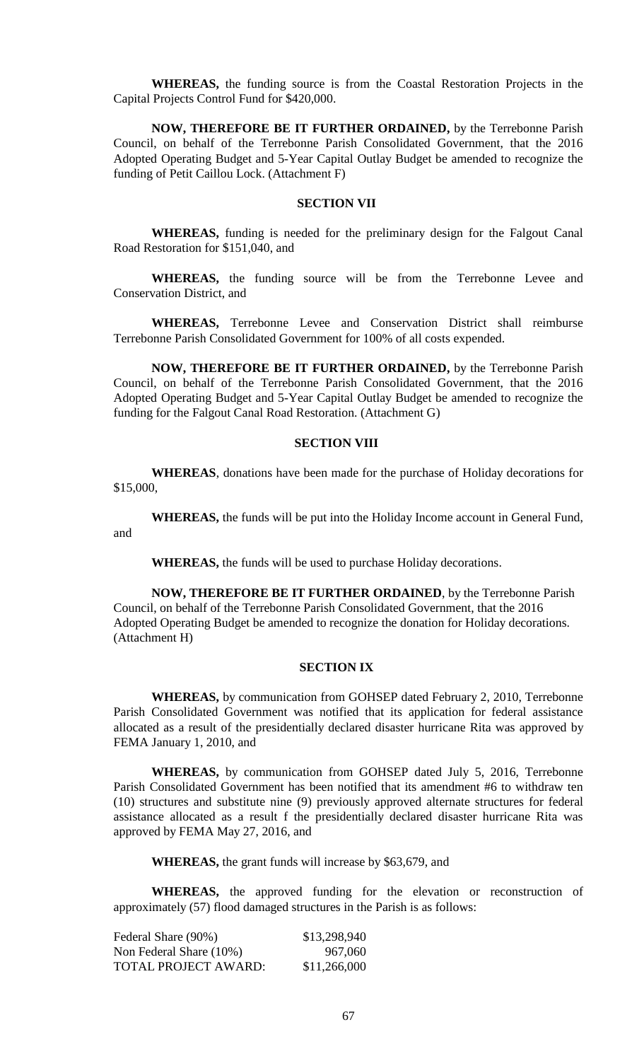**WHEREAS,** the funding source is from the Coastal Restoration Projects in the Capital Projects Control Fund for $420,000.

**NOW, THEREFORE BE IT FURTHER ORDAINED,** by the Terrebonne Parish Council, on behalf of the Terrebonne Parish Consolidated Government, that the 2016 Adopted Operating Budget and 5-Year Capital Outlay Budget be amended to recognize the funding of Petit Caillou Lock. (Attachment F)

**SECTION VII**

**WHEREAS,** funding is needed for the preliminary design for the Falgout Canal Road Restoration for $151,040, and

**WHEREAS,** the funding source will be from the Terrebonne Levee and Conservation District, and

**WHEREAS,** Terrebonne Levee and Conservation District shall reimburse Terrebonne Parish Consolidated Government for 100% of all costs expended.

**NOW, THEREFORE BE IT FURTHER ORDAINED,** by the Terrebonne Parish Council, on behalf of the Terrebonne Parish Consolidated Government, that the 2016 Adopted Operating Budget and 5-Year Capital Outlay Budget be amended to recognize the funding for the Falgout Canal Road Restoration. (Attachment G)

**SECTION VIII**

**WHEREAS**, donations have been made for the purchase of Holiday decorations for $15,000,

**WHEREAS,** the funds will be put into the Holiday Income account in General Fund, and

**WHEREAS,** the funds will be used to purchase Holiday decorations.

**NOW, THEREFORE BE IT FURTHER ORDAINED**, by the Terrebonne Parish Council, on behalf of the Terrebonne Parish Consolidated Government, that the 2016 Adopted Operating Budget be amended to recognize the donation for Holiday decorations. (Attachment H)

**SECTION IX**

**WHEREAS,** by communication from GOHSEP dated February 2, 2010, Terrebonne Parish Consolidated Government was notified that its application for federal assistance allocated as a result of the presidentially declared disaster hurricane Rita was approved by FEMA January 1, 2010, and

**WHEREAS,** by communication from GOHSEP dated July 5, 2016, Terrebonne Parish Consolidated Government has been notified that its amendment #6 to withdraw ten (10) structures and substitute nine (9) previously approved alternate structures for federal assistance allocated as a result f the presidentially declared disaster hurricane Rita was approved by FEMA May 27, 2016, and

**WHEREAS,** the grant funds will increase by $63,679, and

**WHEREAS,** the approved funding for the elevation or reconstruction of approximately (57) flood damaged structures in the Parish is as follows:

| | |
|---|---|
| Federal Share (90%) | $13,298,940 |
| Non Federal Share (10%) | 967,060 |
| TOTAL PROJECT AWARD: | $11,266,000 |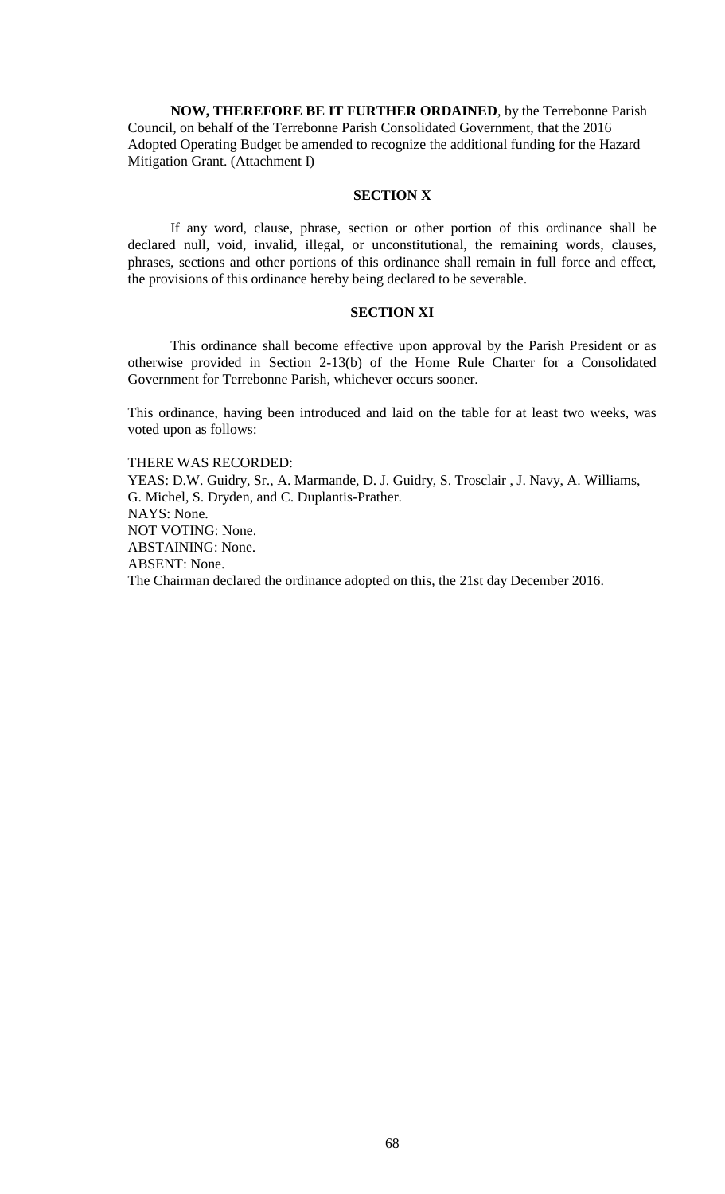**NOW, THEREFORE BE IT FURTHER ORDAINED**, by the Terrebonne Parish Council, on behalf of the Terrebonne Parish Consolidated Government, that the 2016 Adopted Operating Budget be amended to recognize the additional funding for the Hazard Mitigation Grant. (Attachment I)

### SECTION X

If any word, clause, phrase, section or other portion of this ordinance shall be declared null, void, invalid, illegal, or unconstitutional, the remaining words, clauses, phrases, sections and other portions of this ordinance shall remain in full force and effect, the provisions of this ordinance hereby being declared to be severable.

### SECTION XI

This ordinance shall become effective upon approval by the Parish President or as otherwise provided in Section 2-13(b) of the Home Rule Charter for a Consolidated Government for Terrebonne Parish, whichever occurs sooner.

This ordinance, having been introduced and laid on the table for at least two weeks, was voted upon as follows:

THERE WAS RECORDED:
YEAS: D.W. Guidry, Sr., A. Marmande, D. J. Guidry, S. Trosclair , J. Navy, A. Williams, G. Michel, S. Dryden, and C. Duplantis-Prather.
NAYS: None.
NOT VOTING: None.
ABSTAINING: None.
ABSENT: None.
The Chairman declared the ordinance adopted on this, the 21st day December 2016.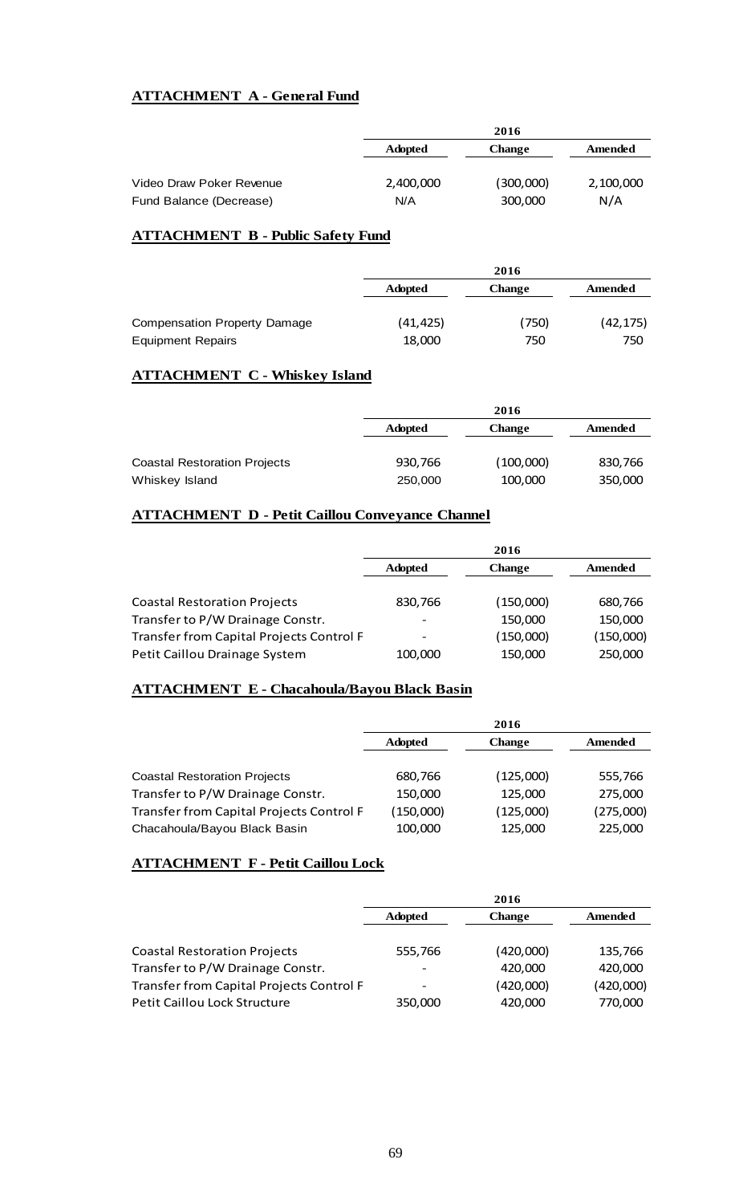**ATTACHMENT A - General Fund**

| | 2016 | | |
|---|---|---|---|
| | Adopted | Change | Amended |
| Video Draw Poker Revenue | 2,400,000 | (300,000) | 2,100,000 |
| Fund Balance (Decrease) | N/A | 300,000 | N/A |

**ATTACHMENT B - Public Safety Fund**

| | 2016 | | |
|---|---|---|---|
| | Adopted | Change | Amended |
| Compensation Property Damage | (41,425) | (750) | (42,175) |
| Equipment Repairs | 18,000 | 750 | 750 |

**ATTACHMENT C - Whiskey Island**

| | 2016 | | |
|---|---|---|---|
| | Adopted | Change | Amended |
| Coastal Restoration Projects | 930,766 | (100,000) | 830,766 |
| Whiskey Island | 250,000 | 100,000 | 350,000 |

**ATTACHMENT D - Petit Caillou Conveyance Channel**

| | 2016 | | |
|---|---|---|---|
| | Adopted | Change | Amended |
| Coastal Restoration Projects | 830,766 | (150,000) | 680,766 |
| Transfer to P/W Drainage Constr. | - | 150,000 | 150,000 |
| Transfer from Capital Projects Control F | - | (150,000) | (150,000) |
| Petit Caillou Drainage System | 100,000 | 150,000 | 250,000 |

**ATTACHMENT E - Chacahoula/Bayou Black Basin**

| | 2016 | | |
|---|---|---|---|
| | Adopted | Change | Amended |
| Coastal Restoration Projects | 680,766 | (125,000) | 555,766 |
| Transfer to P/W Drainage Constr. | 150,000 | 125,000 | 275,000 |
| Transfer from Capital Projects Control F | (150,000) | (125,000) | (275,000) |
| Chacahoula/Bayou Black Basin | 100,000 | 125,000 | 225,000 |

**ATTACHMENT F - Petit Caillou Lock**

| | 2016 | | |
|---|---|---|---|
| | Adopted | Change | Amended |
| Coastal Restoration Projects | 555,766 | (420,000) | 135,766 |
| Transfer to P/W Drainage Constr. | - | 420,000 | 420,000 |
| Transfer from Capital Projects Control F | - | (420,000) | (420,000) |
| Petit Caillou Lock Structure | 350,000 | 420,000 | 770,000 |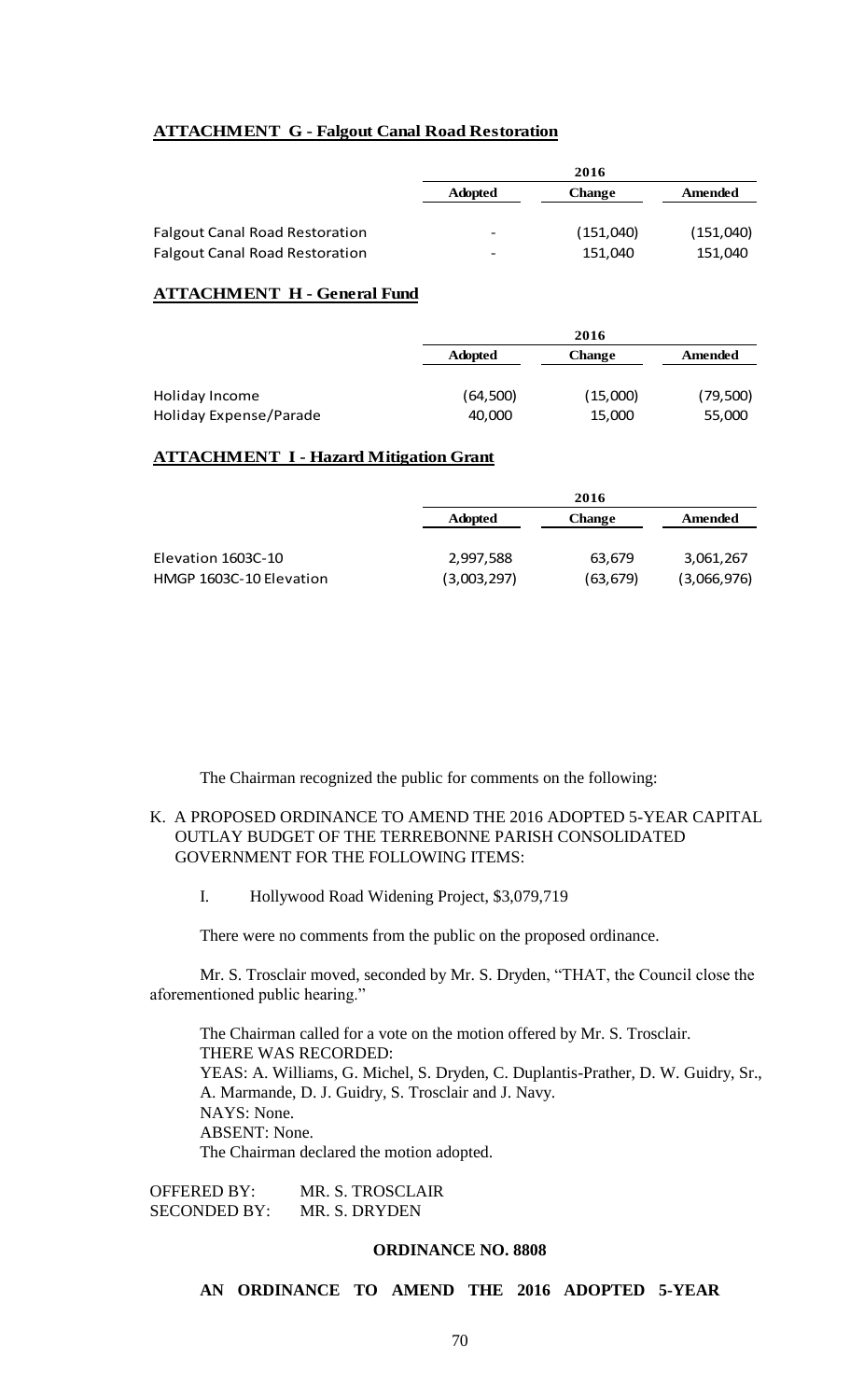**ATTACHMENT G - Falgout Canal Road Restoration**

| | 2016 | | |
|---|---|---|---|
| | **Adopted** | **Change** | **Amended** |
| Falgout Canal Road Restoration | - | (151,040) | (151,040) |
| Falgout Canal Road Restoration | - | 151,040 | 151,040 |

**ATTACHMENT H - General Fund**

| | 2016 | | |
|---|---|---|---|
| | **Adopted** | **Change** | **Amended** |
| Holiday Income | (64,500) | (15,000) | (79,500) |
| Holiday Expense/Parade | 40,000 | 15,000 | 55,000 |

**ATTACHMENT I - Hazard Mitigation Grant**

| | 2016 | | |
|---|---|---|---|
| | **Adopted** | **Change** | **Amended** |
| Elevation 1603C-10 | 2,997,588 | 63,679 | 3,061,267 |
| HMGP 1603C-10 Elevation | (3,003,297) | (63,679) | (3,066,976) |

The Chairman recognized the public for comments on the following:

K. A PROPOSED ORDINANCE TO AMEND THE 2016 ADOPTED 5-YEAR CAPITAL OUTLAY BUDGET OF THE TERREBONNE PARISH CONSOLIDATED GOVERNMENT FOR THE FOLLOWING ITEMS:

I. Hollywood Road Widening Project, $3,079,719

There were no comments from the public on the proposed ordinance.

Mr. S. Trosclair moved, seconded by Mr. S. Dryden, "THAT, the Council close the aforementioned public hearing."

The Chairman called for a vote on the motion offered by Mr. S. Trosclair.
THERE WAS RECORDED:
YEAS: A. Williams, G. Michel, S. Dryden, C. Duplantis-Prather, D. W. Guidry, Sr., A. Marmande, D. J. Guidry, S. Trosclair and J. Navy.
NAYS: None.
ABSENT: None.
The Chairman declared the motion adopted.

OFFERED BY: MR. S. TROSCLAIR
SECONDED BY: MR. S. DRYDEN

**ORDINANCE NO. 8808**

**AN ORDINANCE TO AMEND THE 2016 ADOPTED 5-YEAR**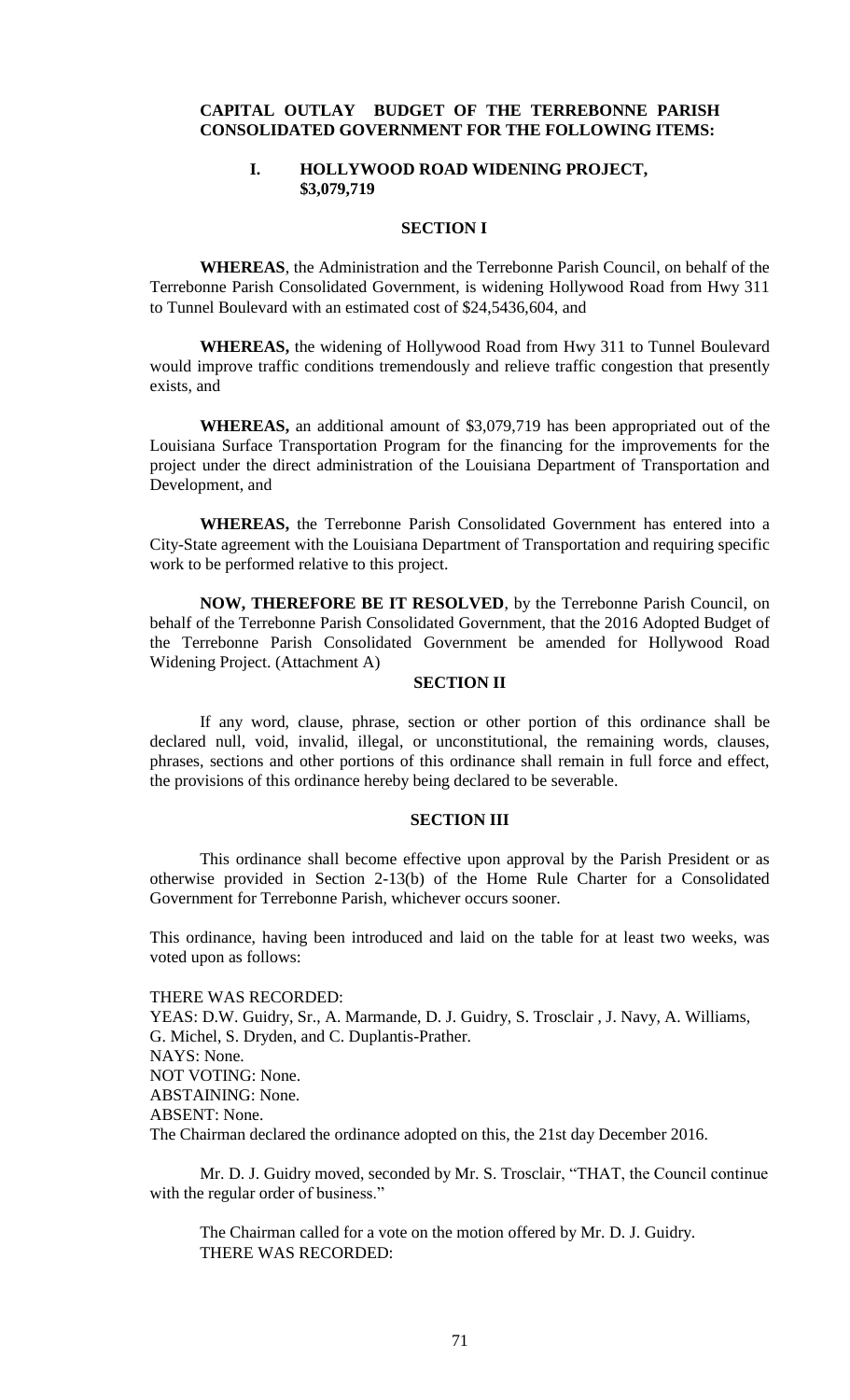**CAPITAL OUTLAY BUDGET OF THE TERREBONNE PARISH CONSOLIDATED GOVERNMENT FOR THE FOLLOWING ITEMS:**

**I. HOLLYWOOD ROAD WIDENING PROJECT, $3,079,719**

**SECTION I**

**WHEREAS**, the Administration and the Terrebonne Parish Council, on behalf of the Terrebonne Parish Consolidated Government, is widening Hollywood Road from Hwy 311 to Tunnel Boulevard with an estimated cost of $24,5436,604, and

**WHEREAS,** the widening of Hollywood Road from Hwy 311 to Tunnel Boulevard would improve traffic conditions tremendously and relieve traffic congestion that presently exists, and

**WHEREAS,** an additional amount of $3,079,719 has been appropriated out of the Louisiana Surface Transportation Program for the financing for the improvements for the project under the direct administration of the Louisiana Department of Transportation and Development, and

**WHEREAS,** the Terrebonne Parish Consolidated Government has entered into a City-State agreement with the Louisiana Department of Transportation and requiring specific work to be performed relative to this project.

**NOW, THEREFORE BE IT RESOLVED**, by the Terrebonne Parish Council, on behalf of the Terrebonne Parish Consolidated Government, that the 2016 Adopted Budget of the Terrebonne Parish Consolidated Government be amended for Hollywood Road Widening Project. (Attachment A)

**SECTION II**

If any word, clause, phrase, section or other portion of this ordinance shall be declared null, void, invalid, illegal, or unconstitutional, the remaining words, clauses, phrases, sections and other portions of this ordinance shall remain in full force and effect, the provisions of this ordinance hereby being declared to be severable.

**SECTION III**

This ordinance shall become effective upon approval by the Parish President or as otherwise provided in Section 2-13(b) of the Home Rule Charter for a Consolidated Government for Terrebonne Parish, whichever occurs sooner.

This ordinance, having been introduced and laid on the table for at least two weeks, was voted upon as follows:

THERE WAS RECORDED:
YEAS: D.W. Guidry, Sr., A. Marmande, D. J. Guidry, S. Trosclair , J. Navy, A. Williams, G. Michel, S. Dryden, and C. Duplantis-Prather.
NAYS: None.
NOT VOTING: None.
ABSTAINING: None.
ABSENT: None.
The Chairman declared the ordinance adopted on this, the 21st day December 2016.

Mr. D. J. Guidry moved, seconded by Mr. S. Trosclair, "THAT, the Council continue with the regular order of business."

The Chairman called for a vote on the motion offered by Mr. D. J. Guidry.
THERE WAS RECORDED: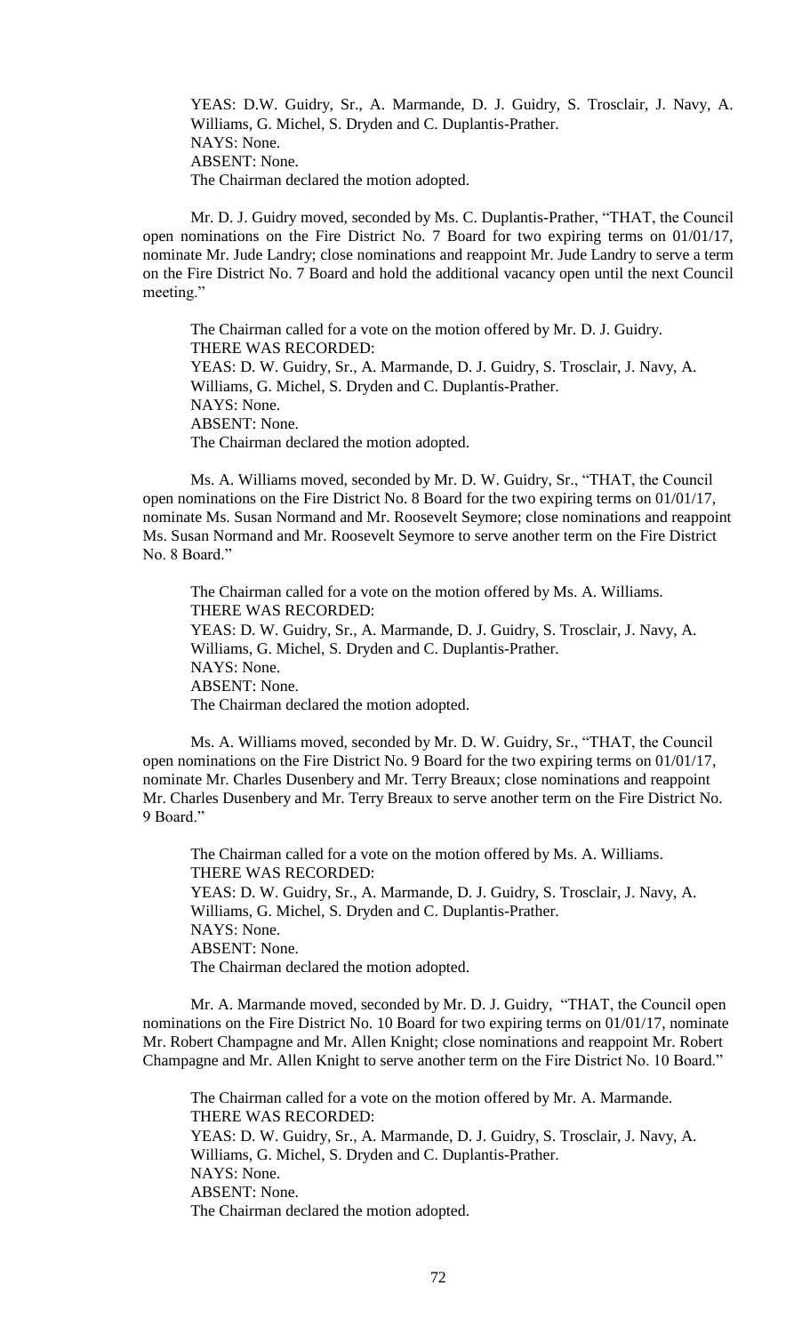YEAS: D.W. Guidry, Sr., A. Marmande, D. J. Guidry, S. Trosclair, J. Navy, A. Williams, G. Michel, S. Dryden and C. Duplantis-Prather.
NAYS: None.
ABSENT: None.
The Chairman declared the motion adopted.

Mr. D. J. Guidry moved, seconded by Ms. C. Duplantis-Prather, "THAT, the Council open nominations on the Fire District No. 7 Board for two expiring terms on 01/01/17, nominate Mr. Jude Landry; close nominations and reappoint Mr. Jude Landry to serve a term on the Fire District No. 7 Board and hold the additional vacancy open until the next Council meeting."

The Chairman called for a vote on the motion offered by Mr. D. J. Guidry.
THERE WAS RECORDED:
YEAS: D. W. Guidry, Sr., A. Marmande, D. J. Guidry, S. Trosclair, J. Navy, A. Williams, G. Michel, S. Dryden and C. Duplantis-Prather.
NAYS: None.
ABSENT: None.
The Chairman declared the motion adopted.

Ms. A. Williams moved, seconded by Mr. D. W. Guidry, Sr., "THAT, the Council open nominations on the Fire District No. 8 Board for the two expiring terms on 01/01/17, nominate Ms. Susan Normand and Mr. Roosevelt Seymore; close nominations and reappoint Ms. Susan Normand and Mr. Roosevelt Seymore to serve another term on the Fire District No. 8 Board."

The Chairman called for a vote on the motion offered by Ms. A. Williams.
THERE WAS RECORDED:
YEAS: D. W. Guidry, Sr., A. Marmande, D. J. Guidry, S. Trosclair, J. Navy, A. Williams, G. Michel, S. Dryden and C. Duplantis-Prather.
NAYS: None.
ABSENT: None.
The Chairman declared the motion adopted.

Ms. A. Williams moved, seconded by Mr. D. W. Guidry, Sr., "THAT, the Council open nominations on the Fire District No. 9 Board for the two expiring terms on 01/01/17, nominate Mr. Charles Dusenbery and Mr. Terry Breaux; close nominations and reappoint Mr. Charles Dusenbery and Mr. Terry Breaux to serve another term on the Fire District No. 9 Board."

The Chairman called for a vote on the motion offered by Ms. A. Williams.
THERE WAS RECORDED:
YEAS: D. W. Guidry, Sr., A. Marmande, D. J. Guidry, S. Trosclair, J. Navy, A. Williams, G. Michel, S. Dryden and C. Duplantis-Prather.
NAYS: None.
ABSENT: None.
The Chairman declared the motion adopted.

Mr. A. Marmande moved, seconded by Mr. D. J. Guidry, "THAT, the Council open nominations on the Fire District No. 10 Board for two expiring terms on 01/01/17, nominate Mr. Robert Champagne and Mr. Allen Knight; close nominations and reappoint Mr. Robert Champagne and Mr. Allen Knight to serve another term on the Fire District No. 10 Board."

The Chairman called for a vote on the motion offered by Mr. A. Marmande.
THERE WAS RECORDED:
YEAS: D. W. Guidry, Sr., A. Marmande, D. J. Guidry, S. Trosclair, J. Navy, A. Williams, G. Michel, S. Dryden and C. Duplantis-Prather.
NAYS: None.
ABSENT: None.
The Chairman declared the motion adopted.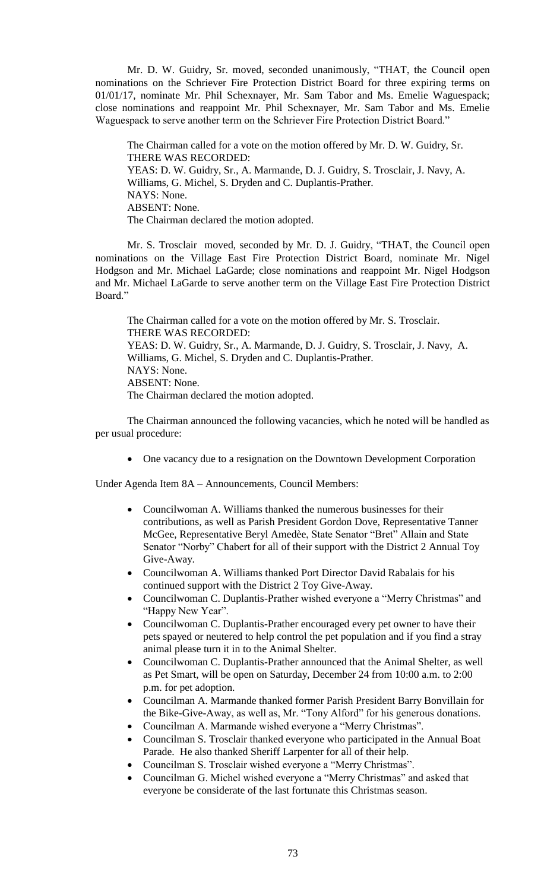Mr. D. W. Guidry, Sr. moved, seconded unanimously, "THAT, the Council open nominations on the Schriever Fire Protection District Board for three expiring terms on 01/01/17, nominate Mr. Phil Schexnayer, Mr. Sam Tabor and Ms. Emelie Waguespack; close nominations and reappoint Mr. Phil Schexnayer, Mr. Sam Tabor and Ms. Emelie Waguespack to serve another term on the Schriever Fire Protection District Board."

The Chairman called for a vote on the motion offered by Mr. D. W. Guidry, Sr.
THERE WAS RECORDED:
YEAS: D. W. Guidry, Sr., A. Marmande, D. J. Guidry, S. Trosclair, J. Navy, A. Williams, G. Michel, S. Dryden and C. Duplantis-Prather.
NAYS: None.
ABSENT: None.
The Chairman declared the motion adopted.

Mr. S. Trosclair moved, seconded by Mr. D. J. Guidry, "THAT, the Council open nominations on the Village East Fire Protection District Board, nominate Mr. Nigel Hodgson and Mr. Michael LaGarde; close nominations and reappoint Mr. Nigel Hodgson and Mr. Michael LaGarde to serve another term on the Village East Fire Protection District Board."

The Chairman called for a vote on the motion offered by Mr. S. Trosclair.
THERE WAS RECORDED:
YEAS: D. W. Guidry, Sr., A. Marmande, D. J. Guidry, S. Trosclair, J. Navy, A. Williams, G. Michel, S. Dryden and C. Duplantis-Prather.
NAYS: None.
ABSENT: None.
The Chairman declared the motion adopted.

The Chairman announced the following vacancies, which he noted will be handled as per usual procedure:

- One vacancy due to a resignation on the Downtown Development Corporation

Under Agenda Item 8A – Announcements, Council Members:

- Councilwoman A. Williams thanked the numerous businesses for their contributions, as well as Parish President Gordon Dove, Representative Tanner McGee, Representative Beryl Amedèe, State Senator "Bret" Allain and State Senator "Norby" Chabert for all of their support with the District 2 Annual Toy Give-Away.
- Councilwoman A. Williams thanked Port Director David Rabalais for his continued support with the District 2 Toy Give-Away.
- Councilwoman C. Duplantis-Prather wished everyone a "Merry Christmas" and "Happy New Year".
- Councilwoman C. Duplantis-Prather encouraged every pet owner to have their pets spayed or neutered to help control the pet population and if you find a stray animal please turn it in to the Animal Shelter.
- Councilwoman C. Duplantis-Prather announced that the Animal Shelter, as well as Pet Smart, will be open on Saturday, December 24 from 10:00 a.m. to 2:00 p.m. for pet adoption.
- Councilman A. Marmande thanked former Parish President Barry Bonvillain for the Bike-Give-Away, as well as, Mr. "Tony Alford" for his generous donations.
- Councilman A. Marmande wished everyone a "Merry Christmas".
- Councilman S. Trosclair thanked everyone who participated in the Annual Boat Parade. He also thanked Sheriff Larpenter for all of their help.
- Councilman S. Trosclair wished everyone a "Merry Christmas".
- Councilman G. Michel wished everyone a "Merry Christmas" and asked that everyone be considerate of the last fortunate this Christmas season.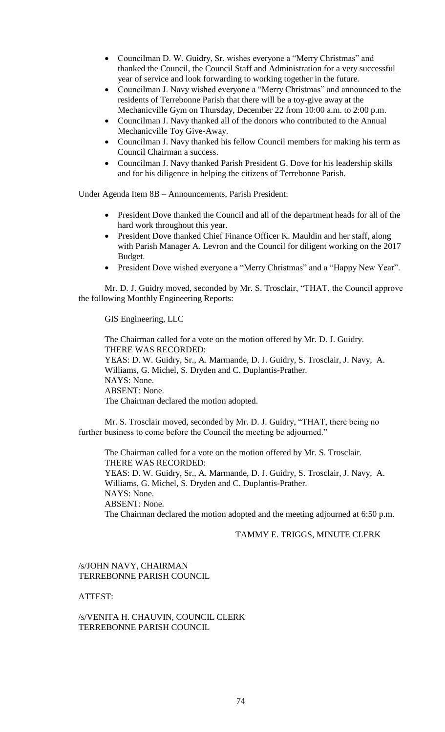- Councilman D. W. Guidry, Sr. wishes everyone a "Merry Christmas" and thanked the Council, the Council Staff and Administration for a very successful year of service and look forwarding to working together in the future.
- Councilman J. Navy wished everyone a "Merry Christmas" and announced to the residents of Terrebonne Parish that there will be a toy-give away at the Mechanicville Gym on Thursday, December 22 from 10:00 a.m. to 2:00 p.m.
- Councilman J. Navy thanked all of the donors who contributed to the Annual Mechanicville Toy Give-Away.
- Councilman J. Navy thanked his fellow Council members for making his term as Council Chairman a success.
- Councilman J. Navy thanked Parish President G. Dove for his leadership skills and for his diligence in helping the citizens of Terrebonne Parish.

Under Agenda Item 8B – Announcements, Parish President:

- President Dove thanked the Council and all of the department heads for all of the hard work throughout this year.
- President Dove thanked Chief Finance Officer K. Mauldin and her staff, along with Parish Manager A. Levron and the Council for diligent working on the 2017 Budget.
- President Dove wished everyone a "Merry Christmas" and a "Happy New Year".

Mr. D. J. Guidry moved, seconded by Mr. S. Trosclair, "THAT, the Council approve the following Monthly Engineering Reports:

GIS Engineering, LLC

The Chairman called for a vote on the motion offered by Mr. D. J. Guidry.
THERE WAS RECORDED:
YEAS: D. W. Guidry, Sr., A. Marmande, D. J. Guidry, S. Trosclair, J. Navy, A. Williams, G. Michel, S. Dryden and C. Duplantis-Prather.
NAYS: None.
ABSENT: None.
The Chairman declared the motion adopted.

Mr. S. Trosclair moved, seconded by Mr. D. J. Guidry, "THAT, there being no further business to come before the Council the meeting be adjourned."

The Chairman called for a vote on the motion offered by Mr. S. Trosclair.
THERE WAS RECORDED:
YEAS: D. W. Guidry, Sr., A. Marmande, D. J. Guidry, S. Trosclair, J. Navy, A. Williams, G. Michel, S. Dryden and C. Duplantis-Prather.
NAYS: None.
ABSENT: None.
The Chairman declared the motion adopted and the meeting adjourned at 6:50 p.m.

TAMMY E. TRIGGS, MINUTE CLERK

/s/JOHN NAVY, CHAIRMAN
TERREBONNE PARISH COUNCIL

ATTEST:

/s/VENITA H. CHAUVIN, COUNCIL CLERK
TERREBONNE PARISH COUNCIL